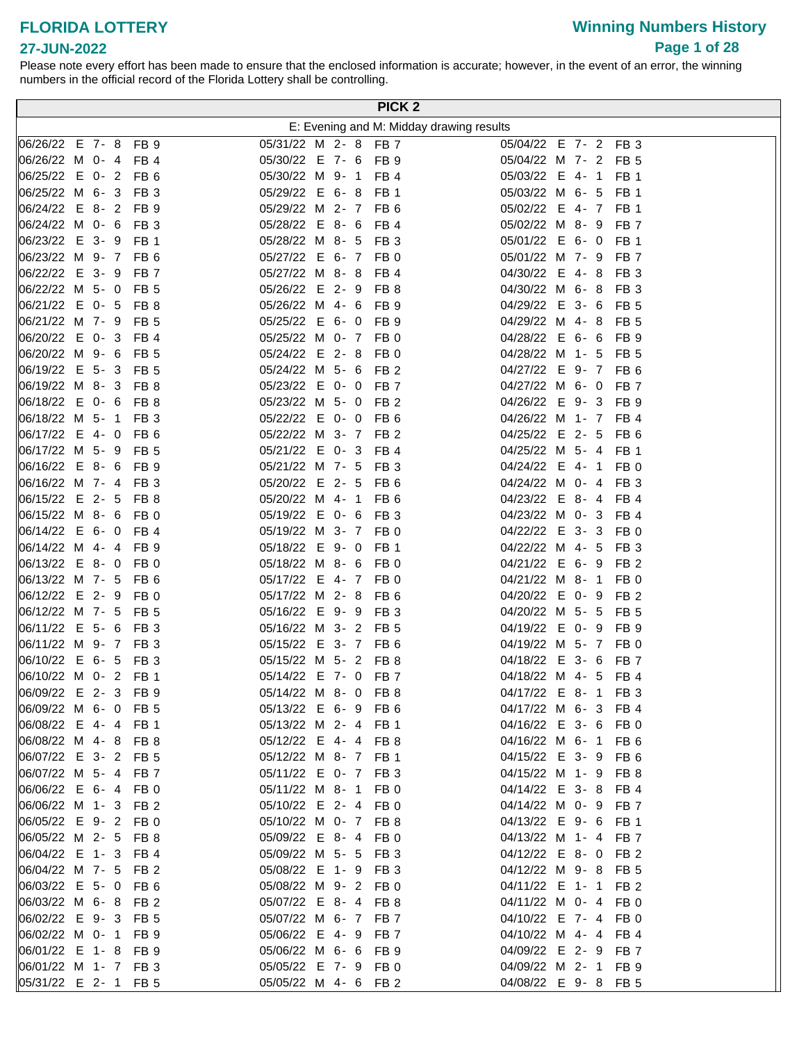# FLORIDA LOTTERY

**27-JUN-2022**

## Winning Numbers History

Please note every effort has been made to ensure that the enclosed information is accurate; however, in the event of an error, the winning numbers in the official record of the Florida Lottery shall be controlling.

## PICK 2

E: Evening and M: Midday drawing results

| Date | Draw | Numbers | FB |
|---|---|---|---|
| 06/26/22 | E | 7- 8 | FB 9 |
| 06/26/22 | M | 0- 4 | FB 4 |
| 06/25/22 | E | 0- 2 | FB 6 |
| 06/25/22 | M | 6- 3 | FB 3 |
| 06/24/22 | E | 8- 2 | FB 9 |
| 06/24/22 | M | 0- 6 | FB 3 |
| 06/23/22 | E | 3- 9 | FB 1 |
| 06/23/22 | M | 9- 7 | FB 6 |
| 06/22/22 | E | 3- 9 | FB 7 |
| 06/22/22 | M | 5- 0 | FB 5 |
| 06/21/22 | E | 0- 5 | FB 8 |
| 06/21/22 | M | 7- 9 | FB 5 |
| 06/20/22 | E | 0- 3 | FB 4 |
| 06/20/22 | M | 9- 6 | FB 5 |
| 06/19/22 | E | 5- 3 | FB 5 |
| 06/19/22 | M | 8- 3 | FB 8 |
| 06/18/22 | E | 0- 6 | FB 8 |
| 06/18/22 | M | 5- 1 | FB 3 |
| 06/17/22 | E | 4- 0 | FB 6 |
| 06/17/22 | M | 5- 9 | FB 5 |
| 06/16/22 | E | 8- 6 | FB 9 |
| 06/16/22 | M | 7- 4 | FB 3 |
| 06/15/22 | E | 2- 5 | FB 8 |
| 06/15/22 | M | 8- 6 | FB 0 |
| 06/14/22 | E | 6- 0 | FB 4 |
| 06/14/22 | M | 4- 4 | FB 9 |
| 06/13/22 | E | 8- 0 | FB 0 |
| 06/13/22 | M | 7- 5 | FB 6 |
| 06/12/22 | E | 2- 9 | FB 0 |
| 06/12/22 | M | 7- 5 | FB 5 |
| 06/11/22 | E | 5- 6 | FB 3 |
| 06/11/22 | M | 9- 7 | FB 3 |
| 06/10/22 | E | 6- 5 | FB 3 |
| 06/10/22 | M | 0- 2 | FB 1 |
| 06/09/22 | E | 2- 3 | FB 9 |
| 06/09/22 | M | 6- 0 | FB 5 |
| 06/08/22 | E | 4- 4 | FB 1 |
| 06/08/22 | M | 4- 8 | FB 8 |
| 06/07/22 | E | 3- 2 | FB 5 |
| 06/07/22 | M | 5- 4 | FB 7 |
| 06/06/22 | E | 6- 4 | FB 0 |
| 06/06/22 | M | 1- 3 | FB 2 |
| 06/05/22 | E | 9- 2 | FB 0 |
| 06/05/22 | M | 2- 5 | FB 8 |
| 06/04/22 | E | 1- 3 | FB 4 |
| 06/04/22 | M | 7- 5 | FB 2 |
| 06/03/22 | E | 5- 0 | FB 6 |
| 06/03/22 | M | 6- 8 | FB 2 |
| 06/02/22 | E | 9- 3 | FB 5 |
| 06/02/22 | M | 0- 1 | FB 9 |
| 06/01/22 | E | 1- 8 | FB 9 |
| 06/01/22 | M | 1- 7 | FB 3 |
| 05/31/22 | E | 2- 1 | FB 5 |
| 05/31/22 | M | 2- 8 | FB 7 |
| 05/30/22 | E | 7- 6 | FB 9 |
| 05/30/22 | M | 9- 1 | FB 4 |
| 05/29/22 | E | 6- 8 | FB 1 |
| 05/29/22 | M | 2- 7 | FB 6 |
| 05/28/22 | E | 8- 6 | FB 4 |
| 05/28/22 | M | 8- 5 | FB 3 |
| 05/27/22 | E | 6- 7 | FB 0 |
| 05/27/22 | M | 8- 8 | FB 4 |
| 05/26/22 | E | 2- 9 | FB 8 |
| 05/26/22 | M | 4- 6 | FB 9 |
| 05/25/22 | E | 6- 0 | FB 9 |
| 05/25/22 | M | 0- 7 | FB 0 |
| 05/24/22 | E | 2- 8 | FB 0 |
| 05/24/22 | M | 5- 6 | FB 2 |
| 05/23/22 | E | 0- 0 | FB 7 |
| 05/23/22 | M | 5- 0 | FB 2 |
| 05/22/22 | E | 0- 0 | FB 6 |
| 05/22/22 | M | 3- 7 | FB 2 |
| 05/21/22 | E | 0- 3 | FB 4 |
| 05/21/22 | M | 7- 5 | FB 3 |
| 05/20/22 | E | 2- 5 | FB 6 |
| 05/20/22 | M | 4- 1 | FB 6 |
| 05/19/22 | E | 0- 6 | FB 3 |
| 05/19/22 | M | 3- 7 | FB 0 |
| 05/18/22 | E | 9- 0 | FB 1 |
| 05/18/22 | M | 8- 6 | FB 0 |
| 05/17/22 | E | 4- 7 | FB 0 |
| 05/17/22 | M | 2- 8 | FB 6 |
| 05/16/22 | E | 9- 9 | FB 3 |
| 05/16/22 | M | 3- 2 | FB 5 |
| 05/15/22 | E | 3- 7 | FB 6 |
| 05/15/22 | M | 5- 2 | FB 8 |
| 05/14/22 | E | 7- 0 | FB 7 |
| 05/14/22 | M | 8- 0 | FB 8 |
| 05/13/22 | E | 6- 9 | FB 6 |
| 05/13/22 | M | 2- 4 | FB 1 |
| 05/12/22 | E | 4- 4 | FB 8 |
| 05/12/22 | M | 8- 7 | FB 1 |
| 05/11/22 | E | 0- 7 | FB 3 |
| 05/11/22 | M | 8- 1 | FB 0 |
| 05/10/22 | E | 2- 4 | FB 0 |
| 05/10/22 | M | 0- 7 | FB 8 |
| 05/09/22 | E | 8- 4 | FB 0 |
| 05/09/22 | M | 5- 5 | FB 3 |
| 05/08/22 | E | 1- 9 | FB 3 |
| 05/08/22 | M | 9- 2 | FB 0 |
| 05/07/22 | E | 8- 4 | FB 8 |
| 05/07/22 | M | 6- 7 | FB 7 |
| 05/06/22 | E | 4- 9 | FB 7 |
| 05/06/22 | M | 6- 6 | FB 9 |
| 05/05/22 | E | 7- 9 | FB 0 |
| 05/05/22 | M | 4- 6 | FB 2 |
| 05/04/22 | E | 7- 2 | FB 3 |
| 05/04/22 | M | 7- 2 | FB 5 |
| 05/03/22 | E | 4- 1 | FB 1 |
| 05/03/22 | M | 6- 5 | FB 1 |
| 05/02/22 | E | 4- 7 | FB 1 |
| 05/02/22 | M | 8- 9 | FB 7 |
| 05/01/22 | E | 6- 0 | FB 1 |
| 05/01/22 | M | 7- 9 | FB 7 |
| 04/30/22 | E | 4- 8 | FB 3 |
| 04/30/22 | M | 6- 8 | FB 3 |
| 04/29/22 | E | 3- 6 | FB 5 |
| 04/29/22 | M | 4- 8 | FB 5 |
| 04/28/22 | E | 6- 6 | FB 9 |
| 04/28/22 | M | 1- 5 | FB 5 |
| 04/27/22 | E | 9- 7 | FB 6 |
| 04/27/22 | M | 6- 0 | FB 7 |
| 04/26/22 | E | 9- 3 | FB 9 |
| 04/26/22 | M | 1- 7 | FB 4 |
| 04/25/22 | E | 2- 5 | FB 6 |
| 04/25/22 | M | 5- 4 | FB 1 |
| 04/24/22 | E | 4- 1 | FB 0 |
| 04/24/22 | M | 0- 4 | FB 3 |
| 04/23/22 | E | 8- 4 | FB 4 |
| 04/23/22 | M | 0- 3 | FB 4 |
| 04/22/22 | E | 3- 3 | FB 0 |
| 04/22/22 | M | 4- 5 | FB 3 |
| 04/21/22 | E | 6- 9 | FB 2 |
| 04/21/22 | M | 8- 1 | FB 0 |
| 04/20/22 | E | 0- 9 | FB 2 |
| 04/20/22 | M | 5- 5 | FB 5 |
| 04/19/22 | E | 0- 9 | FB 9 |
| 04/19/22 | M | 5- 7 | FB 0 |
| 04/18/22 | E | 3- 6 | FB 7 |
| 04/18/22 | M | 4- 5 | FB 4 |
| 04/17/22 | E | 8- 1 | FB 3 |
| 04/17/22 | M | 6- 3 | FB 4 |
| 04/16/22 | E | 3- 6 | FB 0 |
| 04/16/22 | M | 6- 1 | FB 6 |
| 04/15/22 | E | 3- 9 | FB 6 |
| 04/15/22 | M | 1- 9 | FB 8 |
| 04/14/22 | E | 3- 8 | FB 4 |
| 04/14/22 | M | 0- 9 | FB 7 |
| 04/13/22 | E | 9- 6 | FB 1 |
| 04/13/22 | M | 1- 4 | FB 7 |
| 04/12/22 | E | 8- 0 | FB 2 |
| 04/12/22 | M | 9- 8 | FB 5 |
| 04/11/22 | E | 1- 1 | FB 2 |
| 04/11/22 | M | 0- 4 | FB 0 |
| 04/10/22 | E | 7- 4 | FB 0 |
| 04/10/22 | M | 4- 4 | FB 4 |
| 04/09/22 | E | 2- 9 | FB 7 |
| 04/09/22 | M | 2- 1 | FB 9 |
| 04/08/22 | E | 9- 8 | FB 5 |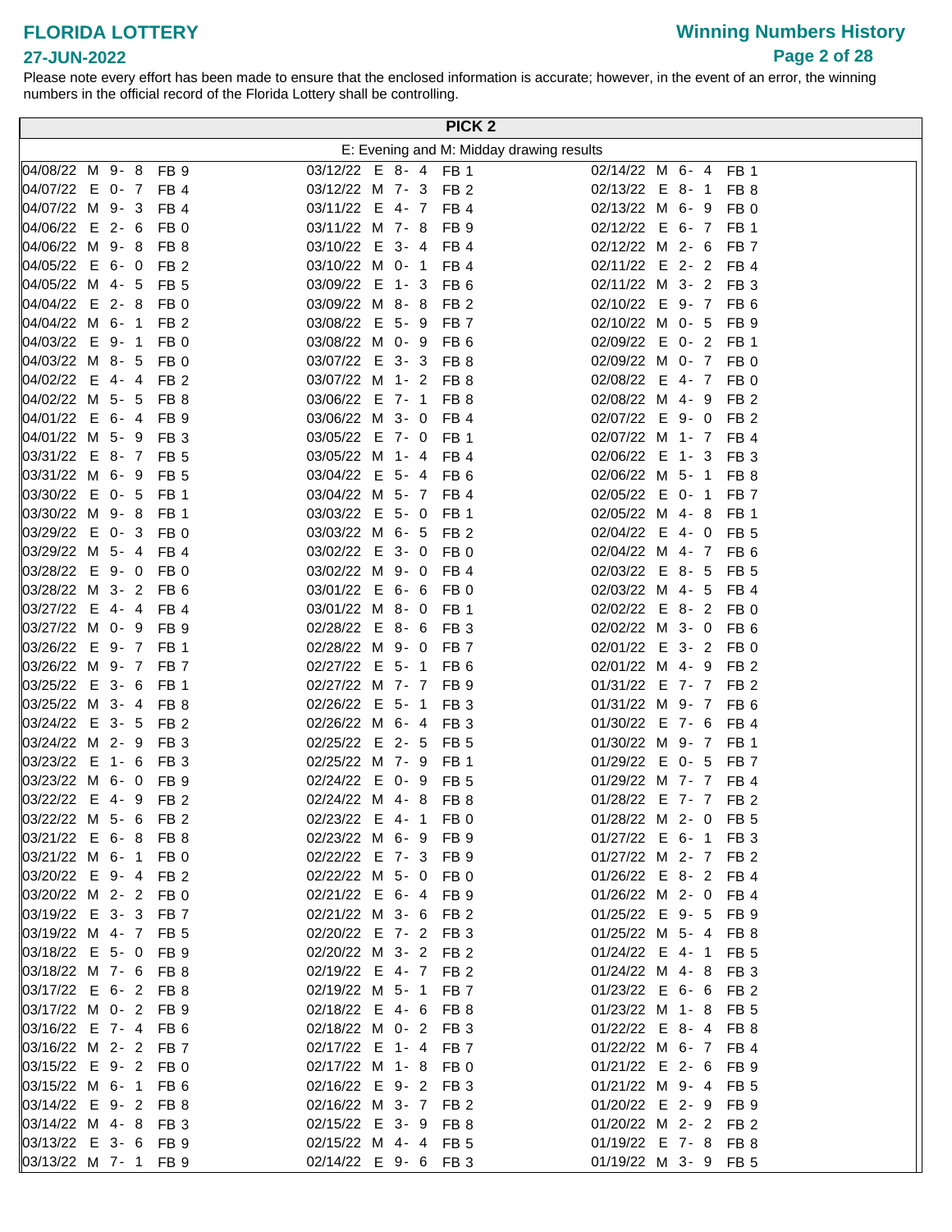# FLORIDA LOTTERY

## Winning Numbers History

27-JUN-2022

Please note every effort has been made to ensure that the enclosed information is accurate; however, in the event of an error, the winning numbers in the official record of the Florida Lottery shall be controlling.

## PICK 2

E: Evening and M: Midday drawing results

| Date | Draw | Numbers | FB | Date | Draw | Numbers | FB | Date | Draw | Numbers | FB |
|---|---|---|---|---|---|---|---|---|---|---|---|
| 04/08/22 | M | 9- 8 | FB 9 | 03/12/22 | E | 8- 4 | FB 1 | 02/14/22 | M | 6- 4 | FB 1 |
| 04/07/22 | E | 0- 7 | FB 4 | 03/12/22 | M | 7- 3 | FB 2 | 02/13/22 | E | 8- 1 | FB 8 |
| 04/07/22 | M | 9- 3 | FB 4 | 03/11/22 | E | 4- 7 | FB 4 | 02/13/22 | M | 6- 9 | FB 0 |
| 04/06/22 | E | 2- 6 | FB 0 | 03/11/22 | M | 7- 8 | FB 9 | 02/12/22 | E | 6- 7 | FB 1 |
| 04/06/22 | M | 9- 8 | FB 8 | 03/10/22 | E | 3- 4 | FB 4 | 02/12/22 | M | 2- 6 | FB 7 |
| 04/05/22 | E | 6- 0 | FB 2 | 03/10/22 | M | 0- 1 | FB 4 | 02/11/22 | E | 2- 2 | FB 4 |
| 04/05/22 | M | 4- 5 | FB 5 | 03/09/22 | E | 1- 3 | FB 6 | 02/11/22 | M | 3- 2 | FB 3 |
| 04/04/22 | E | 2- 8 | FB 0 | 03/09/22 | M | 8- 8 | FB 2 | 02/10/22 | E | 9- 7 | FB 6 |
| 04/04/22 | M | 6- 1 | FB 2 | 03/08/22 | E | 5- 9 | FB 7 | 02/10/22 | M | 0- 5 | FB 9 |
| 04/03/22 | E | 9- 1 | FB 0 | 03/08/22 | M | 0- 9 | FB 6 | 02/09/22 | E | 0- 2 | FB 1 |
| 04/03/22 | M | 8- 5 | FB 0 | 03/07/22 | E | 3- 3 | FB 8 | 02/09/22 | M | 0- 7 | FB 0 |
| 04/02/22 | E | 4- 4 | FB 2 | 03/07/22 | M | 1- 2 | FB 8 | 02/08/22 | E | 4- 7 | FB 0 |
| 04/02/22 | M | 5- 5 | FB 8 | 03/06/22 | E | 7- 1 | FB 8 | 02/08/22 | M | 4- 9 | FB 2 |
| 04/01/22 | E | 6- 4 | FB 9 | 03/06/22 | M | 3- 0 | FB 4 | 02/07/22 | E | 9- 0 | FB 2 |
| 04/01/22 | M | 5- 9 | FB 3 | 03/05/22 | E | 7- 0 | FB 1 | 02/07/22 | M | 1- 7 | FB 4 |
| 03/31/22 | E | 8- 7 | FB 5 | 03/05/22 | M | 1- 4 | FB 4 | 02/06/22 | E | 1- 3 | FB 3 |
| 03/31/22 | M | 6- 9 | FB 5 | 03/04/22 | E | 5- 4 | FB 6 | 02/06/22 | M | 5- 1 | FB 8 |
| 03/30/22 | E | 0- 5 | FB 1 | 03/04/22 | M | 5- 7 | FB 4 | 02/05/22 | E | 0- 1 | FB 7 |
| 03/30/22 | M | 9- 8 | FB 1 | 03/03/22 | E | 5- 0 | FB 1 | 02/05/22 | M | 4- 8 | FB 1 |
| 03/29/22 | E | 0- 3 | FB 0 | 03/03/22 | M | 6- 5 | FB 2 | 02/04/22 | E | 4- 0 | FB 5 |
| 03/29/22 | M | 5- 4 | FB 4 | 03/02/22 | E | 3- 0 | FB 0 | 02/04/22 | M | 4- 7 | FB 6 |
| 03/28/22 | E | 9- 0 | FB 0 | 03/02/22 | M | 9- 0 | FB 4 | 02/03/22 | E | 8- 5 | FB 5 |
| 03/28/22 | M | 3- 2 | FB 6 | 03/01/22 | E | 6- 6 | FB 0 | 02/03/22 | M | 4- 5 | FB 4 |
| 03/27/22 | E | 4- 4 | FB 4 | 03/01/22 | M | 8- 0 | FB 1 | 02/02/22 | E | 8- 2 | FB 0 |
| 03/27/22 | M | 0- 9 | FB 9 | 02/28/22 | E | 8- 6 | FB 3 | 02/02/22 | M | 3- 0 | FB 6 |
| 03/26/22 | E | 9- 7 | FB 1 | 02/28/22 | M | 9- 0 | FB 7 | 02/01/22 | E | 3- 2 | FB 0 |
| 03/26/22 | M | 9- 7 | FB 7 | 02/27/22 | E | 5- 1 | FB 6 | 02/01/22 | M | 4- 9 | FB 2 |
| 03/25/22 | E | 3- 6 | FB 1 | 02/27/22 | M | 7- 7 | FB 9 | 01/31/22 | E | 7- 7 | FB 2 |
| 03/25/22 | M | 3- 4 | FB 8 | 02/26/22 | E | 5- 1 | FB 3 | 01/31/22 | M | 9- 7 | FB 6 |
| 03/24/22 | E | 3- 5 | FB 2 | 02/26/22 | M | 6- 4 | FB 3 | 01/30/22 | E | 7- 6 | FB 4 |
| 03/24/22 | M | 2- 9 | FB 3 | 02/25/22 | E | 2- 5 | FB 5 | 01/30/22 | M | 9- 7 | FB 1 |
| 03/23/22 | E | 1- 6 | FB 3 | 02/25/22 | M | 7- 9 | FB 1 | 01/29/22 | E | 0- 5 | FB 7 |
| 03/23/22 | M | 6- 0 | FB 9 | 02/24/22 | E | 0- 9 | FB 5 | 01/29/22 | M | 7- 7 | FB 4 |
| 03/22/22 | E | 4- 9 | FB 2 | 02/24/22 | M | 4- 8 | FB 8 | 01/28/22 | E | 7- 7 | FB 2 |
| 03/22/22 | M | 5- 6 | FB 2 | 02/23/22 | E | 4- 1 | FB 0 | 01/28/22 | M | 2- 0 | FB 5 |
| 03/21/22 | E | 6- 8 | FB 8 | 02/23/22 | M | 6- 9 | FB 9 | 01/27/22 | E | 6- 1 | FB 3 |
| 03/21/22 | M | 6- 1 | FB 0 | 02/22/22 | E | 7- 3 | FB 9 | 01/27/22 | M | 2- 7 | FB 2 |
| 03/20/22 | E | 9- 4 | FB 2 | 02/22/22 | M | 5- 0 | FB 0 | 01/26/22 | E | 8- 2 | FB 4 |
| 03/20/22 | M | 2- 2 | FB 0 | 02/21/22 | E | 6- 4 | FB 9 | 01/26/22 | M | 2- 0 | FB 4 |
| 03/19/22 | E | 3- 3 | FB 7 | 02/21/22 | M | 3- 6 | FB 2 | 01/25/22 | E | 9- 5 | FB 9 |
| 03/19/22 | M | 4- 7 | FB 5 | 02/20/22 | E | 7- 2 | FB 3 | 01/25/22 | M | 5- 4 | FB 8 |
| 03/18/22 | E | 5- 0 | FB 9 | 02/20/22 | M | 3- 2 | FB 2 | 01/24/22 | E | 4- 1 | FB 5 |
| 03/18/22 | M | 7- 6 | FB 8 | 02/19/22 | E | 4- 7 | FB 2 | 01/24/22 | M | 4- 8 | FB 3 |
| 03/17/22 | E | 6- 2 | FB 8 | 02/19/22 | M | 5- 1 | FB 7 | 01/23/22 | E | 6- 6 | FB 2 |
| 03/17/22 | M | 0- 2 | FB 9 | 02/18/22 | E | 4- 6 | FB 8 | 01/23/22 | M | 1- 8 | FB 5 |
| 03/16/22 | E | 7- 4 | FB 6 | 02/18/22 | M | 0- 2 | FB 3 | 01/22/22 | E | 8- 4 | FB 8 |
| 03/16/22 | M | 2- 2 | FB 7 | 02/17/22 | E | 1- 4 | FB 7 | 01/22/22 | M | 6- 7 | FB 4 |
| 03/15/22 | E | 9- 2 | FB 0 | 02/17/22 | M | 1- 8 | FB 0 | 01/21/22 | E | 2- 6 | FB 9 |
| 03/15/22 | M | 6- 1 | FB 6 | 02/16/22 | E | 9- 2 | FB 3 | 01/21/22 | M | 9- 4 | FB 5 |
| 03/14/22 | E | 9- 2 | FB 8 | 02/16/22 | M | 3- 7 | FB 2 | 01/20/22 | E | 2- 9 | FB 9 |
| 03/14/22 | M | 4- 8 | FB 3 | 02/15/22 | E | 3- 9 | FB 8 | 01/20/22 | M | 2- 2 | FB 2 |
| 03/13/22 | E | 3- 6 | FB 9 | 02/15/22 | M | 4- 4 | FB 5 | 01/19/22 | E | 7- 8 | FB 8 |
| 03/13/22 | M | 7- 1 | FB 9 | 02/14/22 | E | 9- 6 | FB 3 | 01/19/22 | M | 3- 9 | FB 5 |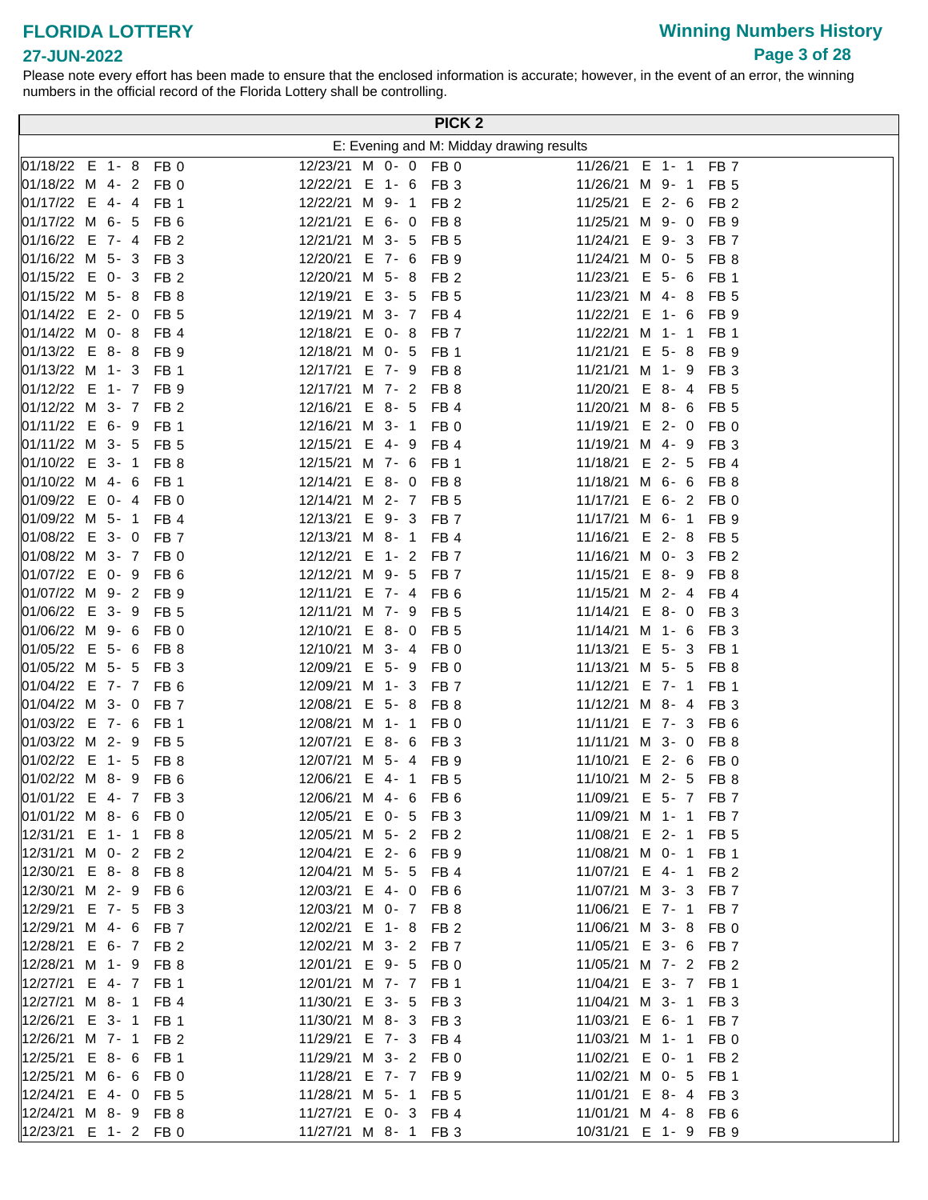# FLORIDA LOTTERY

**27-JUN-2022**

## Winning Numbers History

Please note every effort has been made to ensure that the enclosed information is accurate; however, in the event of an error, the winning numbers in the official record of the Florida Lottery shall be controlling.

### PICK 2

E: Evening and M: Midday drawing results

| Date | Draw | Numbers | FB | Date | Draw | Numbers | FB | Date | Draw | Numbers | FB |
|---|---|---|---|---|---|---|---|---|---|---|---|
| 01/18/22 | E | 1- 8 | FB 0 | 12/23/21 | M | 0- 0 | FB 0 | 11/26/21 | E | 1- 1 | FB 7 |
| 01/18/22 | M | 4- 2 | FB 0 | 12/22/21 | E | 1- 6 | FB 3 | 11/26/21 | M | 9- 1 | FB 5 |
| 01/17/22 | E | 4- 4 | FB 1 | 12/22/21 | M | 9- 1 | FB 2 | 11/25/21 | E | 2- 6 | FB 2 |
| 01/17/22 | M | 6- 5 | FB 6 | 12/21/21 | E | 6- 0 | FB 8 | 11/25/21 | M | 9- 0 | FB 9 |
| 01/16/22 | E | 7- 4 | FB 2 | 12/21/21 | M | 3- 5 | FB 5 | 11/24/21 | E | 9- 3 | FB 7 |
| 01/16/22 | M | 5- 3 | FB 3 | 12/20/21 | E | 7- 6 | FB 9 | 11/24/21 | M | 0- 5 | FB 8 |
| 01/15/22 | E | 0- 3 | FB 2 | 12/20/21 | M | 5- 8 | FB 2 | 11/23/21 | E | 5- 6 | FB 1 |
| 01/15/22 | M | 5- 8 | FB 8 | 12/19/21 | E | 3- 5 | FB 5 | 11/23/21 | M | 4- 8 | FB 5 |
| 01/14/22 | E | 2- 0 | FB 5 | 12/19/21 | M | 3- 7 | FB 4 | 11/22/21 | E | 1- 6 | FB 9 |
| 01/14/22 | M | 0- 8 | FB 4 | 12/18/21 | E | 0- 8 | FB 7 | 11/22/21 | M | 1- 1 | FB 1 |
| 01/13/22 | E | 8- 8 | FB 9 | 12/18/21 | M | 0- 5 | FB 1 | 11/21/21 | E | 5- 8 | FB 9 |
| 01/13/22 | M | 1- 3 | FB 1 | 12/17/21 | E | 7- 9 | FB 8 | 11/21/21 | M | 1- 9 | FB 3 |
| 01/12/22 | E | 1- 7 | FB 9 | 12/17/21 | M | 7- 2 | FB 8 | 11/20/21 | E | 8- 4 | FB 5 |
| 01/12/22 | M | 3- 7 | FB 2 | 12/16/21 | E | 8- 5 | FB 4 | 11/20/21 | M | 8- 6 | FB 5 |
| 01/11/22 | E | 6- 9 | FB 1 | 12/16/21 | M | 3- 1 | FB 0 | 11/19/21 | E | 2- 0 | FB 0 |
| 01/11/22 | M | 3- 5 | FB 5 | 12/15/21 | E | 4- 9 | FB 4 | 11/19/21 | M | 4- 9 | FB 3 |
| 01/10/22 | E | 3- 1 | FB 8 | 12/15/21 | M | 7- 6 | FB 1 | 11/18/21 | E | 2- 5 | FB 4 |
| 01/10/22 | M | 4- 6 | FB 1 | 12/14/21 | E | 8- 0 | FB 8 | 11/18/21 | M | 6- 6 | FB 8 |
| 01/09/22 | E | 0- 4 | FB 0 | 12/14/21 | M | 2- 7 | FB 5 | 11/17/21 | E | 6- 2 | FB 0 |
| 01/09/22 | M | 5- 1 | FB 4 | 12/13/21 | E | 9- 3 | FB 7 | 11/17/21 | M | 6- 1 | FB 9 |
| 01/08/22 | E | 3- 0 | FB 7 | 12/13/21 | M | 8- 1 | FB 4 | 11/16/21 | E | 2- 8 | FB 5 |
| 01/08/22 | M | 3- 7 | FB 0 | 12/12/21 | E | 1- 2 | FB 7 | 11/16/21 | M | 0- 3 | FB 2 |
| 01/07/22 | E | 0- 9 | FB 6 | 12/12/21 | M | 9- 5 | FB 7 | 11/15/21 | E | 8- 9 | FB 8 |
| 01/07/22 | M | 9- 2 | FB 9 | 12/11/21 | E | 7- 4 | FB 6 | 11/15/21 | M | 2- 4 | FB 4 |
| 01/06/22 | E | 3- 9 | FB 5 | 12/11/21 | M | 7- 9 | FB 5 | 11/14/21 | E | 8- 0 | FB 3 |
| 01/06/22 | M | 9- 6 | FB 0 | 12/10/21 | E | 8- 0 | FB 5 | 11/14/21 | M | 1- 6 | FB 3 |
| 01/05/22 | E | 5- 6 | FB 8 | 12/10/21 | M | 3- 4 | FB 0 | 11/13/21 | E | 5- 3 | FB 1 |
| 01/05/22 | M | 5- 5 | FB 3 | 12/09/21 | E | 5- 9 | FB 0 | 11/13/21 | M | 5- 5 | FB 8 |
| 01/04/22 | E | 7- 7 | FB 6 | 12/09/21 | M | 1- 3 | FB 7 | 11/12/21 | E | 7- 1 | FB 1 |
| 01/04/22 | M | 3- 0 | FB 7 | 12/08/21 | E | 5- 8 | FB 8 | 11/12/21 | M | 8- 4 | FB 3 |
| 01/03/22 | E | 7- 6 | FB 1 | 12/08/21 | M | 1- 1 | FB 0 | 11/11/21 | E | 7- 3 | FB 6 |
| 01/03/22 | M | 2- 9 | FB 5 | 12/07/21 | E | 8- 6 | FB 3 | 11/11/21 | M | 3- 0 | FB 8 |
| 01/02/22 | E | 1- 5 | FB 8 | 12/07/21 | M | 5- 4 | FB 9 | 11/10/21 | E | 2- 6 | FB 0 |
| 01/02/22 | M | 8- 9 | FB 6 | 12/06/21 | E | 4- 1 | FB 5 | 11/10/21 | M | 2- 5 | FB 8 |
| 01/01/22 | E | 4- 7 | FB 3 | 12/06/21 | M | 4- 6 | FB 6 | 11/09/21 | E | 5- 7 | FB 7 |
| 01/01/22 | M | 8- 6 | FB 0 | 12/05/21 | E | 0- 5 | FB 3 | 11/09/21 | M | 1- 1 | FB 7 |
| 12/31/21 | E | 1- 1 | FB 8 | 12/05/21 | M | 5- 2 | FB 2 | 11/08/21 | E | 2- 1 | FB 5 |
| 12/31/21 | M | 0- 2 | FB 2 | 12/04/21 | E | 2- 6 | FB 9 | 11/08/21 | M | 0- 1 | FB 1 |
| 12/30/21 | E | 8- 8 | FB 8 | 12/04/21 | M | 5- 5 | FB 4 | 11/07/21 | E | 4- 1 | FB 2 |
| 12/30/21 | M | 2- 9 | FB 6 | 12/03/21 | E | 4- 0 | FB 6 | 11/07/21 | M | 3- 3 | FB 7 |
| 12/29/21 | E | 7- 5 | FB 3 | 12/03/21 | M | 0- 7 | FB 8 | 11/06/21 | E | 7- 1 | FB 7 |
| 12/29/21 | M | 4- 6 | FB 7 | 12/02/21 | E | 1- 8 | FB 2 | 11/06/21 | M | 3- 8 | FB 0 |
| 12/28/21 | E | 6- 7 | FB 2 | 12/02/21 | M | 3- 2 | FB 7 | 11/05/21 | E | 3- 6 | FB 7 |
| 12/28/21 | M | 1- 9 | FB 8 | 12/01/21 | E | 9- 5 | FB 0 | 11/05/21 | M | 7- 2 | FB 2 |
| 12/27/21 | E | 4- 7 | FB 1 | 12/01/21 | M | 7- 7 | FB 1 | 11/04/21 | E | 3- 7 | FB 1 |
| 12/27/21 | M | 8- 1 | FB 4 | 11/30/21 | E | 3- 5 | FB 3 | 11/04/21 | M | 3- 1 | FB 3 |
| 12/26/21 | E | 3- 1 | FB 1 | 11/30/21 | M | 8- 3 | FB 3 | 11/03/21 | E | 6- 1 | FB 7 |
| 12/26/21 | M | 7- 1 | FB 2 | 11/29/21 | E | 7- 3 | FB 4 | 11/03/21 | M | 1- 1 | FB 0 |
| 12/25/21 | E | 8- 6 | FB 1 | 11/29/21 | M | 3- 2 | FB 0 | 11/02/21 | E | 0- 1 | FB 2 |
| 12/25/21 | M | 6- 6 | FB 0 | 11/28/21 | E | 7- 7 | FB 9 | 11/02/21 | M | 0- 5 | FB 1 |
| 12/24/21 | E | 4- 0 | FB 5 | 11/28/21 | M | 5- 1 | FB 5 | 11/01/21 | E | 8- 4 | FB 3 |
| 12/24/21 | M | 8- 9 | FB 8 | 11/27/21 | E | 0- 3 | FB 4 | 11/01/21 | M | 4- 8 | FB 6 |
| 12/23/21 | E | 1- 2 | FB 0 | 11/27/21 | M | 8- 1 | FB 3 | 10/31/21 | E | 1- 9 | FB 9 |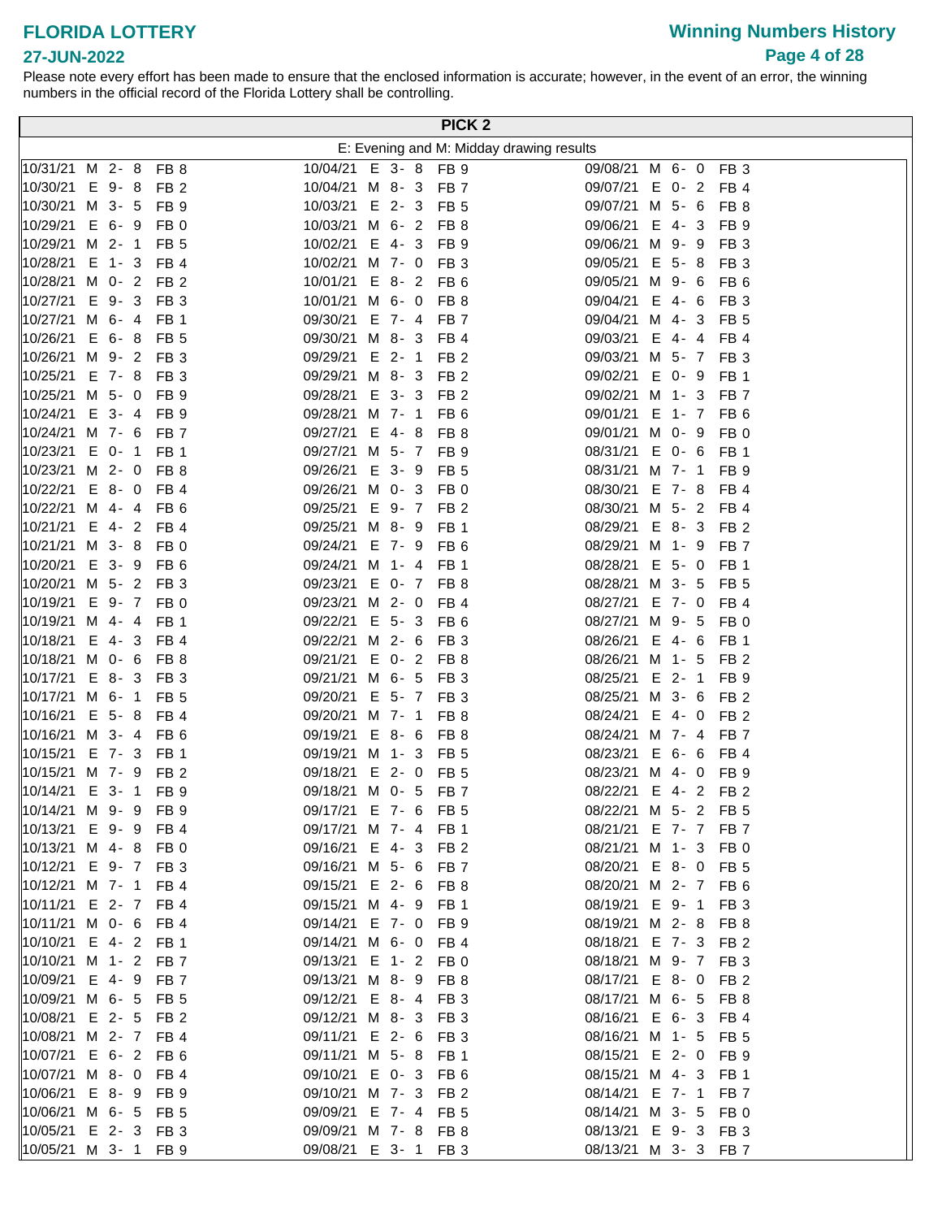# FLORIDA LOTTERY

## Winning Numbers History

**27-JUN-2022**

Please note every effort has been made to ensure that the enclosed information is accurate; however, in the event of an error, the winning numbers in the official record of the Florida Lottery shall be controlling.

### PICK 2

E: Evening and M: Midday drawing results

| Date | Draw | Numbers | FB | Date | Draw | Numbers | FB | Date | Draw | Numbers | FB |
|---|---|---|---|---|---|---|---|---|---|---|---|
| 10/31/21 | M | 2- 8 | FB 8 | 10/04/21 | E | 3- 8 | FB 9 | 09/08/21 | M | 6- 0 | FB 3 |
| 10/30/21 | E | 9- 8 | FB 2 | 10/04/21 | M | 8- 3 | FB 7 | 09/07/21 | E | 0- 2 | FB 4 |
| 10/30/21 | M | 3- 5 | FB 9 | 10/03/21 | E | 2- 3 | FB 5 | 09/07/21 | M | 5- 6 | FB 8 |
| 10/29/21 | E | 6- 9 | FB 0 | 10/03/21 | M | 6- 2 | FB 8 | 09/06/21 | E | 4- 3 | FB 9 |
| 10/29/21 | M | 2- 1 | FB 5 | 10/02/21 | E | 4- 3 | FB 9 | 09/06/21 | M | 9- 9 | FB 3 |
| 10/28/21 | E | 1- 3 | FB 4 | 10/02/21 | M | 7- 0 | FB 3 | 09/05/21 | E | 5- 8 | FB 3 |
| 10/28/21 | M | 0- 2 | FB 2 | 10/01/21 | E | 8- 2 | FB 6 | 09/05/21 | M | 9- 6 | FB 6 |
| 10/27/21 | E | 9- 3 | FB 3 | 10/01/21 | M | 6- 0 | FB 8 | 09/04/21 | E | 4- 6 | FB 3 |
| 10/27/21 | M | 6- 4 | FB 1 | 09/30/21 | E | 7- 4 | FB 7 | 09/04/21 | M | 4- 3 | FB 5 |
| 10/26/21 | E | 6- 8 | FB 5 | 09/30/21 | M | 8- 3 | FB 4 | 09/03/21 | E | 4- 4 | FB 4 |
| 10/26/21 | M | 9- 2 | FB 3 | 09/29/21 | E | 2- 1 | FB 2 | 09/03/21 | M | 5- 7 | FB 3 |
| 10/25/21 | E | 7- 8 | FB 3 | 09/29/21 | M | 8- 3 | FB 2 | 09/02/21 | E | 0- 9 | FB 1 |
| 10/25/21 | M | 5- 0 | FB 9 | 09/28/21 | E | 3- 3 | FB 2 | 09/02/21 | M | 1- 3 | FB 7 |
| 10/24/21 | E | 3- 4 | FB 9 | 09/28/21 | M | 7- 1 | FB 6 | 09/01/21 | E | 1- 7 | FB 6 |
| 10/24/21 | M | 7- 6 | FB 7 | 09/27/21 | E | 4- 8 | FB 8 | 09/01/21 | M | 0- 9 | FB 0 |
| 10/23/21 | E | 0- 1 | FB 1 | 09/27/21 | M | 5- 7 | FB 9 | 08/31/21 | E | 0- 6 | FB 1 |
| 10/23/21 | M | 2- 0 | FB 8 | 09/26/21 | E | 3- 9 | FB 5 | 08/31/21 | M | 7- 1 | FB 9 |
| 10/22/21 | E | 8- 0 | FB 4 | 09/26/21 | M | 0- 3 | FB 0 | 08/30/21 | E | 7- 8 | FB 4 |
| 10/22/21 | M | 4- 4 | FB 6 | 09/25/21 | E | 9- 7 | FB 2 | 08/30/21 | M | 5- 2 | FB 4 |
| 10/21/21 | E | 4- 2 | FB 4 | 09/25/21 | M | 8- 9 | FB 1 | 08/29/21 | E | 8- 3 | FB 2 |
| 10/21/21 | M | 3- 8 | FB 0 | 09/24/21 | E | 7- 9 | FB 6 | 08/29/21 | M | 1- 9 | FB 7 |
| 10/20/21 | E | 3- 9 | FB 6 | 09/24/21 | M | 1- 4 | FB 1 | 08/28/21 | E | 5- 0 | FB 1 |
| 10/20/21 | M | 5- 2 | FB 3 | 09/23/21 | E | 0- 7 | FB 8 | 08/28/21 | M | 3- 5 | FB 5 |
| 10/19/21 | E | 9- 7 | FB 0 | 09/23/21 | M | 2- 0 | FB 4 | 08/27/21 | E | 7- 0 | FB 4 |
| 10/19/21 | M | 4- 4 | FB 1 | 09/22/21 | E | 5- 3 | FB 6 | 08/27/21 | M | 9- 5 | FB 0 |
| 10/18/21 | E | 4- 3 | FB 4 | 09/22/21 | M | 2- 6 | FB 3 | 08/26/21 | E | 4- 6 | FB 1 |
| 10/18/21 | M | 0- 6 | FB 8 | 09/21/21 | E | 0- 2 | FB 8 | 08/26/21 | M | 1- 5 | FB 2 |
| 10/17/21 | E | 8- 3 | FB 3 | 09/21/21 | M | 6- 5 | FB 3 | 08/25/21 | E | 2- 1 | FB 9 |
| 10/17/21 | M | 6- 1 | FB 5 | 09/20/21 | E | 5- 7 | FB 3 | 08/25/21 | M | 3- 6 | FB 2 |
| 10/16/21 | E | 5- 8 | FB 4 | 09/20/21 | M | 7- 1 | FB 8 | 08/24/21 | E | 4- 0 | FB 2 |
| 10/16/21 | M | 3- 4 | FB 6 | 09/19/21 | E | 8- 6 | FB 8 | 08/24/21 | M | 7- 4 | FB 7 |
| 10/15/21 | E | 7- 3 | FB 1 | 09/19/21 | M | 1- 3 | FB 5 | 08/23/21 | E | 6- 6 | FB 4 |
| 10/15/21 | M | 7- 9 | FB 2 | 09/18/21 | E | 2- 0 | FB 5 | 08/23/21 | M | 4- 0 | FB 9 |
| 10/14/21 | E | 3- 1 | FB 9 | 09/18/21 | M | 0- 5 | FB 7 | 08/22/21 | E | 4- 2 | FB 2 |
| 10/14/21 | M | 9- 9 | FB 9 | 09/17/21 | E | 7- 6 | FB 5 | 08/22/21 | M | 5- 2 | FB 5 |
| 10/13/21 | E | 9- 9 | FB 4 | 09/17/21 | M | 7- 4 | FB 1 | 08/21/21 | E | 7- 7 | FB 7 |
| 10/13/21 | M | 4- 8 | FB 0 | 09/16/21 | E | 4- 3 | FB 2 | 08/21/21 | M | 1- 3 | FB 0 |
| 10/12/21 | E | 9- 7 | FB 3 | 09/16/21 | M | 5- 6 | FB 7 | 08/20/21 | E | 8- 0 | FB 5 |
| 10/12/21 | M | 7- 1 | FB 4 | 09/15/21 | E | 2- 6 | FB 8 | 08/20/21 | M | 2- 7 | FB 6 |
| 10/11/21 | E | 2- 7 | FB 4 | 09/15/21 | M | 4- 9 | FB 1 | 08/19/21 | E | 9- 1 | FB 3 |
| 10/11/21 | M | 0- 6 | FB 4 | 09/14/21 | E | 7- 0 | FB 9 | 08/19/21 | M | 2- 8 | FB 8 |
| 10/10/21 | E | 4- 2 | FB 1 | 09/14/21 | M | 6- 0 | FB 4 | 08/18/21 | E | 7- 3 | FB 2 |
| 10/10/21 | M | 1- 2 | FB 7 | 09/13/21 | E | 1- 2 | FB 0 | 08/18/21 | M | 9- 7 | FB 3 |
| 10/09/21 | E | 4- 9 | FB 7 | 09/13/21 | M | 8- 9 | FB 8 | 08/17/21 | E | 8- 0 | FB 2 |
| 10/09/21 | M | 6- 5 | FB 5 | 09/12/21 | E | 8- 4 | FB 3 | 08/17/21 | M | 6- 5 | FB 8 |
| 10/08/21 | E | 2- 5 | FB 2 | 09/12/21 | M | 8- 3 | FB 3 | 08/16/21 | E | 6- 3 | FB 4 |
| 10/08/21 | M | 2- 7 | FB 4 | 09/11/21 | E | 2- 6 | FB 3 | 08/16/21 | M | 1- 5 | FB 5 |
| 10/07/21 | E | 6- 2 | FB 6 | 09/11/21 | M | 5- 8 | FB 1 | 08/15/21 | E | 2- 0 | FB 9 |
| 10/07/21 | M | 8- 0 | FB 4 | 09/10/21 | E | 0- 3 | FB 6 | 08/15/21 | M | 4- 3 | FB 1 |
| 10/06/21 | E | 8- 9 | FB 9 | 09/10/21 | M | 7- 3 | FB 2 | 08/14/21 | E | 7- 1 | FB 7 |
| 10/06/21 | M | 6- 5 | FB 5 | 09/09/21 | E | 7- 4 | FB 5 | 08/14/21 | M | 3- 5 | FB 0 |
| 10/05/21 | E | 2- 3 | FB 3 | 09/09/21 | M | 7- 8 | FB 8 | 08/13/21 | E | 9- 3 | FB 3 |
| 10/05/21 | M | 3- 1 | FB 9 | 09/08/21 | E | 3- 1 | FB 3 | 08/13/21 | M | 3- 3 | FB 7 |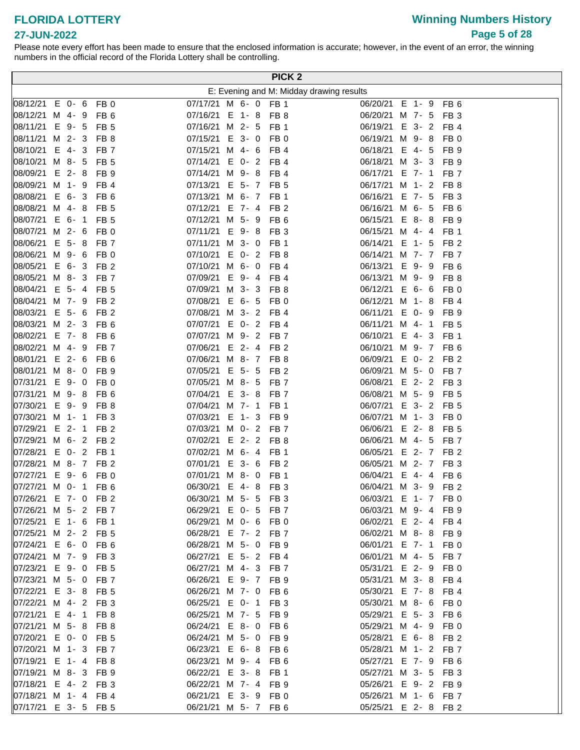# FLORIDA LOTTERY

**27-JUN-2022**

**Winning Numbers History**

Please note every effort has been made to ensure that the enclosed information is accurate; however, in the event of an error, the winning numbers in the official record of the Florida Lottery shall be controlling.

## PICK 2

E: Evening and M: Midday drawing results

| Date | Draw | Numbers | FB |
|---|---|---|---|
| 08/12/21 | E | 0- 6 | FB 0 |
| 08/12/21 | M | 4- 9 | FB 6 |
| 08/11/21 | E | 9- 5 | FB 5 |
| 08/11/21 | M | 2- 3 | FB 8 |
| 08/10/21 | E | 4- 3 | FB 7 |
| 08/10/21 | M | 8- 5 | FB 5 |
| 08/09/21 | E | 2- 8 | FB 9 |
| 08/09/21 | M | 1- 9 | FB 4 |
| 08/08/21 | E | 6- 3 | FB 6 |
| 08/08/21 | M | 4- 8 | FB 5 |
| 08/07/21 | E | 6- 1 | FB 5 |
| 08/07/21 | M | 2- 6 | FB 0 |
| 08/06/21 | E | 5- 8 | FB 7 |
| 08/06/21 | M | 9- 6 | FB 0 |
| 08/05/21 | E | 6- 3 | FB 2 |
| 08/05/21 | M | 8- 3 | FB 7 |
| 08/04/21 | E | 5- 4 | FB 5 |
| 08/04/21 | M | 7- 9 | FB 2 |
| 08/03/21 | E | 5- 6 | FB 2 |
| 08/03/21 | M | 2- 3 | FB 6 |
| 08/02/21 | E | 7- 8 | FB 6 |
| 08/02/21 | M | 4- 9 | FB 7 |
| 08/01/21 | E | 2- 6 | FB 6 |
| 08/01/21 | M | 8- 0 | FB 9 |
| 07/31/21 | E | 9- 0 | FB 0 |
| 07/31/21 | M | 9- 8 | FB 6 |
| 07/30/21 | E | 9- 9 | FB 8 |
| 07/30/21 | M | 1- 1 | FB 3 |
| 07/29/21 | E | 2- 1 | FB 2 |
| 07/29/21 | M | 6- 2 | FB 2 |
| 07/28/21 | E | 0- 2 | FB 1 |
| 07/28/21 | M | 8- 7 | FB 2 |
| 07/27/21 | E | 9- 6 | FB 0 |
| 07/27/21 | M | 0- 1 | FB 6 |
| 07/26/21 | E | 7- 0 | FB 2 |
| 07/26/21 | M | 5- 2 | FB 7 |
| 07/25/21 | E | 1- 6 | FB 1 |
| 07/25/21 | M | 2- 2 | FB 5 |
| 07/24/21 | E | 6- 0 | FB 6 |
| 07/24/21 | M | 7- 9 | FB 3 |
| 07/23/21 | E | 9- 0 | FB 5 |
| 07/23/21 | M | 5- 0 | FB 7 |
| 07/22/21 | E | 3- 8 | FB 5 |
| 07/22/21 | M | 4- 2 | FB 3 |
| 07/21/21 | E | 4- 1 | FB 8 |
| 07/21/21 | M | 5- 8 | FB 8 |
| 07/20/21 | E | 0- 0 | FB 5 |
| 07/20/21 | M | 1- 3 | FB 7 |
| 07/19/21 | E | 1- 4 | FB 8 |
| 07/19/21 | M | 8- 3 | FB 9 |
| 07/18/21 | E | 4- 2 | FB 3 |
| 07/18/21 | M | 1- 4 | FB 4 |
| 07/17/21 | E | 3- 5 | FB 5 |
| 07/17/21 | M | 6- 0 | FB 1 |
| 07/16/21 | E | 1- 8 | FB 8 |
| 07/16/21 | M | 2- 5 | FB 1 |
| 07/15/21 | E | 3- 0 | FB 0 |
| 07/15/21 | M | 4- 6 | FB 4 |
| 07/14/21 | E | 0- 2 | FB 4 |
| 07/14/21 | M | 9- 8 | FB 4 |
| 07/13/21 | E | 5- 7 | FB 5 |
| 07/13/21 | M | 6- 7 | FB 1 |
| 07/12/21 | E | 7- 4 | FB 2 |
| 07/12/21 | M | 5- 9 | FB 6 |
| 07/11/21 | E | 9- 8 | FB 3 |
| 07/11/21 | M | 3- 0 | FB 1 |
| 07/10/21 | E | 0- 2 | FB 8 |
| 07/10/21 | M | 6- 0 | FB 4 |
| 07/09/21 | E | 9- 4 | FB 4 |
| 07/09/21 | M | 3- 3 | FB 8 |
| 07/08/21 | E | 6- 5 | FB 0 |
| 07/08/21 | M | 3- 2 | FB 4 |
| 07/07/21 | E | 0- 2 | FB 4 |
| 07/07/21 | M | 9- 2 | FB 7 |
| 07/06/21 | E | 2- 4 | FB 2 |
| 07/06/21 | M | 8- 7 | FB 8 |
| 07/05/21 | E | 5- 5 | FB 2 |
| 07/05/21 | M | 8- 5 | FB 7 |
| 07/04/21 | E | 3- 8 | FB 7 |
| 07/04/21 | M | 7- 1 | FB 1 |
| 07/03/21 | E | 1- 3 | FB 9 |
| 07/03/21 | M | 0- 2 | FB 7 |
| 07/02/21 | E | 2- 2 | FB 8 |
| 07/02/21 | M | 6- 4 | FB 1 |
| 07/01/21 | E | 3- 6 | FB 2 |
| 07/01/21 | M | 8- 0 | FB 1 |
| 06/30/21 | E | 4- 8 | FB 3 |
| 06/30/21 | M | 5- 5 | FB 3 |
| 06/29/21 | E | 0- 5 | FB 7 |
| 06/29/21 | M | 0- 6 | FB 0 |
| 06/28/21 | E | 7- 2 | FB 7 |
| 06/28/21 | M | 5- 0 | FB 9 |
| 06/27/21 | E | 5- 2 | FB 4 |
| 06/27/21 | M | 4- 3 | FB 7 |
| 06/26/21 | E | 9- 7 | FB 9 |
| 06/26/21 | M | 7- 0 | FB 6 |
| 06/25/21 | E | 0- 1 | FB 3 |
| 06/25/21 | M | 7- 5 | FB 9 |
| 06/24/21 | E | 8- 0 | FB 6 |
| 06/24/21 | M | 5- 0 | FB 9 |
| 06/23/21 | E | 6- 8 | FB 6 |
| 06/23/21 | M | 9- 4 | FB 6 |
| 06/22/21 | E | 3- 8 | FB 1 |
| 06/22/21 | M | 7- 4 | FB 9 |
| 06/21/21 | E | 3- 9 | FB 0 |
| 06/21/21 | M | 5- 7 | FB 6 |
| 06/20/21 | E | 1- 9 | FB 6 |
| 06/20/21 | M | 7- 5 | FB 3 |
| 06/19/21 | E | 3- 2 | FB 4 |
| 06/19/21 | M | 9- 8 | FB 0 |
| 06/18/21 | E | 4- 5 | FB 9 |
| 06/18/21 | M | 3- 3 | FB 9 |
| 06/17/21 | E | 7- 1 | FB 7 |
| 06/17/21 | M | 1- 2 | FB 8 |
| 06/16/21 | E | 7- 5 | FB 3 |
| 06/16/21 | M | 6- 5 | FB 6 |
| 06/15/21 | E | 8- 8 | FB 9 |
| 06/15/21 | M | 4- 4 | FB 1 |
| 06/14/21 | E | 1- 5 | FB 2 |
| 06/14/21 | M | 7- 7 | FB 7 |
| 06/13/21 | E | 9- 9 | FB 6 |
| 06/13/21 | M | 9- 9 | FB 8 |
| 06/12/21 | E | 6- 6 | FB 0 |
| 06/12/21 | M | 1- 8 | FB 4 |
| 06/11/21 | E | 0- 9 | FB 9 |
| 06/11/21 | M | 4- 1 | FB 5 |
| 06/10/21 | E | 4- 3 | FB 1 |
| 06/10/21 | M | 9- 7 | FB 6 |
| 06/09/21 | E | 0- 2 | FB 2 |
| 06/09/21 | M | 5- 0 | FB 7 |
| 06/08/21 | E | 2- 2 | FB 3 |
| 06/08/21 | M | 5- 9 | FB 5 |
| 06/07/21 | E | 3- 2 | FB 5 |
| 06/07/21 | M | 1- 3 | FB 0 |
| 06/06/21 | E | 2- 8 | FB 5 |
| 06/06/21 | M | 4- 5 | FB 7 |
| 06/05/21 | E | 2- 7 | FB 2 |
| 06/05/21 | M | 2- 7 | FB 3 |
| 06/04/21 | E | 4- 4 | FB 6 |
| 06/04/21 | M | 3- 9 | FB 2 |
| 06/03/21 | E | 1- 7 | FB 0 |
| 06/03/21 | M | 9- 4 | FB 9 |
| 06/02/21 | E | 2- 4 | FB 4 |
| 06/02/21 | M | 8- 8 | FB 9 |
| 06/01/21 | E | 7- 1 | FB 0 |
| 06/01/21 | M | 4- 5 | FB 7 |
| 05/31/21 | E | 2- 9 | FB 0 |
| 05/31/21 | M | 3- 8 | FB 4 |
| 05/30/21 | E | 7- 8 | FB 4 |
| 05/30/21 | M | 8- 6 | FB 0 |
| 05/29/21 | E | 5- 3 | FB 6 |
| 05/29/21 | M | 4- 9 | FB 0 |
| 05/28/21 | E | 6- 8 | FB 2 |
| 05/28/21 | M | 1- 2 | FB 7 |
| 05/27/21 | E | 7- 9 | FB 6 |
| 05/27/21 | M | 3- 5 | FB 3 |
| 05/26/21 | E | 9- 2 | FB 9 |
| 05/26/21 | M | 1- 6 | FB 7 |
| 05/25/21 | E | 2- 8 | FB 2 |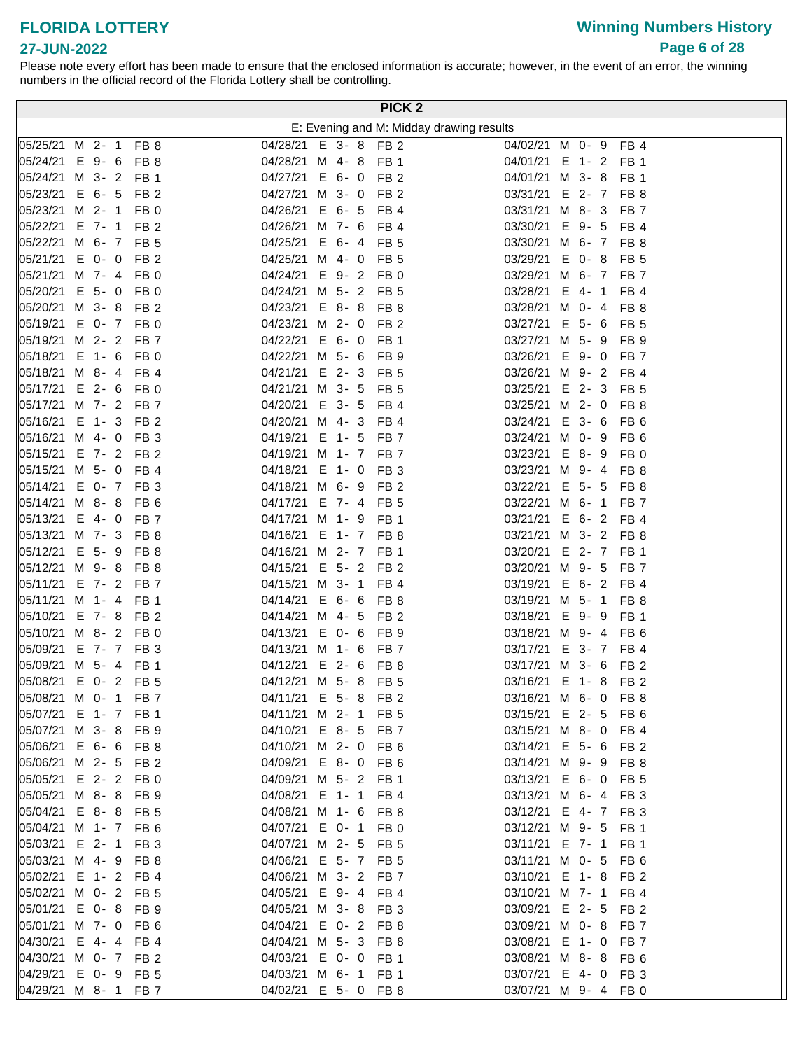# FLORIDA LOTTERY

**27-JUN-2022**

## Winning Numbers History

Please note every effort has been made to ensure that the enclosed information is accurate; however, in the event of an error, the winning numbers in the official record of the Florida Lottery shall be controlling.

### PICK 2

E: Evening and M: Midday drawing results

| Date | Draw | Numbers | FB |
|---|---|---|---|
| 05/25/21 | M | 2- 1 | FB 8 |
| 05/24/21 | E | 9- 6 | FB 8 |
| 05/24/21 | M | 3- 2 | FB 1 |
| 05/23/21 | E | 6- 5 | FB 2 |
| 05/23/21 | M | 2- 1 | FB 0 |
| 05/22/21 | E | 7- 1 | FB 2 |
| 05/22/21 | M | 6- 7 | FB 5 |
| 05/21/21 | E | 0- 0 | FB 2 |
| 05/21/21 | M | 7- 4 | FB 0 |
| 05/20/21 | E | 5- 0 | FB 0 |
| 05/20/21 | M | 3- 8 | FB 2 |
| 05/19/21 | E | 0- 7 | FB 0 |
| 05/19/21 | M | 2- 2 | FB 7 |
| 05/18/21 | E | 1- 6 | FB 0 |
| 05/18/21 | M | 8- 4 | FB 4 |
| 05/17/21 | E | 2- 6 | FB 0 |
| 05/17/21 | M | 7- 2 | FB 7 |
| 05/16/21 | E | 1- 3 | FB 2 |
| 05/16/21 | M | 4- 0 | FB 3 |
| 05/15/21 | E | 7- 2 | FB 2 |
| 05/15/21 | M | 5- 0 | FB 4 |
| 05/14/21 | E | 0- 7 | FB 3 |
| 05/14/21 | M | 8- 8 | FB 6 |
| 05/13/21 | E | 4- 0 | FB 7 |
| 05/13/21 | M | 7- 3 | FB 8 |
| 05/12/21 | E | 5- 9 | FB 8 |
| 05/12/21 | M | 9- 8 | FB 8 |
| 05/11/21 | E | 7- 2 | FB 7 |
| 05/11/21 | M | 1- 4 | FB 1 |
| 05/10/21 | E | 7- 8 | FB 2 |
| 05/10/21 | M | 8- 2 | FB 0 |
| 05/09/21 | E | 7- 7 | FB 3 |
| 05/09/21 | M | 5- 4 | FB 1 |
| 05/08/21 | E | 0- 2 | FB 5 |
| 05/08/21 | M | 0- 1 | FB 7 |
| 05/07/21 | E | 1- 7 | FB 1 |
| 05/07/21 | M | 3- 8 | FB 9 |
| 05/06/21 | E | 6- 6 | FB 8 |
| 05/06/21 | M | 2- 5 | FB 2 |
| 05/05/21 | E | 2- 2 | FB 0 |
| 05/05/21 | M | 8- 8 | FB 9 |
| 05/04/21 | E | 8- 8 | FB 5 |
| 05/04/21 | M | 1- 7 | FB 6 |
| 05/03/21 | E | 2- 1 | FB 3 |
| 05/03/21 | M | 4- 9 | FB 8 |
| 05/02/21 | E | 1- 2 | FB 4 |
| 05/02/21 | M | 0- 2 | FB 5 |
| 05/01/21 | E | 0- 8 | FB 9 |
| 05/01/21 | M | 7- 0 | FB 6 |
| 04/30/21 | E | 4- 4 | FB 4 |
| 04/30/21 | M | 0- 7 | FB 2 |
| 04/29/21 | E | 0- 9 | FB 5 |
| 04/29/21 | M | 8- 1 | FB 7 |
| 04/28/21 | E | 3- 8 | FB 2 |
| 04/28/21 | M | 4- 8 | FB 1 |
| 04/27/21 | E | 6- 0 | FB 2 |
| 04/27/21 | M | 3- 0 | FB 2 |
| 04/26/21 | E | 6- 5 | FB 4 |
| 04/26/21 | M | 7- 6 | FB 4 |
| 04/25/21 | E | 6- 4 | FB 5 |
| 04/25/21 | M | 4- 0 | FB 5 |
| 04/24/21 | E | 9- 2 | FB 0 |
| 04/24/21 | M | 5- 2 | FB 5 |
| 04/23/21 | E | 8- 8 | FB 8 |
| 04/23/21 | M | 2- 0 | FB 2 |
| 04/22/21 | E | 6- 0 | FB 1 |
| 04/22/21 | M | 5- 6 | FB 9 |
| 04/21/21 | E | 2- 3 | FB 5 |
| 04/21/21 | M | 3- 5 | FB 5 |
| 04/20/21 | E | 3- 5 | FB 4 |
| 04/20/21 | M | 4- 3 | FB 4 |
| 04/19/21 | E | 1- 5 | FB 7 |
| 04/19/21 | M | 1- 7 | FB 7 |
| 04/18/21 | E | 1- 0 | FB 3 |
| 04/18/21 | M | 6- 9 | FB 2 |
| 04/17/21 | E | 7- 4 | FB 5 |
| 04/17/21 | M | 1- 9 | FB 1 |
| 04/16/21 | E | 1- 7 | FB 8 |
| 04/16/21 | M | 2- 7 | FB 1 |
| 04/15/21 | E | 5- 2 | FB 2 |
| 04/15/21 | M | 3- 1 | FB 4 |
| 04/14/21 | E | 6- 6 | FB 8 |
| 04/14/21 | M | 4- 5 | FB 2 |
| 04/13/21 | E | 0- 6 | FB 9 |
| 04/13/21 | M | 1- 6 | FB 7 |
| 04/12/21 | E | 2- 6 | FB 8 |
| 04/12/21 | M | 5- 8 | FB 5 |
| 04/11/21 | E | 5- 8 | FB 2 |
| 04/11/21 | M | 2- 1 | FB 5 |
| 04/10/21 | E | 8- 5 | FB 7 |
| 04/10/21 | M | 2- 0 | FB 6 |
| 04/09/21 | E | 8- 0 | FB 6 |
| 04/09/21 | M | 5- 2 | FB 1 |
| 04/08/21 | E | 1- 1 | FB 4 |
| 04/08/21 | M | 1- 6 | FB 8 |
| 04/07/21 | E | 0- 1 | FB 0 |
| 04/07/21 | M | 2- 5 | FB 5 |
| 04/06/21 | E | 5- 7 | FB 5 |
| 04/06/21 | M | 3- 2 | FB 7 |
| 04/05/21 | E | 9- 4 | FB 4 |
| 04/05/21 | M | 3- 8 | FB 3 |
| 04/04/21 | E | 0- 2 | FB 8 |
| 04/04/21 | M | 5- 3 | FB 8 |
| 04/03/21 | E | 0- 0 | FB 1 |
| 04/03/21 | M | 6- 1 | FB 1 |
| 04/02/21 | E | 5- 0 | FB 8 |
| 04/02/21 | M | 0- 9 | FB 4 |
| 04/01/21 | E | 1- 2 | FB 1 |
| 04/01/21 | M | 3- 8 | FB 1 |
| 03/31/21 | E | 2- 7 | FB 8 |
| 03/31/21 | M | 8- 3 | FB 7 |
| 03/30/21 | E | 9- 5 | FB 4 |
| 03/30/21 | M | 6- 7 | FB 8 |
| 03/29/21 | E | 0- 8 | FB 5 |
| 03/29/21 | M | 6- 7 | FB 7 |
| 03/28/21 | E | 4- 1 | FB 4 |
| 03/28/21 | M | 0- 4 | FB 8 |
| 03/27/21 | E | 5- 6 | FB 5 |
| 03/27/21 | M | 5- 9 | FB 9 |
| 03/26/21 | E | 9- 0 | FB 7 |
| 03/26/21 | M | 9- 2 | FB 4 |
| 03/25/21 | E | 2- 3 | FB 5 |
| 03/25/21 | M | 2- 0 | FB 8 |
| 03/24/21 | E | 3- 6 | FB 6 |
| 03/24/21 | M | 0- 9 | FB 6 |
| 03/23/21 | E | 8- 9 | FB 0 |
| 03/23/21 | M | 9- 4 | FB 8 |
| 03/22/21 | E | 5- 5 | FB 8 |
| 03/22/21 | M | 6- 1 | FB 7 |
| 03/21/21 | E | 6- 2 | FB 4 |
| 03/21/21 | M | 3- 2 | FB 8 |
| 03/20/21 | E | 2- 7 | FB 1 |
| 03/20/21 | M | 9- 5 | FB 7 |
| 03/19/21 | E | 6- 2 | FB 4 |
| 03/19/21 | M | 5- 1 | FB 8 |
| 03/18/21 | E | 9- 9 | FB 1 |
| 03/18/21 | M | 9- 4 | FB 6 |
| 03/17/21 | E | 3- 7 | FB 4 |
| 03/17/21 | M | 3- 6 | FB 2 |
| 03/16/21 | E | 1- 8 | FB 2 |
| 03/16/21 | M | 6- 0 | FB 8 |
| 03/15/21 | E | 2- 5 | FB 6 |
| 03/15/21 | M | 8- 0 | FB 4 |
| 03/14/21 | E | 5- 6 | FB 2 |
| 03/14/21 | M | 9- 9 | FB 8 |
| 03/13/21 | E | 6- 0 | FB 5 |
| 03/13/21 | M | 6- 4 | FB 3 |
| 03/12/21 | E | 4- 7 | FB 3 |
| 03/12/21 | M | 9- 5 | FB 1 |
| 03/11/21 | E | 7- 1 | FB 1 |
| 03/11/21 | M | 0- 5 | FB 6 |
| 03/10/21 | E | 1- 8 | FB 2 |
| 03/10/21 | M | 7- 1 | FB 4 |
| 03/09/21 | E | 2- 5 | FB 2 |
| 03/09/21 | M | 0- 8 | FB 7 |
| 03/08/21 | E | 1- 0 | FB 7 |
| 03/08/21 | M | 8- 8 | FB 6 |
| 03/07/21 | E | 4- 0 | FB 3 |
| 03/07/21 | M | 9- 4 | FB 0 |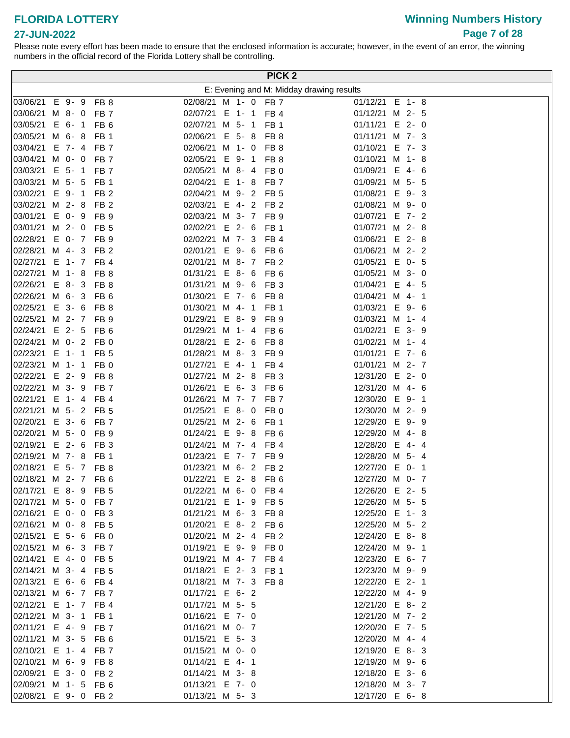# FLORIDA LOTTERY

**27-JUN-2022**

## Winning Numbers History

Please note every effort has been made to ensure that the enclosed information is accurate; however, in the event of an error, the winning numbers in the official record of the Florida Lottery shall be controlling.

### PICK 2

E: Evening and M: Midday drawing results

| Date | Draw | Numbers | FB | Date | Draw | Numbers | FB | Date | Draw | Numbers |
|---|---|---|---|---|---|---|---|---|---|---|
| 03/06/21 | E | 9- 9 | FB 8 | 02/08/21 | M | 1- 0 | FB 7 | 01/12/21 | E | 1- 8 |
| 03/06/21 | M | 8- 0 | FB 7 | 02/07/21 | E | 1- 1 | FB 4 | 01/12/21 | M | 2- 5 |
| 03/05/21 | E | 6- 1 | FB 6 | 02/07/21 | M | 5- 1 | FB 1 | 01/11/21 | E | 2- 0 |
| 03/05/21 | M | 6- 8 | FB 1 | 02/06/21 | E | 5- 8 | FB 8 | 01/11/21 | M | 7- 3 |
| 03/04/21 | E | 7- 4 | FB 7 | 02/06/21 | M | 1- 0 | FB 8 | 01/10/21 | E | 7- 3 |
| 03/04/21 | M | 0- 0 | FB 7 | 02/05/21 | E | 9- 1 | FB 8 | 01/10/21 | M | 1- 8 |
| 03/03/21 | E | 5- 1 | FB 7 | 02/05/21 | M | 8- 4 | FB 0 | 01/09/21 | E | 4- 6 |
| 03/03/21 | M | 5- 5 | FB 1 | 02/04/21 | E | 1- 8 | FB 7 | 01/09/21 | M | 5- 5 |
| 03/02/21 | E | 9- 1 | FB 2 | 02/04/21 | M | 9- 2 | FB 5 | 01/08/21 | E | 9- 3 |
| 03/02/21 | M | 2- 8 | FB 2 | 02/03/21 | E | 4- 2 | FB 2 | 01/08/21 | M | 9- 0 |
| 03/01/21 | E | 0- 9 | FB 9 | 02/03/21 | M | 3- 7 | FB 9 | 01/07/21 | E | 7- 2 |
| 03/01/21 | M | 2- 0 | FB 5 | 02/02/21 | E | 2- 6 | FB 1 | 01/07/21 | M | 2- 8 |
| 02/28/21 | E | 0- 7 | FB 9 | 02/02/21 | M | 7- 3 | FB 4 | 01/06/21 | E | 2- 8 |
| 02/28/21 | M | 4- 3 | FB 2 | 02/01/21 | E | 9- 6 | FB 6 | 01/06/21 | M | 2- 2 |
| 02/27/21 | E | 1- 7 | FB 4 | 02/01/21 | M | 8- 7 | FB 2 | 01/05/21 | E | 0- 5 |
| 02/27/21 | M | 1- 8 | FB 8 | 01/31/21 | E | 8- 6 | FB 6 | 01/05/21 | M | 3- 0 |
| 02/26/21 | E | 8- 3 | FB 8 | 01/31/21 | M | 9- 6 | FB 3 | 01/04/21 | E | 4- 5 |
| 02/26/21 | M | 6- 3 | FB 6 | 01/30/21 | E | 7- 6 | FB 8 | 01/04/21 | M | 4- 1 |
| 02/25/21 | E | 3- 6 | FB 8 | 01/30/21 | M | 4- 1 | FB 1 | 01/03/21 | E | 9- 6 |
| 02/25/21 | M | 2- 7 | FB 9 | 01/29/21 | E | 8- 9 | FB 9 | 01/03/21 | M | 1- 4 |
| 02/24/21 | E | 2- 5 | FB 6 | 01/29/21 | M | 1- 4 | FB 6 | 01/02/21 | E | 3- 9 |
| 02/24/21 | M | 0- 2 | FB 0 | 01/28/21 | E | 2- 6 | FB 8 | 01/02/21 | M | 1- 4 |
| 02/23/21 | E | 1- 1 | FB 5 | 01/28/21 | M | 8- 3 | FB 9 | 01/01/21 | E | 7- 6 |
| 02/23/21 | M | 1- 1 | FB 0 | 01/27/21 | E | 4- 1 | FB 4 | 01/01/21 | M | 2- 7 |
| 02/22/21 | E | 2- 9 | FB 8 | 01/27/21 | M | 2- 8 | FB 3 | 12/31/20 | E | 2- 0 |
| 02/22/21 | M | 3- 9 | FB 7 | 01/26/21 | E | 6- 3 | FB 6 | 12/31/20 | M | 4- 6 |
| 02/21/21 | E | 1- 4 | FB 4 | 01/26/21 | M | 7- 7 | FB 7 | 12/30/20 | E | 9- 1 |
| 02/21/21 | M | 5- 2 | FB 5 | 01/25/21 | E | 8- 0 | FB 0 | 12/30/20 | M | 2- 9 |
| 02/20/21 | E | 3- 6 | FB 7 | 01/25/21 | M | 2- 6 | FB 1 | 12/29/20 | E | 9- 9 |
| 02/20/21 | M | 5- 0 | FB 9 | 01/24/21 | E | 9- 8 | FB 6 | 12/29/20 | M | 4- 8 |
| 02/19/21 | E | 2- 6 | FB 3 | 01/24/21 | M | 7- 4 | FB 4 | 12/28/20 | E | 4- 4 |
| 02/19/21 | M | 7- 8 | FB 1 | 01/23/21 | E | 7- 7 | FB 9 | 12/28/20 | M | 5- 4 |
| 02/18/21 | E | 5- 7 | FB 8 | 01/23/21 | M | 6- 2 | FB 2 | 12/27/20 | E | 0- 1 |
| 02/18/21 | M | 2- 7 | FB 6 | 01/22/21 | E | 2- 8 | FB 6 | 12/27/20 | M | 0- 7 |
| 02/17/21 | E | 8- 9 | FB 5 | 01/22/21 | M | 6- 0 | FB 4 | 12/26/20 | E | 2- 5 |
| 02/17/21 | M | 5- 0 | FB 7 | 01/21/21 | E | 1- 9 | FB 5 | 12/26/20 | M | 5- 5 |
| 02/16/21 | E | 0- 0 | FB 3 | 01/21/21 | M | 6- 3 | FB 8 | 12/25/20 | E | 1- 3 |
| 02/16/21 | M | 0- 8 | FB 5 | 01/20/21 | E | 8- 2 | FB 6 | 12/25/20 | M | 5- 2 |
| 02/15/21 | E | 5- 6 | FB 0 | 01/20/21 | M | 2- 4 | FB 2 | 12/24/20 | E | 8- 8 |
| 02/15/21 | M | 6- 3 | FB 7 | 01/19/21 | E | 9- 9 | FB 0 | 12/24/20 | M | 9- 1 |
| 02/14/21 | E | 4- 0 | FB 5 | 01/19/21 | M | 4- 7 | FB 4 | 12/23/20 | E | 6- 7 |
| 02/14/21 | M | 3- 4 | FB 5 | 01/18/21 | E | 2- 3 | FB 1 | 12/23/20 | M | 9- 9 |
| 02/13/21 | E | 6- 6 | FB 4 | 01/18/21 | M | 7- 3 | FB 8 | 12/22/20 | E | 2- 1 |
| 02/13/21 | M | 6- 7 | FB 7 | 01/17/21 | E | 6- 2 | | 12/22/20 | M | 4- 9 |
| 02/12/21 | E | 1- 7 | FB 4 | 01/17/21 | M | 5- 5 | | 12/21/20 | E | 8- 2 |
| 02/12/21 | M | 3- 1 | FB 1 | 01/16/21 | E | 7- 0 | | 12/21/20 | M | 7- 2 |
| 02/11/21 | E | 4- 9 | FB 7 | 01/16/21 | M | 0- 7 | | 12/20/20 | E | 7- 5 |
| 02/11/21 | M | 3- 5 | FB 6 | 01/15/21 | E | 5- 3 | | 12/20/20 | M | 4- 4 |
| 02/10/21 | E | 1- 4 | FB 7 | 01/15/21 | M | 0- 0 | | 12/19/20 | E | 8- 3 |
| 02/10/21 | M | 6- 9 | FB 8 | 01/14/21 | E | 4- 1 | | 12/19/20 | M | 9- 6 |
| 02/09/21 | E | 3- 0 | FB 2 | 01/14/21 | M | 3- 8 | | 12/18/20 | E | 3- 6 |
| 02/09/21 | M | 1- 5 | FB 6 | 01/13/21 | E | 7- 0 | | 12/18/20 | M | 3- 7 |
| 02/08/21 | E | 9- 0 | FB 2 | 01/13/21 | M | 5- 3 | | 12/17/20 | E | 6- 8 |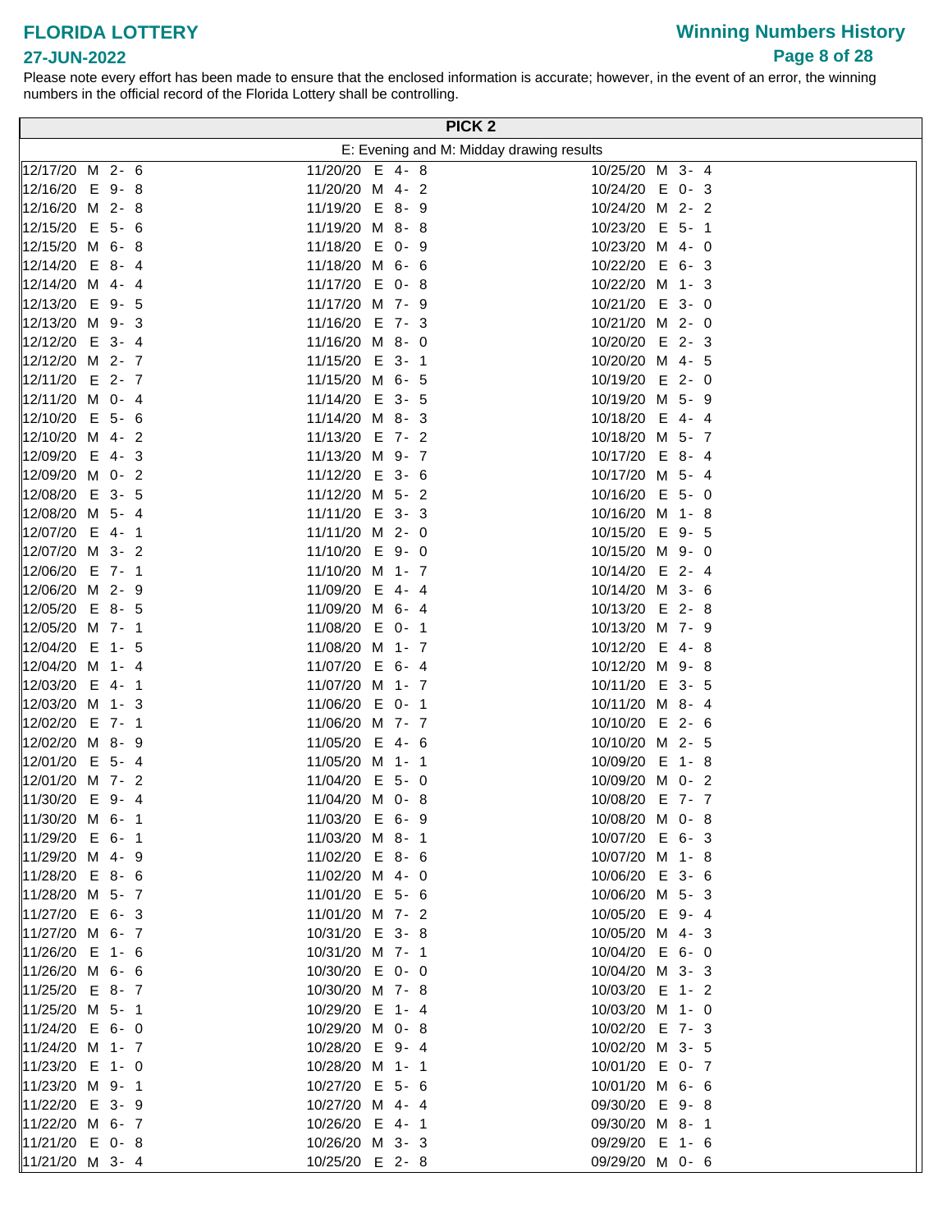# FLORIDA LOTTERY

## Winning Numbers History

27-JUN-2022

Please note every effort has been made to ensure that the enclosed information is accurate; however, in the event of an error, the winning numbers in the official record of the Florida Lottery shall be controlling.

### PICK 2

E: Evening and M: Midday drawing results

| | | |
|---|---|---|
| 12/17/20 M 2- 6 | 11/20/20 E 4- 8 | 10/25/20 M 3- 4 |
| 12/16/20 E 9- 8 | 11/20/20 M 4- 2 | 10/24/20 E 0- 3 |
| 12/16/20 M 2- 8 | 11/19/20 E 8- 9 | 10/24/20 M 2- 2 |
| 12/15/20 E 5- 6 | 11/19/20 M 8- 8 | 10/23/20 E 5- 1 |
| 12/15/20 M 6- 8 | 11/18/20 E 0- 9 | 10/23/20 M 4- 0 |
| 12/14/20 E 8- 4 | 11/18/20 M 6- 6 | 10/22/20 E 6- 3 |
| 12/14/20 M 4- 4 | 11/17/20 E 0- 8 | 10/22/20 M 1- 3 |
| 12/13/20 E 9- 5 | 11/17/20 M 7- 9 | 10/21/20 E 3- 0 |
| 12/13/20 M 9- 3 | 11/16/20 E 7- 3 | 10/21/20 M 2- 0 |
| 12/12/20 E 3- 4 | 11/16/20 M 8- 0 | 10/20/20 E 2- 3 |
| 12/12/20 M 2- 7 | 11/15/20 E 3- 1 | 10/20/20 M 4- 5 |
| 12/11/20 E 2- 7 | 11/15/20 M 6- 5 | 10/19/20 E 2- 0 |
| 12/11/20 M 0- 4 | 11/14/20 E 3- 5 | 10/19/20 M 5- 9 |
| 12/10/20 E 5- 6 | 11/14/20 M 8- 3 | 10/18/20 E 4- 4 |
| 12/10/20 M 4- 2 | 11/13/20 E 7- 2 | 10/18/20 M 5- 7 |
| 12/09/20 E 4- 3 | 11/13/20 M 9- 7 | 10/17/20 E 8- 4 |
| 12/09/20 M 0- 2 | 11/12/20 E 3- 6 | 10/17/20 M 5- 4 |
| 12/08/20 E 3- 5 | 11/12/20 M 5- 2 | 10/16/20 E 5- 0 |
| 12/08/20 M 5- 4 | 11/11/20 E 3- 3 | 10/16/20 M 1- 8 |
| 12/07/20 E 4- 1 | 11/11/20 M 2- 0 | 10/15/20 E 9- 5 |
| 12/07/20 M 3- 2 | 11/10/20 E 9- 0 | 10/15/20 M 9- 0 |
| 12/06/20 E 7- 1 | 11/10/20 M 1- 7 | 10/14/20 E 2- 4 |
| 12/06/20 M 2- 9 | 11/09/20 E 4- 4 | 10/14/20 M 3- 6 |
| 12/05/20 E 8- 5 | 11/09/20 M 6- 4 | 10/13/20 E 2- 8 |
| 12/05/20 M 7- 1 | 11/08/20 E 0- 1 | 10/13/20 M 7- 9 |
| 12/04/20 E 1- 5 | 11/08/20 M 1- 7 | 10/12/20 E 4- 8 |
| 12/04/20 M 1- 4 | 11/07/20 E 6- 4 | 10/12/20 M 9- 8 |
| 12/03/20 E 4- 1 | 11/07/20 M 1- 7 | 10/11/20 E 3- 5 |
| 12/03/20 M 1- 3 | 11/06/20 E 0- 1 | 10/11/20 M 8- 4 |
| 12/02/20 E 7- 1 | 11/06/20 M 7- 7 | 10/10/20 E 2- 6 |
| 12/02/20 M 8- 9 | 11/05/20 E 4- 6 | 10/10/20 M 2- 5 |
| 12/01/20 E 5- 4 | 11/05/20 M 1- 1 | 10/09/20 E 1- 8 |
| 12/01/20 M 7- 2 | 11/04/20 E 5- 0 | 10/09/20 M 0- 2 |
| 11/30/20 E 9- 4 | 11/04/20 M 0- 8 | 10/08/20 E 7- 7 |
| 11/30/20 M 6- 1 | 11/03/20 E 6- 9 | 10/08/20 M 0- 8 |
| 11/29/20 E 6- 1 | 11/03/20 M 8- 1 | 10/07/20 E 6- 3 |
| 11/29/20 M 4- 9 | 11/02/20 E 8- 6 | 10/07/20 M 1- 8 |
| 11/28/20 E 8- 6 | 11/02/20 M 4- 0 | 10/06/20 E 3- 6 |
| 11/28/20 M 5- 7 | 11/01/20 E 5- 6 | 10/06/20 M 5- 3 |
| 11/27/20 E 6- 3 | 11/01/20 M 7- 2 | 10/05/20 E 9- 4 |
| 11/27/20 M 6- 7 | 10/31/20 E 3- 8 | 10/05/20 M 4- 3 |
| 11/26/20 E 1- 6 | 10/31/20 M 7- 1 | 10/04/20 E 6- 0 |
| 11/26/20 M 6- 6 | 10/30/20 E 0- 0 | 10/04/20 M 3- 3 |
| 11/25/20 E 8- 7 | 10/30/20 M 7- 8 | 10/03/20 E 1- 2 |
| 11/25/20 M 5- 1 | 10/29/20 E 1- 4 | 10/03/20 M 1- 0 |
| 11/24/20 E 6- 0 | 10/29/20 M 0- 8 | 10/02/20 E 7- 3 |
| 11/24/20 M 1- 7 | 10/28/20 E 9- 4 | 10/02/20 M 3- 5 |
| 11/23/20 E 1- 0 | 10/28/20 M 1- 1 | 10/01/20 E 0- 7 |
| 11/23/20 M 9- 1 | 10/27/20 E 5- 6 | 10/01/20 M 6- 6 |
| 11/22/20 E 3- 9 | 10/27/20 M 4- 4 | 09/30/20 E 9- 8 |
| 11/22/20 M 6- 7 | 10/26/20 E 4- 1 | 09/30/20 M 8- 1 |
| 11/21/20 E 0- 8 | 10/26/20 M 3- 3 | 09/29/20 E 1- 6 |
| 11/21/20 M 3- 4 | 10/25/20 E 2- 8 | 09/29/20 M 0- 6 |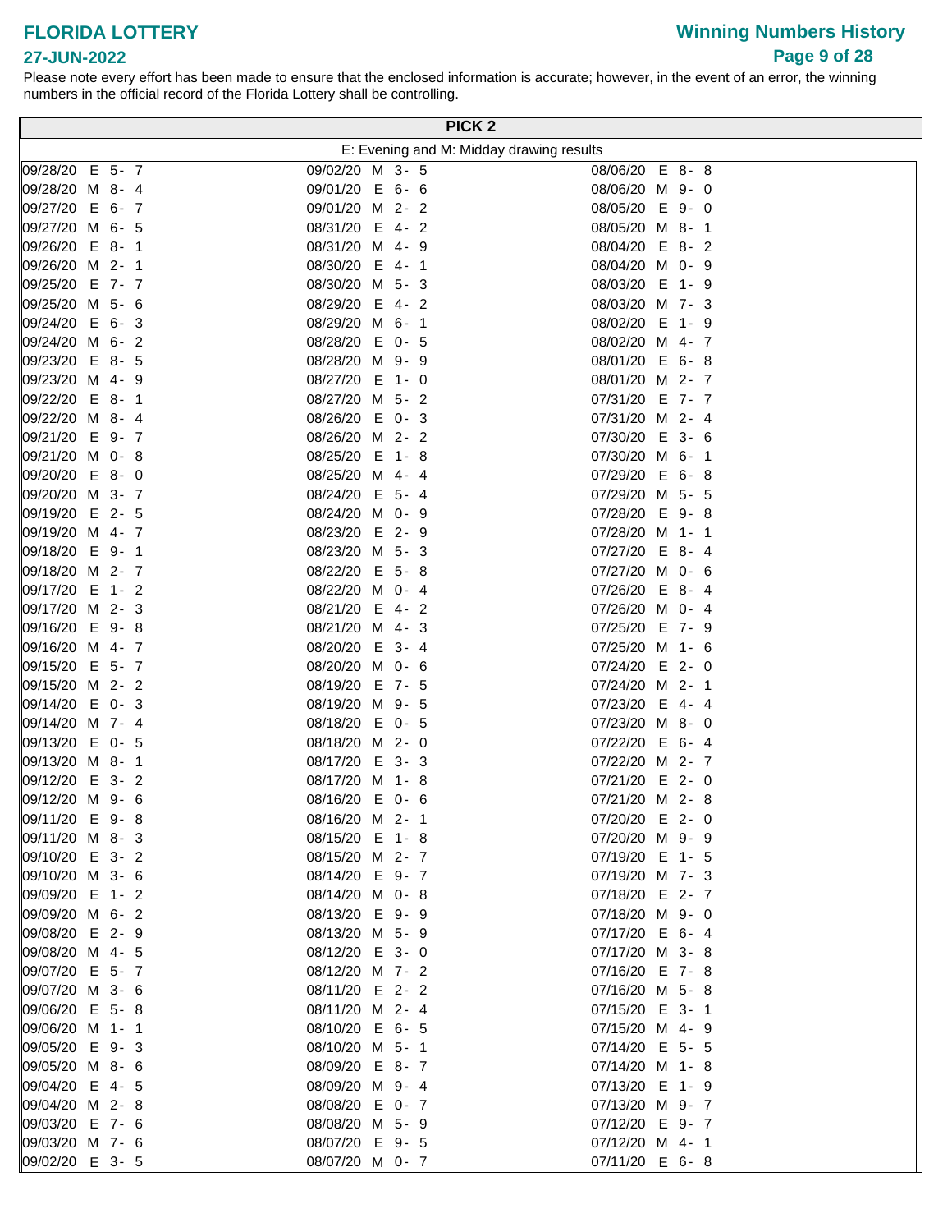# FLORIDA LOTTERY

**27-JUN-2022**

## Winning Numbers History

Please note every effort has been made to ensure that the enclosed information is accurate; however, in the event of an error, the winning numbers in the official record of the Florida Lottery shall be controlling.

| PICK 2 | | |
|---|---|---|
| E: Evening and M: Midday drawing results | | |
| 09/28/20 E 5- 7 | 09/02/20 M 3- 5 | 08/06/20 E 8- 8 |
| 09/28/20 M 8- 4 | 09/01/20 E 6- 6 | 08/06/20 M 9- 0 |
| 09/27/20 E 6- 7 | 09/01/20 M 2- 2 | 08/05/20 E 9- 0 |
| 09/27/20 M 6- 5 | 08/31/20 E 4- 2 | 08/05/20 M 8- 1 |
| 09/26/20 E 8- 1 | 08/31/20 M 4- 9 | 08/04/20 E 8- 2 |
| 09/26/20 M 2- 1 | 08/30/20 E 4- 1 | 08/04/20 M 0- 9 |
| 09/25/20 E 7- 7 | 08/30/20 M 5- 3 | 08/03/20 E 1- 9 |
| 09/25/20 M 5- 6 | 08/29/20 E 4- 2 | 08/03/20 M 7- 3 |
| 09/24/20 E 6- 3 | 08/29/20 M 6- 1 | 08/02/20 E 1- 9 |
| 09/24/20 M 6- 2 | 08/28/20 E 0- 5 | 08/02/20 M 4- 7 |
| 09/23/20 E 8- 5 | 08/28/20 M 9- 9 | 08/01/20 E 6- 8 |
| 09/23/20 M 4- 9 | 08/27/20 E 1- 0 | 08/01/20 M 2- 7 |
| 09/22/20 E 8- 1 | 08/27/20 M 5- 2 | 07/31/20 E 7- 7 |
| 09/22/20 M 8- 4 | 08/26/20 E 0- 3 | 07/31/20 M 2- 4 |
| 09/21/20 E 9- 7 | 08/26/20 M 2- 2 | 07/30/20 E 3- 6 |
| 09/21/20 M 0- 8 | 08/25/20 E 1- 8 | 07/30/20 M 6- 1 |
| 09/20/20 E 8- 0 | 08/25/20 M 4- 4 | 07/29/20 E 6- 8 |
| 09/20/20 M 3- 7 | 08/24/20 E 5- 4 | 07/29/20 M 5- 5 |
| 09/19/20 E 2- 5 | 08/24/20 M 0- 9 | 07/28/20 E 9- 8 |
| 09/19/20 M 4- 7 | 08/23/20 E 2- 9 | 07/28/20 M 1- 1 |
| 09/18/20 E 9- 1 | 08/23/20 M 5- 3 | 07/27/20 E 8- 4 |
| 09/18/20 M 2- 7 | 08/22/20 E 5- 8 | 07/27/20 M 0- 6 |
| 09/17/20 E 1- 2 | 08/22/20 M 0- 4 | 07/26/20 E 8- 4 |
| 09/17/20 M 2- 3 | 08/21/20 E 4- 2 | 07/26/20 M 0- 4 |
| 09/16/20 E 9- 8 | 08/21/20 M 4- 3 | 07/25/20 E 7- 9 |
| 09/16/20 M 4- 7 | 08/20/20 E 3- 4 | 07/25/20 M 1- 6 |
| 09/15/20 E 5- 7 | 08/20/20 M 0- 6 | 07/24/20 E 2- 0 |
| 09/15/20 M 2- 2 | 08/19/20 E 7- 5 | 07/24/20 M 2- 1 |
| 09/14/20 E 0- 3 | 08/19/20 M 9- 5 | 07/23/20 E 4- 4 |
| 09/14/20 M 7- 4 | 08/18/20 E 0- 5 | 07/23/20 M 8- 0 |
| 09/13/20 E 0- 5 | 08/18/20 M 2- 0 | 07/22/20 E 6- 4 |
| 09/13/20 M 8- 1 | 08/17/20 E 3- 3 | 07/22/20 M 2- 7 |
| 09/12/20 E 3- 2 | 08/17/20 M 1- 8 | 07/21/20 E 2- 0 |
| 09/12/20 M 9- 6 | 08/16/20 E 0- 6 | 07/21/20 M 2- 8 |
| 09/11/20 E 9- 8 | 08/16/20 M 2- 1 | 07/20/20 E 2- 0 |
| 09/11/20 M 8- 3 | 08/15/20 E 1- 8 | 07/20/20 M 9- 9 |
| 09/10/20 E 3- 2 | 08/15/20 M 2- 7 | 07/19/20 E 1- 5 |
| 09/10/20 M 3- 6 | 08/14/20 E 9- 7 | 07/19/20 M 7- 3 |
| 09/09/20 E 1- 2 | 08/14/20 M 0- 8 | 07/18/20 E 2- 7 |
| 09/09/20 M 6- 2 | 08/13/20 E 9- 9 | 07/18/20 M 9- 0 |
| 09/08/20 E 2- 9 | 08/13/20 M 5- 9 | 07/17/20 E 6- 4 |
| 09/08/20 M 4- 5 | 08/12/20 E 3- 0 | 07/17/20 M 3- 8 |
| 09/07/20 E 5- 7 | 08/12/20 M 7- 2 | 07/16/20 E 7- 8 |
| 09/07/20 M 3- 6 | 08/11/20 E 2- 2 | 07/16/20 M 5- 8 |
| 09/06/20 E 5- 8 | 08/11/20 M 2- 4 | 07/15/20 E 3- 1 |
| 09/06/20 M 1- 1 | 08/10/20 E 6- 5 | 07/15/20 M 4- 9 |
| 09/05/20 E 9- 3 | 08/10/20 M 5- 1 | 07/14/20 E 5- 5 |
| 09/05/20 M 8- 6 | 08/09/20 E 8- 7 | 07/14/20 M 1- 8 |
| 09/04/20 E 4- 5 | 08/09/20 M 9- 4 | 07/13/20 E 1- 9 |
| 09/04/20 M 2- 8 | 08/08/20 E 0- 7 | 07/13/20 M 9- 7 |
| 09/03/20 E 7- 6 | 08/08/20 M 5- 9 | 07/12/20 E 9- 7 |
| 09/03/20 M 7- 6 | 08/07/20 E 9- 5 | 07/12/20 M 4- 1 |
| 09/02/20 E 3- 5 | 08/07/20 M 0- 7 | 07/11/20 E 6- 8 |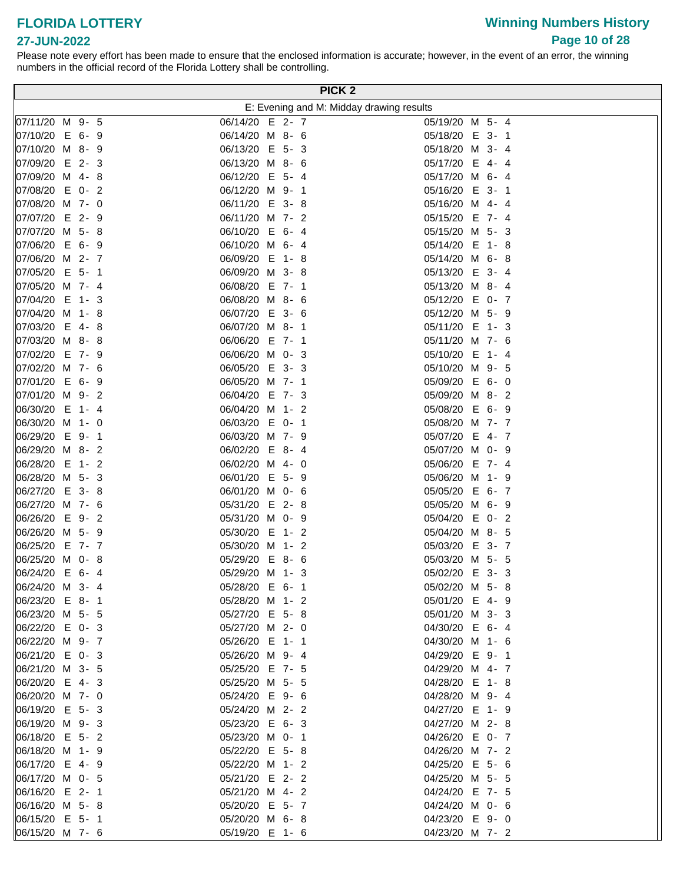# FLORIDA LOTTERY

**27-JUN-2022**

## Winning Numbers History

Please note every effort has been made to ensure that the enclosed information is accurate; however, in the event of an error, the winning numbers in the official record of the Florida Lottery shall be controlling.

### PICK 2

E: Evening and M: Midday drawing results

| | | |
|---|---|---|
| 07/11/20 M 9- 5 | 06/14/20 E 2- 7 | 05/19/20 M 5- 4 |
| 07/10/20 E 6- 9 | 06/14/20 M 8- 6 | 05/18/20 E 3- 1 |
| 07/10/20 M 8- 9 | 06/13/20 E 5- 3 | 05/18/20 M 3- 4 |
| 07/09/20 E 2- 3 | 06/13/20 M 8- 6 | 05/17/20 E 4- 4 |
| 07/09/20 M 4- 8 | 06/12/20 E 5- 4 | 05/17/20 M 6- 4 |
| 07/08/20 E 0- 2 | 06/12/20 M 9- 1 | 05/16/20 E 3- 1 |
| 07/08/20 M 7- 0 | 06/11/20 E 3- 8 | 05/16/20 M 4- 4 |
| 07/07/20 E 2- 9 | 06/11/20 M 7- 2 | 05/15/20 E 7- 4 |
| 07/07/20 M 5- 8 | 06/10/20 E 6- 4 | 05/15/20 M 5- 3 |
| 07/06/20 E 6- 9 | 06/10/20 M 6- 4 | 05/14/20 E 1- 8 |
| 07/06/20 M 2- 7 | 06/09/20 E 1- 8 | 05/14/20 M 6- 8 |
| 07/05/20 E 5- 1 | 06/09/20 M 3- 8 | 05/13/20 E 3- 4 |
| 07/05/20 M 7- 4 | 06/08/20 E 7- 1 | 05/13/20 M 8- 4 |
| 07/04/20 E 1- 3 | 06/08/20 M 8- 6 | 05/12/20 E 0- 7 |
| 07/04/20 M 1- 8 | 06/07/20 E 3- 6 | 05/12/20 M 5- 9 |
| 07/03/20 E 4- 8 | 06/07/20 M 8- 1 | 05/11/20 E 1- 3 |
| 07/03/20 M 8- 8 | 06/06/20 E 7- 1 | 05/11/20 M 7- 6 |
| 07/02/20 E 7- 9 | 06/06/20 M 0- 3 | 05/10/20 E 1- 4 |
| 07/02/20 M 7- 6 | 06/05/20 E 3- 3 | 05/10/20 M 9- 5 |
| 07/01/20 E 6- 9 | 06/05/20 M 7- 1 | 05/09/20 E 6- 0 |
| 07/01/20 M 9- 2 | 06/04/20 E 7- 3 | 05/09/20 M 8- 2 |
| 06/30/20 E 1- 4 | 06/04/20 M 1- 2 | 05/08/20 E 6- 9 |
| 06/30/20 M 1- 0 | 06/03/20 E 0- 1 | 05/08/20 M 7- 7 |
| 06/29/20 E 9- 1 | 06/03/20 M 7- 9 | 05/07/20 E 4- 7 |
| 06/29/20 M 8- 2 | 06/02/20 E 8- 4 | 05/07/20 M 0- 9 |
| 06/28/20 E 1- 2 | 06/02/20 M 4- 0 | 05/06/20 E 7- 4 |
| 06/28/20 M 5- 3 | 06/01/20 E 5- 9 | 05/06/20 M 1- 9 |
| 06/27/20 E 3- 8 | 06/01/20 M 0- 6 | 05/05/20 E 6- 7 |
| 06/27/20 M 7- 6 | 05/31/20 E 2- 8 | 05/05/20 M 6- 9 |
| 06/26/20 E 9- 2 | 05/31/20 M 0- 9 | 05/04/20 E 0- 2 |
| 06/26/20 M 5- 9 | 05/30/20 E 1- 2 | 05/04/20 M 8- 5 |
| 06/25/20 E 7- 7 | 05/30/20 M 1- 2 | 05/03/20 E 3- 7 |
| 06/25/20 M 0- 8 | 05/29/20 E 8- 6 | 05/03/20 M 5- 5 |
| 06/24/20 E 6- 4 | 05/29/20 M 1- 3 | 05/02/20 E 3- 3 |
| 06/24/20 M 3- 4 | 05/28/20 E 6- 1 | 05/02/20 M 5- 8 |
| 06/23/20 E 8- 1 | 05/28/20 M 1- 2 | 05/01/20 E 4- 9 |
| 06/23/20 M 5- 5 | 05/27/20 E 5- 8 | 05/01/20 M 3- 3 |
| 06/22/20 E 0- 3 | 05/27/20 M 2- 0 | 04/30/20 E 6- 4 |
| 06/22/20 M 9- 7 | 05/26/20 E 1- 1 | 04/30/20 M 1- 6 |
| 06/21/20 E 0- 3 | 05/26/20 M 9- 4 | 04/29/20 E 9- 1 |
| 06/21/20 M 3- 5 | 05/25/20 E 7- 5 | 04/29/20 M 4- 7 |
| 06/20/20 E 4- 3 | 05/25/20 M 5- 5 | 04/28/20 E 1- 8 |
| 06/20/20 M 7- 0 | 05/24/20 E 9- 6 | 04/28/20 M 9- 4 |
| 06/19/20 E 5- 3 | 05/24/20 M 2- 2 | 04/27/20 E 1- 9 |
| 06/19/20 M 9- 3 | 05/23/20 E 6- 3 | 04/27/20 M 2- 8 |
| 06/18/20 E 5- 2 | 05/23/20 M 0- 1 | 04/26/20 E 0- 7 |
| 06/18/20 M 1- 9 | 05/22/20 E 5- 8 | 04/26/20 M 7- 2 |
| 06/17/20 E 4- 9 | 05/22/20 M 1- 2 | 04/25/20 E 5- 6 |
| 06/17/20 M 0- 5 | 05/21/20 E 2- 2 | 04/25/20 M 5- 5 |
| 06/16/20 E 2- 1 | 05/21/20 M 4- 2 | 04/24/20 E 7- 5 |
| 06/16/20 M 5- 8 | 05/20/20 E 5- 7 | 04/24/20 M 0- 6 |
| 06/15/20 E 5- 1 | 05/20/20 M 6- 8 | 04/23/20 E 9- 0 |
| 06/15/20 M 7- 6 | 05/19/20 E 1- 6 | 04/23/20 M 7- 2 |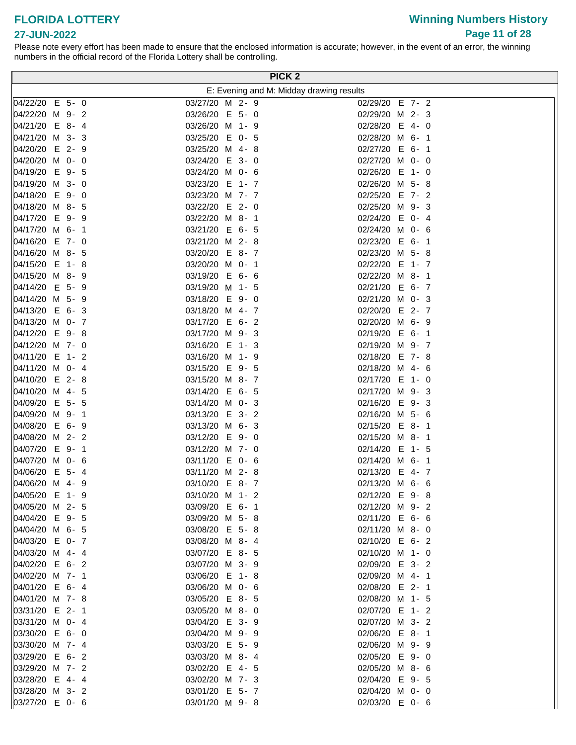# FLORIDA LOTTERY

**27-JUN-2022**

## Winning Numbers History

Please note every effort has been made to ensure that the enclosed information is accurate; however, in the event of an error, the winning numbers in the official record of the Florida Lottery shall be controlling.

### PICK 2

E: Evening and M: Midday drawing results

| Date | Draw | Numbers | Date | Draw | Numbers | Date | Draw | Numbers |
|---|---|---|---|---|---|---|---|---|
| 04/22/20 | E | 5- 0 | 03/27/20 | M | 2- 9 | 02/29/20 | E | 7- 2 |
| 04/22/20 | M | 9- 2 | 03/26/20 | E | 5- 0 | 02/29/20 | M | 2- 3 |
| 04/21/20 | E | 8- 4 | 03/26/20 | M | 1- 9 | 02/28/20 | E | 4- 0 |
| 04/21/20 | M | 3- 3 | 03/25/20 | E | 0- 5 | 02/28/20 | M | 6- 1 |
| 04/20/20 | E | 2- 9 | 03/25/20 | M | 4- 8 | 02/27/20 | E | 6- 1 |
| 04/20/20 | M | 0- 0 | 03/24/20 | E | 3- 0 | 02/27/20 | M | 0- 0 |
| 04/19/20 | E | 9- 5 | 03/24/20 | M | 0- 6 | 02/26/20 | E | 1- 0 |
| 04/19/20 | M | 3- 0 | 03/23/20 | E | 1- 7 | 02/26/20 | M | 5- 8 |
| 04/18/20 | E | 9- 0 | 03/23/20 | M | 7- 7 | 02/25/20 | E | 7- 2 |
| 04/18/20 | M | 8- 5 | 03/22/20 | E | 2- 0 | 02/25/20 | M | 9- 3 |
| 04/17/20 | E | 9- 9 | 03/22/20 | M | 8- 1 | 02/24/20 | E | 0- 4 |
| 04/17/20 | M | 6- 1 | 03/21/20 | E | 6- 5 | 02/24/20 | M | 0- 6 |
| 04/16/20 | E | 7- 0 | 03/21/20 | M | 2- 8 | 02/23/20 | E | 6- 1 |
| 04/16/20 | M | 8- 5 | 03/20/20 | E | 8- 7 | 02/23/20 | M | 5- 8 |
| 04/15/20 | E | 1- 8 | 03/20/20 | M | 0- 1 | 02/22/20 | E | 1- 7 |
| 04/15/20 | M | 8- 9 | 03/19/20 | E | 6- 6 | 02/22/20 | M | 8- 1 |
| 04/14/20 | E | 5- 9 | 03/19/20 | M | 1- 5 | 02/21/20 | E | 6- 7 |
| 04/14/20 | M | 5- 9 | 03/18/20 | E | 9- 0 | 02/21/20 | M | 0- 3 |
| 04/13/20 | E | 6- 3 | 03/18/20 | M | 4- 7 | 02/20/20 | E | 2- 7 |
| 04/13/20 | M | 0- 7 | 03/17/20 | E | 6- 2 | 02/20/20 | M | 6- 9 |
| 04/12/20 | E | 9- 8 | 03/17/20 | M | 9- 3 | 02/19/20 | E | 6- 1 |
| 04/12/20 | M | 7- 0 | 03/16/20 | E | 1- 3 | 02/19/20 | M | 9- 7 |
| 04/11/20 | E | 1- 2 | 03/16/20 | M | 1- 9 | 02/18/20 | E | 7- 8 |
| 04/11/20 | M | 0- 4 | 03/15/20 | E | 9- 5 | 02/18/20 | M | 4- 6 |
| 04/10/20 | E | 2- 8 | 03/15/20 | M | 8- 7 | 02/17/20 | E | 1- 0 |
| 04/10/20 | M | 4- 5 | 03/14/20 | E | 6- 5 | 02/17/20 | M | 9- 3 |
| 04/09/20 | E | 5- 5 | 03/14/20 | M | 0- 3 | 02/16/20 | E | 9- 3 |
| 04/09/20 | M | 9- 1 | 03/13/20 | E | 3- 2 | 02/16/20 | M | 5- 6 |
| 04/08/20 | E | 6- 9 | 03/13/20 | M | 6- 3 | 02/15/20 | E | 8- 1 |
| 04/08/20 | M | 2- 2 | 03/12/20 | E | 9- 0 | 02/15/20 | M | 8- 1 |
| 04/07/20 | E | 9- 1 | 03/12/20 | M | 7- 0 | 02/14/20 | E | 1- 5 |
| 04/07/20 | M | 0- 6 | 03/11/20 | E | 0- 6 | 02/14/20 | M | 6- 1 |
| 04/06/20 | E | 5- 4 | 03/11/20 | M | 2- 8 | 02/13/20 | E | 4- 7 |
| 04/06/20 | M | 4- 9 | 03/10/20 | E | 8- 7 | 02/13/20 | M | 6- 6 |
| 04/05/20 | E | 1- 9 | 03/10/20 | M | 1- 2 | 02/12/20 | E | 9- 8 |
| 04/05/20 | M | 2- 5 | 03/09/20 | E | 6- 1 | 02/12/20 | M | 9- 2 |
| 04/04/20 | E | 9- 5 | 03/09/20 | M | 5- 8 | 02/11/20 | E | 6- 6 |
| 04/04/20 | M | 6- 5 | 03/08/20 | E | 5- 8 | 02/11/20 | M | 8- 0 |
| 04/03/20 | E | 0- 7 | 03/08/20 | M | 8- 4 | 02/10/20 | E | 6- 2 |
| 04/03/20 | M | 4- 4 | 03/07/20 | E | 8- 5 | 02/10/20 | M | 1- 0 |
| 04/02/20 | E | 6- 2 | 03/07/20 | M | 3- 9 | 02/09/20 | E | 3- 2 |
| 04/02/20 | M | 7- 1 | 03/06/20 | E | 1- 8 | 02/09/20 | M | 4- 1 |
| 04/01/20 | E | 6- 4 | 03/06/20 | M | 0- 6 | 02/08/20 | E | 2- 1 |
| 04/01/20 | M | 7- 8 | 03/05/20 | E | 8- 5 | 02/08/20 | M | 1- 5 |
| 03/31/20 | E | 2- 1 | 03/05/20 | M | 8- 0 | 02/07/20 | E | 1- 2 |
| 03/31/20 | M | 0- 4 | 03/04/20 | E | 3- 9 | 02/07/20 | M | 3- 2 |
| 03/30/20 | E | 6- 0 | 03/04/20 | M | 9- 9 | 02/06/20 | E | 8- 1 |
| 03/30/20 | M | 7- 4 | 03/03/20 | E | 5- 9 | 02/06/20 | M | 9- 9 |
| 03/29/20 | E | 6- 2 | 03/03/20 | M | 8- 4 | 02/05/20 | E | 9- 0 |
| 03/29/20 | M | 7- 2 | 03/02/20 | E | 4- 5 | 02/05/20 | M | 8- 6 |
| 03/28/20 | E | 4- 4 | 03/02/20 | M | 7- 3 | 02/04/20 | E | 9- 5 |
| 03/28/20 | M | 3- 2 | 03/01/20 | E | 5- 7 | 02/04/20 | M | 0- 0 |
| 03/27/20 | E | 0- 6 | 03/01/20 | M | 9- 8 | 02/03/20 | E | 0- 6 |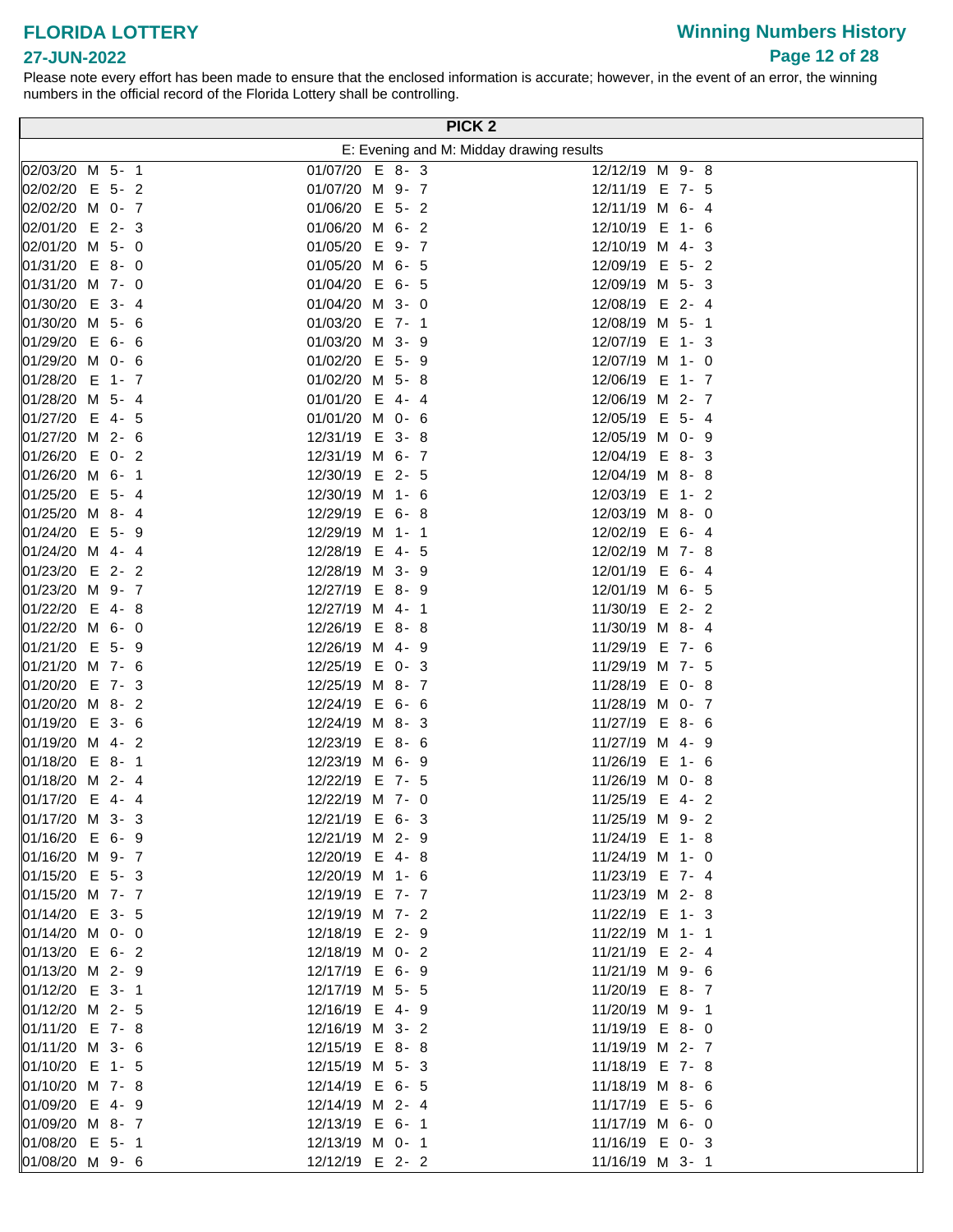# FLORIDA LOTTERY

## Winning Numbers History

27-JUN-2022

Please note every effort has been made to ensure that the enclosed information is accurate; however, in the event of an error, the winning numbers in the official record of the Florida Lottery shall be controlling.

## PICK 2

E: Evening and M: Midday drawing results

| | | |
|---|---|---|
| 02/03/20 M 5- 1 | 01/07/20 E 8- 3 | 12/12/19 M 9- 8 |
| 02/02/20 E 5- 2 | 01/07/20 M 9- 7 | 12/11/19 E 7- 5 |
| 02/02/20 M 0- 7 | 01/06/20 E 5- 2 | 12/11/19 M 6- 4 |
| 02/01/20 E 2- 3 | 01/06/20 M 6- 2 | 12/10/19 E 1- 6 |
| 02/01/20 M 5- 0 | 01/05/20 E 9- 7 | 12/10/19 M 4- 3 |
| 01/31/20 E 8- 0 | 01/05/20 M 6- 5 | 12/09/19 E 5- 2 |
| 01/31/20 M 7- 0 | 01/04/20 E 6- 5 | 12/09/19 M 5- 3 |
| 01/30/20 E 3- 4 | 01/04/20 M 3- 0 | 12/08/19 E 2- 4 |
| 01/30/20 M 5- 6 | 01/03/20 E 7- 1 | 12/08/19 M 5- 1 |
| 01/29/20 E 6- 6 | 01/03/20 M 3- 9 | 12/07/19 E 1- 3 |
| 01/29/20 M 0- 6 | 01/02/20 E 5- 9 | 12/07/19 M 1- 0 |
| 01/28/20 E 1- 7 | 01/02/20 M 5- 8 | 12/06/19 E 1- 7 |
| 01/28/20 M 5- 4 | 01/01/20 E 4- 4 | 12/06/19 M 2- 7 |
| 01/27/20 E 4- 5 | 01/01/20 M 0- 6 | 12/05/19 E 5- 4 |
| 01/27/20 M 2- 6 | 12/31/19 E 3- 8 | 12/05/19 M 0- 9 |
| 01/26/20 E 0- 2 | 12/31/19 M 6- 7 | 12/04/19 E 8- 3 |
| 01/26/20 M 6- 1 | 12/30/19 E 2- 5 | 12/04/19 M 8- 8 |
| 01/25/20 E 5- 4 | 12/30/19 M 1- 6 | 12/03/19 E 1- 2 |
| 01/25/20 M 8- 4 | 12/29/19 E 6- 8 | 12/03/19 M 8- 0 |
| 01/24/20 E 5- 9 | 12/29/19 M 1- 1 | 12/02/19 E 6- 4 |
| 01/24/20 M 4- 4 | 12/28/19 E 4- 5 | 12/02/19 M 7- 8 |
| 01/23/20 E 2- 2 | 12/28/19 M 3- 9 | 12/01/19 E 6- 4 |
| 01/23/20 M 9- 7 | 12/27/19 E 8- 9 | 12/01/19 M 6- 5 |
| 01/22/20 E 4- 8 | 12/27/19 M 4- 1 | 11/30/19 E 2- 2 |
| 01/22/20 M 6- 0 | 12/26/19 E 8- 8 | 11/30/19 M 8- 4 |
| 01/21/20 E 5- 9 | 12/26/19 M 4- 9 | 11/29/19 E 7- 6 |
| 01/21/20 M 7- 6 | 12/25/19 E 0- 3 | 11/29/19 M 7- 5 |
| 01/20/20 E 7- 3 | 12/25/19 M 8- 7 | 11/28/19 E 0- 8 |
| 01/20/20 M 8- 2 | 12/24/19 E 6- 6 | 11/28/19 M 0- 7 |
| 01/19/20 E 3- 6 | 12/24/19 M 8- 3 | 11/27/19 E 8- 6 |
| 01/19/20 M 4- 2 | 12/23/19 E 8- 6 | 11/27/19 M 4- 9 |
| 01/18/20 E 8- 1 | 12/23/19 M 6- 9 | 11/26/19 E 1- 6 |
| 01/18/20 M 2- 4 | 12/22/19 E 7- 5 | 11/26/19 M 0- 8 |
| 01/17/20 E 4- 4 | 12/22/19 M 7- 0 | 11/25/19 E 4- 2 |
| 01/17/20 M 3- 3 | 12/21/19 E 6- 3 | 11/25/19 M 9- 2 |
| 01/16/20 E 6- 9 | 12/21/19 M 2- 9 | 11/24/19 E 1- 8 |
| 01/16/20 M 9- 7 | 12/20/19 E 4- 8 | 11/24/19 M 1- 0 |
| 01/15/20 E 5- 3 | 12/20/19 M 1- 6 | 11/23/19 E 7- 4 |
| 01/15/20 M 7- 7 | 12/19/19 E 7- 7 | 11/23/19 M 2- 8 |
| 01/14/20 E 3- 5 | 12/19/19 M 7- 2 | 11/22/19 E 1- 3 |
| 01/14/20 M 0- 0 | 12/18/19 E 2- 9 | 11/22/19 M 1- 1 |
| 01/13/20 E 6- 2 | 12/18/19 M 0- 2 | 11/21/19 E 2- 4 |
| 01/13/20 M 2- 9 | 12/17/19 E 6- 9 | 11/21/19 M 9- 6 |
| 01/12/20 E 3- 1 | 12/17/19 M 5- 5 | 11/20/19 E 8- 7 |
| 01/12/20 M 2- 5 | 12/16/19 E 4- 9 | 11/20/19 M 9- 1 |
| 01/11/20 E 7- 8 | 12/16/19 M 3- 2 | 11/19/19 E 8- 0 |
| 01/11/20 M 3- 6 | 12/15/19 E 8- 8 | 11/19/19 M 2- 7 |
| 01/10/20 E 1- 5 | 12/15/19 M 5- 3 | 11/18/19 E 7- 8 |
| 01/10/20 M 7- 8 | 12/14/19 E 6- 5 | 11/18/19 M 8- 6 |
| 01/09/20 E 4- 9 | 12/14/19 M 2- 4 | 11/17/19 E 5- 6 |
| 01/09/20 M 8- 7 | 12/13/19 E 6- 1 | 11/17/19 M 6- 0 |
| 01/08/20 E 5- 1 | 12/13/19 M 0- 1 | 11/16/19 E 0- 3 |
| 01/08/20 M 9- 6 | 12/12/19 E 2- 2 | 11/16/19 M 3- 1 |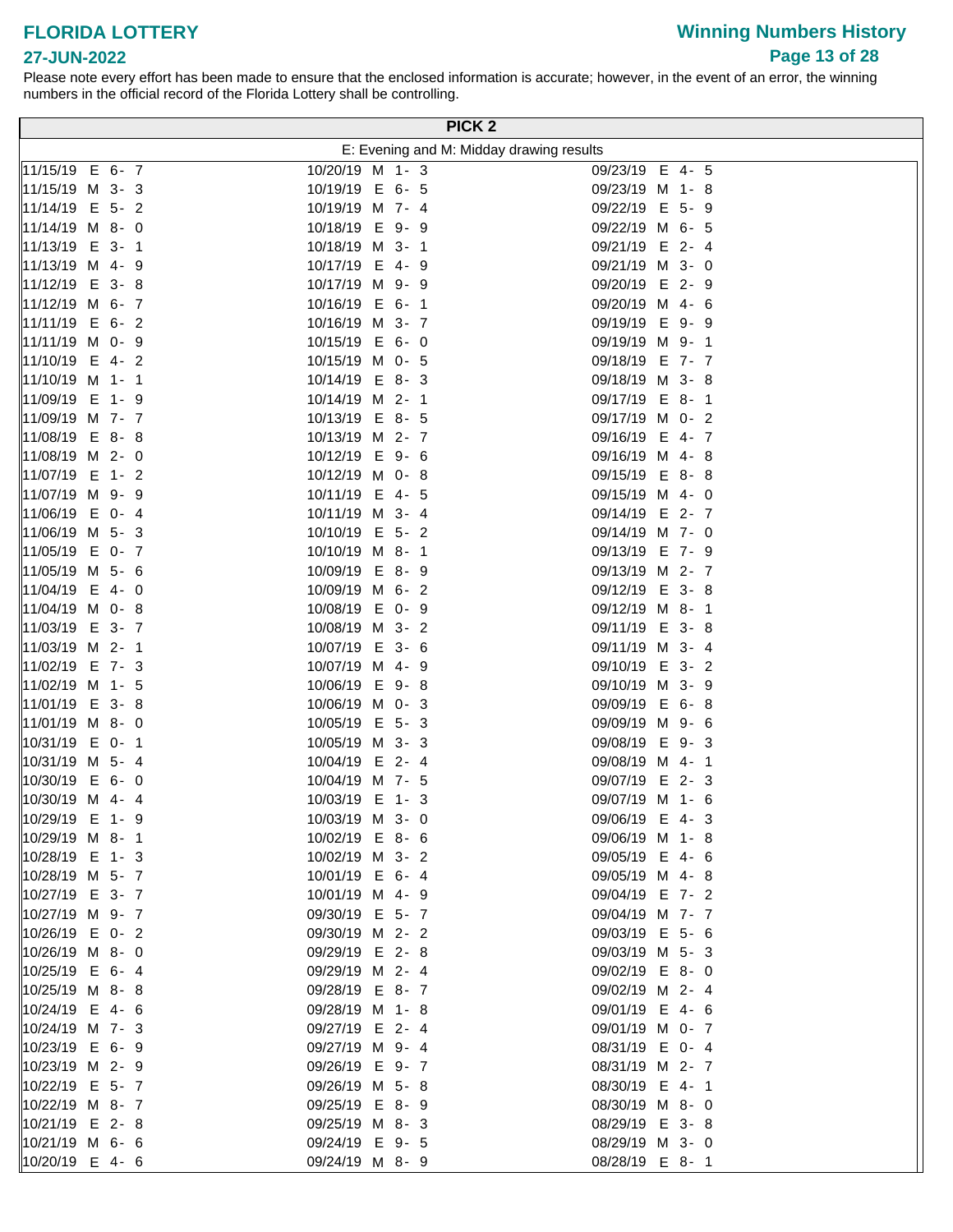# FLORIDA LOTTERY

**27-JUN-2022**

Please note every effort has been made to ensure that the enclosed information is accurate; however, in the event of an error, the winning numbers in the official record of the Florida Lottery shall be controlling.

## PICK 2

E: Evening and M: Midday drawing results

| | | |
|---|---|---|
| 11/15/19 E 6- 7 | 10/20/19 M 1- 3 | 09/23/19 E 4- 5 |
| 11/15/19 M 3- 3 | 10/19/19 E 6- 5 | 09/23/19 M 1- 8 |
| 11/14/19 E 5- 2 | 10/19/19 M 7- 4 | 09/22/19 E 5- 9 |
| 11/14/19 M 8- 0 | 10/18/19 E 9- 9 | 09/22/19 M 6- 5 |
| 11/13/19 E 3- 1 | 10/18/19 M 3- 1 | 09/21/19 E 2- 4 |
| 11/13/19 M 4- 9 | 10/17/19 E 4- 9 | 09/21/19 M 3- 0 |
| 11/12/19 E 3- 8 | 10/17/19 M 9- 9 | 09/20/19 E 2- 9 |
| 11/12/19 M 6- 7 | 10/16/19 E 6- 1 | 09/20/19 M 4- 6 |
| 11/11/19 E 6- 2 | 10/16/19 M 3- 7 | 09/19/19 E 9- 9 |
| 11/11/19 M 0- 9 | 10/15/19 E 6- 0 | 09/19/19 M 9- 1 |
| 11/10/19 E 4- 2 | 10/15/19 M 0- 5 | 09/18/19 E 7- 7 |
| 11/10/19 M 1- 1 | 10/14/19 E 8- 3 | 09/18/19 M 3- 8 |
| 11/09/19 E 1- 9 | 10/14/19 M 2- 1 | 09/17/19 E 8- 1 |
| 11/09/19 M 7- 7 | 10/13/19 E 8- 5 | 09/17/19 M 0- 2 |
| 11/08/19 E 8- 8 | 10/13/19 M 2- 7 | 09/16/19 E 4- 7 |
| 11/08/19 M 2- 0 | 10/12/19 E 9- 6 | 09/16/19 M 4- 8 |
| 11/07/19 E 1- 2 | 10/12/19 M 0- 8 | 09/15/19 E 8- 8 |
| 11/07/19 M 9- 9 | 10/11/19 E 4- 5 | 09/15/19 M 4- 0 |
| 11/06/19 E 0- 4 | 10/11/19 M 3- 4 | 09/14/19 E 2- 7 |
| 11/06/19 M 5- 3 | 10/10/19 E 5- 2 | 09/14/19 M 7- 0 |
| 11/05/19 E 0- 7 | 10/10/19 M 8- 1 | 09/13/19 E 7- 9 |
| 11/05/19 M 5- 6 | 10/09/19 E 8- 9 | 09/13/19 M 2- 7 |
| 11/04/19 E 4- 0 | 10/09/19 M 6- 2 | 09/12/19 E 3- 8 |
| 11/04/19 M 0- 8 | 10/08/19 E 0- 9 | 09/12/19 M 8- 1 |
| 11/03/19 E 3- 7 | 10/08/19 M 3- 2 | 09/11/19 E 3- 8 |
| 11/03/19 M 2- 1 | 10/07/19 E 3- 6 | 09/11/19 M 3- 4 |
| 11/02/19 E 7- 3 | 10/07/19 M 4- 9 | 09/10/19 E 3- 2 |
| 11/02/19 M 1- 5 | 10/06/19 E 9- 8 | 09/10/19 M 3- 9 |
| 11/01/19 E 3- 8 | 10/06/19 M 0- 3 | 09/09/19 E 6- 8 |
| 11/01/19 M 8- 0 | 10/05/19 E 5- 3 | 09/09/19 M 9- 6 |
| 10/31/19 E 0- 1 | 10/05/19 M 3- 3 | 09/08/19 E 9- 3 |
| 10/31/19 M 5- 4 | 10/04/19 E 2- 4 | 09/08/19 M 4- 1 |
| 10/30/19 E 6- 0 | 10/04/19 M 7- 5 | 09/07/19 E 2- 3 |
| 10/30/19 M 4- 4 | 10/03/19 E 1- 3 | 09/07/19 M 1- 6 |
| 10/29/19 E 1- 9 | 10/03/19 M 3- 0 | 09/06/19 E 4- 3 |
| 10/29/19 M 8- 1 | 10/02/19 E 8- 6 | 09/06/19 M 1- 8 |
| 10/28/19 E 1- 3 | 10/02/19 M 3- 2 | 09/05/19 E 4- 6 |
| 10/28/19 M 5- 7 | 10/01/19 E 6- 4 | 09/05/19 M 4- 8 |
| 10/27/19 E 3- 7 | 10/01/19 M 4- 9 | 09/04/19 E 7- 2 |
| 10/27/19 M 9- 7 | 09/30/19 E 5- 7 | 09/04/19 M 7- 7 |
| 10/26/19 E 0- 2 | 09/30/19 M 2- 2 | 09/03/19 E 5- 6 |
| 10/26/19 M 8- 0 | 09/29/19 E 2- 8 | 09/03/19 M 5- 3 |
| 10/25/19 E 6- 4 | 09/29/19 M 2- 4 | 09/02/19 E 8- 0 |
| 10/25/19 M 8- 8 | 09/28/19 E 8- 7 | 09/02/19 M 2- 4 |
| 10/24/19 E 4- 6 | 09/28/19 M 1- 8 | 09/01/19 E 4- 6 |
| 10/24/19 M 7- 3 | 09/27/19 E 2- 4 | 09/01/19 M 0- 7 |
| 10/23/19 E 6- 9 | 09/27/19 M 9- 4 | 08/31/19 E 0- 4 |
| 10/23/19 M 2- 9 | 09/26/19 E 9- 7 | 08/31/19 M 2- 7 |
| 10/22/19 E 5- 7 | 09/26/19 M 5- 8 | 08/30/19 E 4- 1 |
| 10/22/19 M 8- 7 | 09/25/19 E 8- 9 | 08/30/19 M 8- 0 |
| 10/21/19 E 2- 8 | 09/25/19 M 8- 3 | 08/29/19 E 3- 8 |
| 10/21/19 M 6- 6 | 09/24/19 E 9- 5 | 08/29/19 M 3- 0 |
| 10/20/19 E 4- 6 | 09/24/19 M 8- 9 | 08/28/19 E 8- 1 |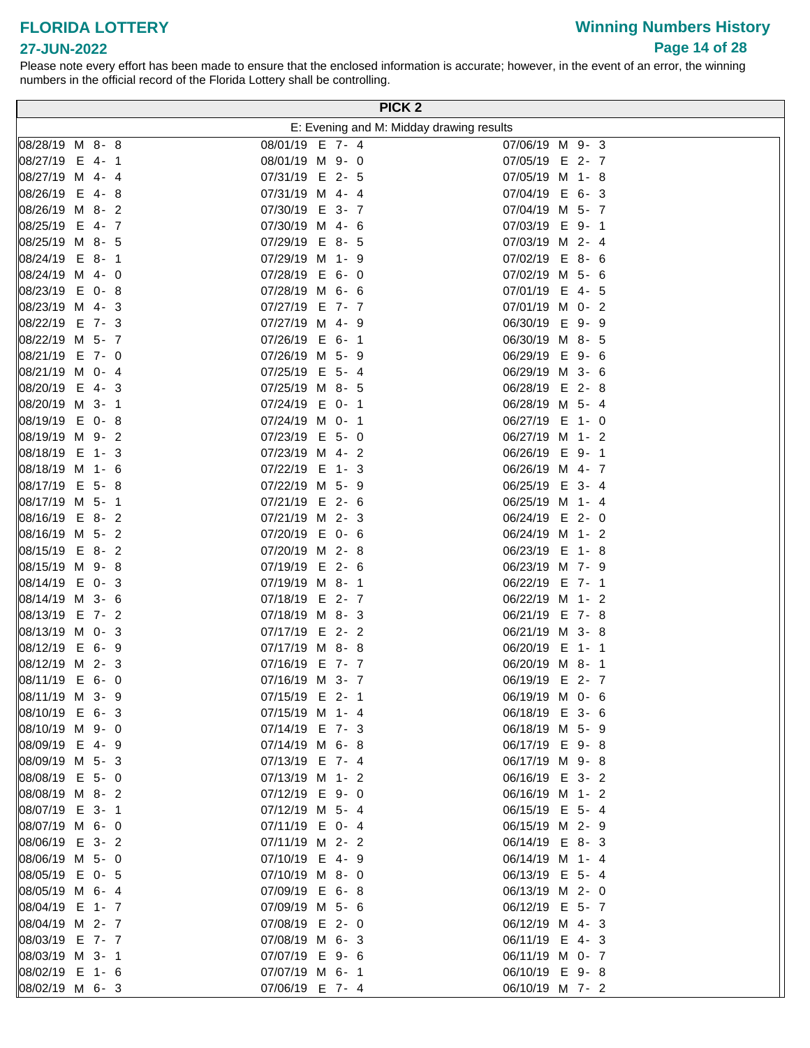# FLORIDA LOTTERY

## Winning Numbers History

27-JUN-2022

Please note every effort has been made to ensure that the enclosed information is accurate; however, in the event of an error, the winning numbers in the official record of the Florida Lottery shall be controlling.

## PICK 2

E: Evening and M: Midday drawing results

| | | |
|---|---|---|
| 08/28/19 M 8- 8 | 08/01/19 E 7- 4 | 07/06/19 M 9- 3 |
| 08/27/19 E 4- 1 | 08/01/19 M 9- 0 | 07/05/19 E 2- 7 |
| 08/27/19 M 4- 4 | 07/31/19 E 2- 5 | 07/05/19 M 1- 8 |
| 08/26/19 E 4- 8 | 07/31/19 M 4- 4 | 07/04/19 E 6- 3 |
| 08/26/19 M 8- 2 | 07/30/19 E 3- 7 | 07/04/19 M 5- 7 |
| 08/25/19 E 4- 7 | 07/30/19 M 4- 6 | 07/03/19 E 9- 1 |
| 08/25/19 M 8- 5 | 07/29/19 E 8- 5 | 07/03/19 M 2- 4 |
| 08/24/19 E 8- 1 | 07/29/19 M 1- 9 | 07/02/19 E 8- 6 |
| 08/24/19 M 4- 0 | 07/28/19 E 6- 0 | 07/02/19 M 5- 6 |
| 08/23/19 E 0- 8 | 07/28/19 M 6- 6 | 07/01/19 E 4- 5 |
| 08/23/19 M 4- 3 | 07/27/19 E 7- 7 | 07/01/19 M 0- 2 |
| 08/22/19 E 7- 3 | 07/27/19 M 4- 9 | 06/30/19 E 9- 9 |
| 08/22/19 M 5- 7 | 07/26/19 E 6- 1 | 06/30/19 M 8- 5 |
| 08/21/19 E 7- 0 | 07/26/19 M 5- 9 | 06/29/19 E 9- 6 |
| 08/21/19 M 0- 4 | 07/25/19 E 5- 4 | 06/29/19 M 3- 6 |
| 08/20/19 E 4- 3 | 07/25/19 M 8- 5 | 06/28/19 E 2- 8 |
| 08/20/19 M 3- 1 | 07/24/19 E 0- 1 | 06/28/19 M 5- 4 |
| 08/19/19 E 0- 8 | 07/24/19 M 0- 1 | 06/27/19 E 1- 0 |
| 08/19/19 M 9- 2 | 07/23/19 E 5- 0 | 06/27/19 M 1- 2 |
| 08/18/19 E 1- 3 | 07/23/19 M 4- 2 | 06/26/19 E 9- 1 |
| 08/18/19 M 1- 6 | 07/22/19 E 1- 3 | 06/26/19 M 4- 7 |
| 08/17/19 E 5- 8 | 07/22/19 M 5- 9 | 06/25/19 E 3- 4 |
| 08/17/19 M 5- 1 | 07/21/19 E 2- 6 | 06/25/19 M 1- 4 |
| 08/16/19 E 8- 2 | 07/21/19 M 2- 3 | 06/24/19 E 2- 0 |
| 08/16/19 M 5- 2 | 07/20/19 E 0- 6 | 06/24/19 M 1- 2 |
| 08/15/19 E 8- 2 | 07/20/19 M 2- 8 | 06/23/19 E 1- 8 |
| 08/15/19 M 9- 8 | 07/19/19 E 2- 6 | 06/23/19 M 7- 9 |
| 08/14/19 E 0- 3 | 07/19/19 M 8- 1 | 06/22/19 E 7- 1 |
| 08/14/19 M 3- 6 | 07/18/19 E 2- 7 | 06/22/19 M 1- 2 |
| 08/13/19 E 7- 2 | 07/18/19 M 8- 3 | 06/21/19 E 7- 8 |
| 08/13/19 M 0- 3 | 07/17/19 E 2- 2 | 06/21/19 M 3- 8 |
| 08/12/19 E 6- 9 | 07/17/19 M 8- 8 | 06/20/19 E 1- 1 |
| 08/12/19 M 2- 3 | 07/16/19 E 7- 7 | 06/20/19 M 8- 1 |
| 08/11/19 E 6- 0 | 07/16/19 M 3- 7 | 06/19/19 E 2- 7 |
| 08/11/19 M 3- 9 | 07/15/19 E 2- 1 | 06/19/19 M 0- 6 |
| 08/10/19 E 6- 3 | 07/15/19 M 1- 4 | 06/18/19 E 3- 6 |
| 08/10/19 M 9- 0 | 07/14/19 E 7- 3 | 06/18/19 M 5- 9 |
| 08/09/19 E 4- 9 | 07/14/19 M 6- 8 | 06/17/19 E 9- 8 |
| 08/09/19 M 5- 3 | 07/13/19 E 7- 4 | 06/17/19 M 9- 8 |
| 08/08/19 E 5- 0 | 07/13/19 M 1- 2 | 06/16/19 E 3- 2 |
| 08/08/19 M 8- 2 | 07/12/19 E 9- 0 | 06/16/19 M 1- 2 |
| 08/07/19 E 3- 1 | 07/12/19 M 5- 4 | 06/15/19 E 5- 4 |
| 08/07/19 M 6- 0 | 07/11/19 E 0- 4 | 06/15/19 M 2- 9 |
| 08/06/19 E 3- 2 | 07/11/19 M 2- 2 | 06/14/19 E 8- 3 |
| 08/06/19 M 5- 0 | 07/10/19 E 4- 9 | 06/14/19 M 1- 4 |
| 08/05/19 E 0- 5 | 07/10/19 M 8- 0 | 06/13/19 E 5- 4 |
| 08/05/19 M 6- 4 | 07/09/19 E 6- 8 | 06/13/19 M 2- 0 |
| 08/04/19 E 1- 7 | 07/09/19 M 5- 6 | 06/12/19 E 5- 7 |
| 08/04/19 M 2- 7 | 07/08/19 E 2- 0 | 06/12/19 M 4- 3 |
| 08/03/19 E 7- 7 | 07/08/19 M 6- 3 | 06/11/19 E 4- 3 |
| 08/03/19 M 3- 1 | 07/07/19 E 9- 6 | 06/11/19 M 0- 7 |
| 08/02/19 E 1- 6 | 07/07/19 M 6- 1 | 06/10/19 E 9- 8 |
| 08/02/19 M 6- 3 | 07/06/19 E 7- 4 | 06/10/19 M 7- 2 |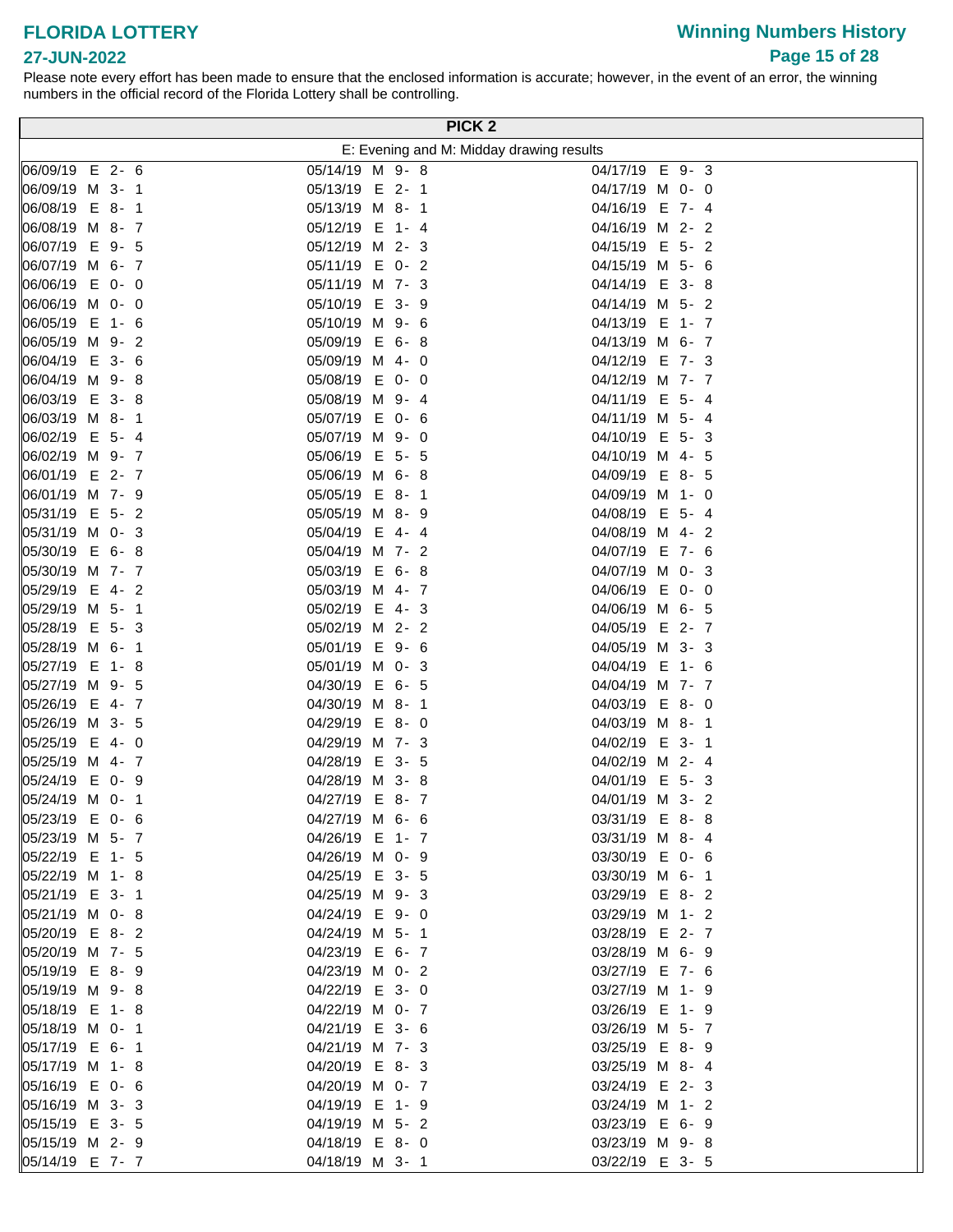# FLORIDA LOTTERY

**27-JUN-2022**

## Winning Numbers History

Please note every effort has been made to ensure that the enclosed information is accurate; however, in the event of an error, the winning numbers in the official record of the Florida Lottery shall be controlling.

### PICK 2

E: Evening and M: Midday drawing results

| | | |
|---|---|---|
| 06/09/19 E 2- 6 | 05/14/19 M 9- 8 | 04/17/19 E 9- 3 |
| 06/09/19 M 3- 1 | 05/13/19 E 2- 1 | 04/17/19 M 0- 0 |
| 06/08/19 E 8- 1 | 05/13/19 M 8- 1 | 04/16/19 E 7- 4 |
| 06/08/19 M 8- 7 | 05/12/19 E 1- 4 | 04/16/19 M 2- 2 |
| 06/07/19 E 9- 5 | 05/12/19 M 2- 3 | 04/15/19 E 5- 2 |
| 06/07/19 M 6- 7 | 05/11/19 E 0- 2 | 04/15/19 M 5- 6 |
| 06/06/19 E 0- 0 | 05/11/19 M 7- 3 | 04/14/19 E 3- 8 |
| 06/06/19 M 0- 0 | 05/10/19 E 3- 9 | 04/14/19 M 5- 2 |
| 06/05/19 E 1- 6 | 05/10/19 M 9- 6 | 04/13/19 E 1- 7 |
| 06/05/19 M 9- 2 | 05/09/19 E 6- 8 | 04/13/19 M 6- 7 |
| 06/04/19 E 3- 6 | 05/09/19 M 4- 0 | 04/12/19 E 7- 3 |
| 06/04/19 M 9- 8 | 05/08/19 E 0- 0 | 04/12/19 M 7- 7 |
| 06/03/19 E 3- 8 | 05/08/19 M 9- 4 | 04/11/19 E 5- 4 |
| 06/03/19 M 8- 1 | 05/07/19 E 0- 6 | 04/11/19 M 5- 4 |
| 06/02/19 E 5- 4 | 05/07/19 M 9- 0 | 04/10/19 E 5- 3 |
| 06/02/19 M 9- 7 | 05/06/19 E 5- 5 | 04/10/19 M 4- 5 |
| 06/01/19 E 2- 7 | 05/06/19 M 6- 8 | 04/09/19 E 8- 5 |
| 06/01/19 M 7- 9 | 05/05/19 E 8- 1 | 04/09/19 M 1- 0 |
| 05/31/19 E 5- 2 | 05/05/19 M 8- 9 | 04/08/19 E 5- 4 |
| 05/31/19 M 0- 3 | 05/04/19 E 4- 4 | 04/08/19 M 4- 2 |
| 05/30/19 E 6- 8 | 05/04/19 M 7- 2 | 04/07/19 E 7- 6 |
| 05/30/19 M 7- 7 | 05/03/19 E 6- 8 | 04/07/19 M 0- 3 |
| 05/29/19 E 4- 2 | 05/03/19 M 4- 7 | 04/06/19 E 0- 0 |
| 05/29/19 M 5- 1 | 05/02/19 E 4- 3 | 04/06/19 M 6- 5 |
| 05/28/19 E 5- 3 | 05/02/19 M 2- 2 | 04/05/19 E 2- 7 |
| 05/28/19 M 6- 1 | 05/01/19 E 9- 6 | 04/05/19 M 3- 3 |
| 05/27/19 E 1- 8 | 05/01/19 M 0- 3 | 04/04/19 E 1- 6 |
| 05/27/19 M 9- 5 | 04/30/19 E 6- 5 | 04/04/19 M 7- 7 |
| 05/26/19 E 4- 7 | 04/30/19 M 8- 1 | 04/03/19 E 8- 0 |
| 05/26/19 M 3- 5 | 04/29/19 E 8- 0 | 04/03/19 M 8- 1 |
| 05/25/19 E 4- 0 | 04/29/19 M 7- 3 | 04/02/19 E 3- 1 |
| 05/25/19 M 4- 7 | 04/28/19 E 3- 5 | 04/02/19 M 2- 4 |
| 05/24/19 E 0- 9 | 04/28/19 M 3- 8 | 04/01/19 E 5- 3 |
| 05/24/19 M 0- 1 | 04/27/19 E 8- 7 | 04/01/19 M 3- 2 |
| 05/23/19 E 0- 6 | 04/27/19 M 6- 6 | 03/31/19 E 8- 8 |
| 05/23/19 M 5- 7 | 04/26/19 E 1- 7 | 03/31/19 M 8- 4 |
| 05/22/19 E 1- 5 | 04/26/19 M 0- 9 | 03/30/19 E 0- 6 |
| 05/22/19 M 1- 8 | 04/25/19 E 3- 5 | 03/30/19 M 6- 1 |
| 05/21/19 E 3- 1 | 04/25/19 M 9- 3 | 03/29/19 E 8- 2 |
| 05/21/19 M 0- 8 | 04/24/19 E 9- 0 | 03/29/19 M 1- 2 |
| 05/20/19 E 8- 2 | 04/24/19 M 5- 1 | 03/28/19 E 2- 7 |
| 05/20/19 M 7- 5 | 04/23/19 E 6- 7 | 03/28/19 M 6- 9 |
| 05/19/19 E 8- 9 | 04/23/19 M 0- 2 | 03/27/19 E 7- 6 |
| 05/19/19 M 9- 8 | 04/22/19 E 3- 0 | 03/27/19 M 1- 9 |
| 05/18/19 E 1- 8 | 04/22/19 M 0- 7 | 03/26/19 E 1- 9 |
| 05/18/19 M 0- 1 | 04/21/19 E 3- 6 | 03/26/19 M 5- 7 |
| 05/17/19 E 6- 1 | 04/21/19 M 7- 3 | 03/25/19 E 8- 9 |
| 05/17/19 M 1- 8 | 04/20/19 E 8- 3 | 03/25/19 M 8- 4 |
| 05/16/19 E 0- 6 | 04/20/19 M 0- 7 | 03/24/19 E 2- 3 |
| 05/16/19 M 3- 3 | 04/19/19 E 1- 9 | 03/24/19 M 1- 2 |
| 05/15/19 E 3- 5 | 04/19/19 M 5- 2 | 03/23/19 E 6- 9 |
| 05/15/19 M 2- 9 | 04/18/19 E 8- 0 | 03/23/19 M 9- 8 |
| 05/14/19 E 7- 7 | 04/18/19 M 3- 1 | 03/22/19 E 3- 5 |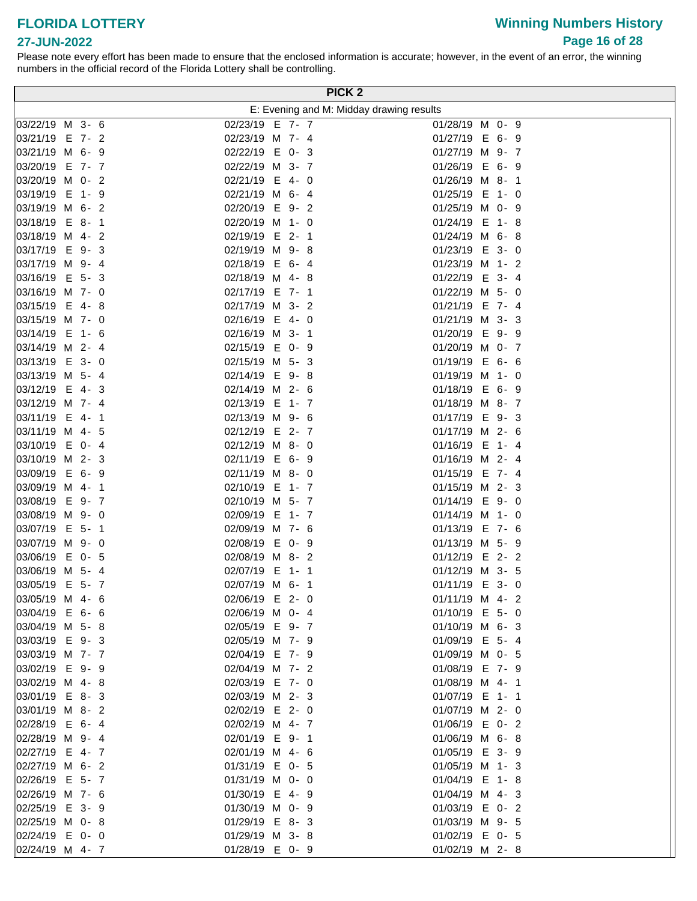# FLORIDA LOTTERY

## 27-JUN-2022

## Winning Numbers History

Please note every effort has been made to ensure that the enclosed information is accurate; however, in the event of an error, the winning numbers in the official record of the Florida Lottery shall be controlling.

### PICK 2

E: Evening and M: Midday drawing results

| | | |
|---|---|---|
| 03/22/19 M 3- 6 | 02/23/19 E 7- 7 | 01/28/19 M 0- 9 |
| 03/21/19 E 7- 2 | 02/23/19 M 7- 4 | 01/27/19 E 6- 9 |
| 03/21/19 M 6- 9 | 02/22/19 E 0- 3 | 01/27/19 M 9- 7 |
| 03/20/19 E 7- 7 | 02/22/19 M 3- 7 | 01/26/19 E 6- 9 |
| 03/20/19 M 0- 2 | 02/21/19 E 4- 0 | 01/26/19 M 8- 1 |
| 03/19/19 E 1- 9 | 02/21/19 M 6- 4 | 01/25/19 E 1- 0 |
| 03/19/19 M 6- 2 | 02/20/19 E 9- 2 | 01/25/19 M 0- 9 |
| 03/18/19 E 8- 1 | 02/20/19 M 1- 0 | 01/24/19 E 1- 8 |
| 03/18/19 M 4- 2 | 02/19/19 E 2- 1 | 01/24/19 M 6- 8 |
| 03/17/19 E 9- 3 | 02/19/19 M 9- 8 | 01/23/19 E 3- 0 |
| 03/17/19 M 9- 4 | 02/18/19 E 6- 4 | 01/23/19 M 1- 2 |
| 03/16/19 E 5- 3 | 02/18/19 M 4- 8 | 01/22/19 E 3- 4 |
| 03/16/19 M 7- 0 | 02/17/19 E 7- 1 | 01/22/19 M 5- 0 |
| 03/15/19 E 4- 8 | 02/17/19 M 3- 2 | 01/21/19 E 7- 4 |
| 03/15/19 M 7- 0 | 02/16/19 E 4- 0 | 01/21/19 M 3- 3 |
| 03/14/19 E 1- 6 | 02/16/19 M 3- 1 | 01/20/19 E 9- 9 |
| 03/14/19 M 2- 4 | 02/15/19 E 0- 9 | 01/20/19 M 0- 7 |
| 03/13/19 E 3- 0 | 02/15/19 M 5- 3 | 01/19/19 E 6- 6 |
| 03/13/19 M 5- 4 | 02/14/19 E 9- 8 | 01/19/19 M 1- 0 |
| 03/12/19 E 4- 3 | 02/14/19 M 2- 6 | 01/18/19 E 6- 9 |
| 03/12/19 M 7- 4 | 02/13/19 E 1- 7 | 01/18/19 M 8- 7 |
| 03/11/19 E 4- 1 | 02/13/19 M 9- 6 | 01/17/19 E 9- 3 |
| 03/11/19 M 4- 5 | 02/12/19 E 2- 7 | 01/17/19 M 2- 6 |
| 03/10/19 E 0- 4 | 02/12/19 M 8- 0 | 01/16/19 E 1- 4 |
| 03/10/19 M 2- 3 | 02/11/19 E 6- 9 | 01/16/19 M 2- 4 |
| 03/09/19 E 6- 9 | 02/11/19 M 8- 0 | 01/15/19 E 7- 4 |
| 03/09/19 M 4- 1 | 02/10/19 E 1- 7 | 01/15/19 M 2- 3 |
| 03/08/19 E 9- 7 | 02/10/19 M 5- 7 | 01/14/19 E 9- 0 |
| 03/08/19 M 9- 0 | 02/09/19 E 1- 7 | 01/14/19 M 1- 0 |
| 03/07/19 E 5- 1 | 02/09/19 M 7- 6 | 01/13/19 E 7- 6 |
| 03/07/19 M 9- 0 | 02/08/19 E 0- 9 | 01/13/19 M 5- 9 |
| 03/06/19 E 0- 5 | 02/08/19 M 8- 2 | 01/12/19 E 2- 2 |
| 03/06/19 M 5- 4 | 02/07/19 E 1- 1 | 01/12/19 M 3- 5 |
| 03/05/19 E 5- 7 | 02/07/19 M 6- 1 | 01/11/19 E 3- 0 |
| 03/05/19 M 4- 6 | 02/06/19 E 2- 0 | 01/11/19 M 4- 2 |
| 03/04/19 E 6- 6 | 02/06/19 M 0- 4 | 01/10/19 E 5- 0 |
| 03/04/19 M 5- 8 | 02/05/19 E 9- 7 | 01/10/19 M 6- 3 |
| 03/03/19 E 9- 3 | 02/05/19 M 7- 9 | 01/09/19 E 5- 4 |
| 03/03/19 M 7- 7 | 02/04/19 E 7- 9 | 01/09/19 M 0- 5 |
| 03/02/19 E 9- 9 | 02/04/19 M 7- 2 | 01/08/19 E 7- 9 |
| 03/02/19 M 4- 8 | 02/03/19 E 7- 0 | 01/08/19 M 4- 1 |
| 03/01/19 E 8- 3 | 02/03/19 M 2- 3 | 01/07/19 E 1- 1 |
| 03/01/19 M 8- 2 | 02/02/19 E 2- 0 | 01/07/19 M 2- 0 |
| 02/28/19 E 6- 4 | 02/02/19 M 4- 7 | 01/06/19 E 0- 2 |
| 02/28/19 M 9- 4 | 02/01/19 E 9- 1 | 01/06/19 M 6- 8 |
| 02/27/19 E 4- 7 | 02/01/19 M 4- 6 | 01/05/19 E 3- 9 |
| 02/27/19 M 6- 2 | 01/31/19 E 0- 5 | 01/05/19 M 1- 3 |
| 02/26/19 E 5- 7 | 01/31/19 M 0- 0 | 01/04/19 E 1- 8 |
| 02/26/19 M 7- 6 | 01/30/19 E 4- 9 | 01/04/19 M 4- 3 |
| 02/25/19 E 3- 9 | 01/30/19 M 0- 9 | 01/03/19 E 0- 2 |
| 02/25/19 M 0- 8 | 01/29/19 E 8- 3 | 01/03/19 M 9- 5 |
| 02/24/19 E 0- 0 | 01/29/19 M 3- 8 | 01/02/19 E 0- 5 |
| 02/24/19 M 4- 7 | 01/28/19 E 0- 9 | 01/02/19 M 2- 8 |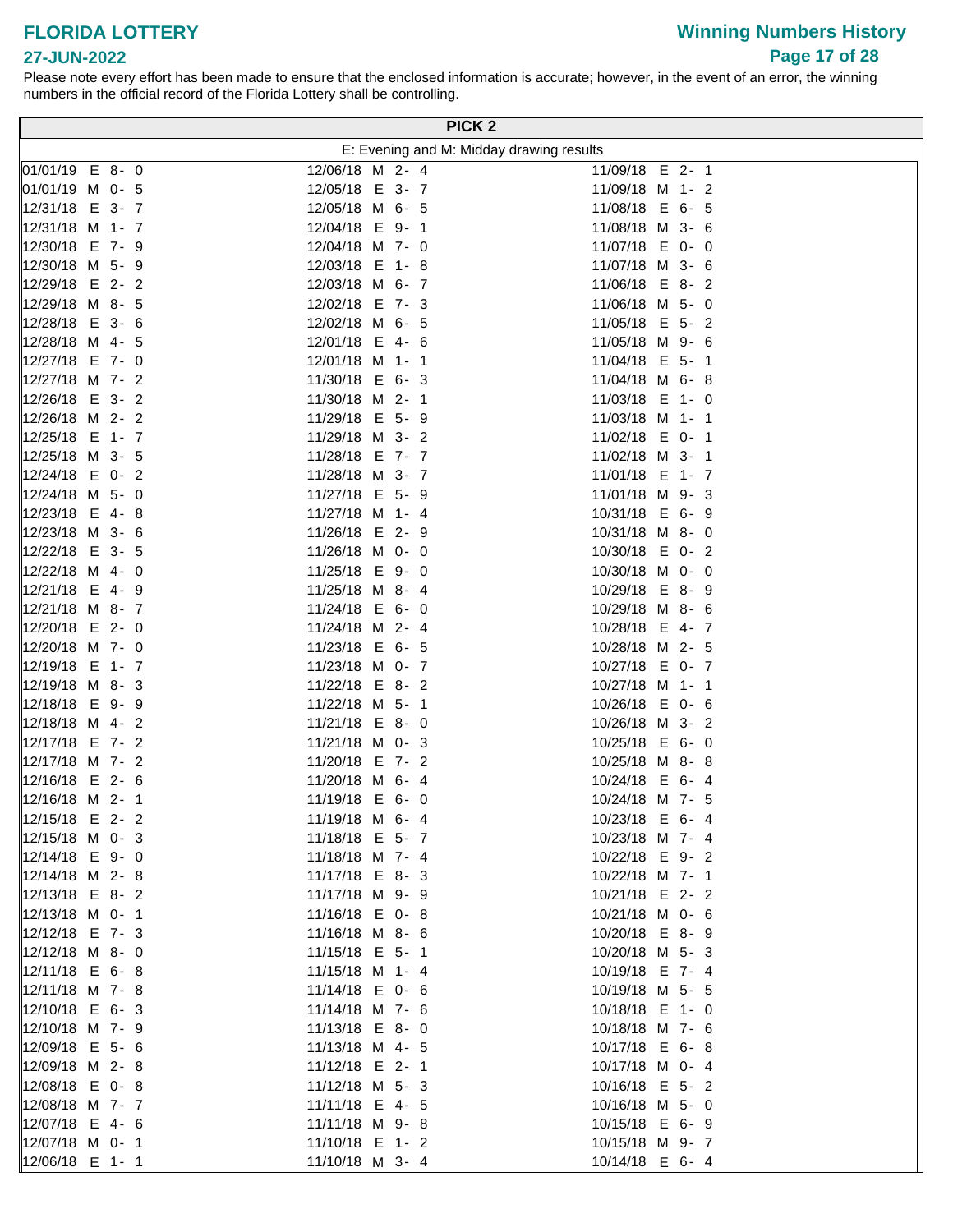# FLORIDA LOTTERY

**27-JUN-2022**

## Winning Numbers History

Please note every effort has been made to ensure that the enclosed information is accurate; however, in the event of an error, the winning numbers in the official record of the Florida Lottery shall be controlling.

### PICK 2

E: Evening and M: Midday drawing results

| Date | Draw | Numbers | Date | Draw | Numbers | Date | Draw | Numbers |
|---|---|---|---|---|---|---|---|---|
| 01/01/19 | E | 8- 0 | 12/06/18 | M | 2- 4 | 11/09/18 | E | 2- 1 |
| 01/01/19 | M | 0- 5 | 12/05/18 | E | 3- 7 | 11/09/18 | M | 1- 2 |
| 12/31/18 | E | 3- 7 | 12/05/18 | M | 6- 5 | 11/08/18 | E | 6- 5 |
| 12/31/18 | M | 1- 7 | 12/04/18 | E | 9- 1 | 11/08/18 | M | 3- 6 |
| 12/30/18 | E | 7- 9 | 12/04/18 | M | 7- 0 | 11/07/18 | E | 0- 0 |
| 12/30/18 | M | 5- 9 | 12/03/18 | E | 1- 8 | 11/07/18 | M | 3- 6 |
| 12/29/18 | E | 2- 2 | 12/03/18 | M | 6- 7 | 11/06/18 | E | 8- 2 |
| 12/29/18 | M | 8- 5 | 12/02/18 | E | 7- 3 | 11/06/18 | M | 5- 0 |
| 12/28/18 | E | 3- 6 | 12/02/18 | M | 6- 5 | 11/05/18 | E | 5- 2 |
| 12/28/18 | M | 4- 5 | 12/01/18 | E | 4- 6 | 11/05/18 | M | 9- 6 |
| 12/27/18 | E | 7- 0 | 12/01/18 | M | 1- 1 | 11/04/18 | E | 5- 1 |
| 12/27/18 | M | 7- 2 | 11/30/18 | E | 6- 3 | 11/04/18 | M | 6- 8 |
| 12/26/18 | E | 3- 2 | 11/30/18 | M | 2- 1 | 11/03/18 | E | 1- 0 |
| 12/26/18 | M | 2- 2 | 11/29/18 | E | 5- 9 | 11/03/18 | M | 1- 1 |
| 12/25/18 | E | 1- 7 | 11/29/18 | M | 3- 2 | 11/02/18 | E | 0- 1 |
| 12/25/18 | M | 3- 5 | 11/28/18 | E | 7- 7 | 11/02/18 | M | 3- 1 |
| 12/24/18 | E | 0- 2 | 11/28/18 | M | 3- 7 | 11/01/18 | E | 1- 7 |
| 12/24/18 | M | 5- 0 | 11/27/18 | E | 5- 9 | 11/01/18 | M | 9- 3 |
| 12/23/18 | E | 4- 8 | 11/27/18 | M | 1- 4 | 10/31/18 | E | 6- 9 |
| 12/23/18 | M | 3- 6 | 11/26/18 | E | 2- 9 | 10/31/18 | M | 8- 0 |
| 12/22/18 | E | 3- 5 | 11/26/18 | M | 0- 0 | 10/30/18 | E | 0- 2 |
| 12/22/18 | M | 4- 0 | 11/25/18 | E | 9- 0 | 10/30/18 | M | 0- 0 |
| 12/21/18 | E | 4- 9 | 11/25/18 | M | 8- 4 | 10/29/18 | E | 8- 9 |
| 12/21/18 | M | 8- 7 | 11/24/18 | E | 6- 0 | 10/29/18 | M | 8- 6 |
| 12/20/18 | E | 2- 0 | 11/24/18 | M | 2- 4 | 10/28/18 | E | 4- 7 |
| 12/20/18 | M | 7- 0 | 11/23/18 | E | 6- 5 | 10/28/18 | M | 2- 5 |
| 12/19/18 | E | 1- 7 | 11/23/18 | M | 0- 7 | 10/27/18 | E | 0- 7 |
| 12/19/18 | M | 8- 3 | 11/22/18 | E | 8- 2 | 10/27/18 | M | 1- 1 |
| 12/18/18 | E | 9- 9 | 11/22/18 | M | 5- 1 | 10/26/18 | E | 0- 6 |
| 12/18/18 | M | 4- 2 | 11/21/18 | E | 8- 0 | 10/26/18 | M | 3- 2 |
| 12/17/18 | E | 7- 2 | 11/21/18 | M | 0- 3 | 10/25/18 | E | 6- 0 |
| 12/17/18 | M | 7- 2 | 11/20/18 | E | 7- 2 | 10/25/18 | M | 8- 8 |
| 12/16/18 | E | 2- 6 | 11/20/18 | M | 6- 4 | 10/24/18 | E | 6- 4 |
| 12/16/18 | M | 2- 1 | 11/19/18 | E | 6- 0 | 10/24/18 | M | 7- 5 |
| 12/15/18 | E | 2- 2 | 11/19/18 | M | 6- 4 | 10/23/18 | E | 6- 4 |
| 12/15/18 | M | 0- 3 | 11/18/18 | E | 5- 7 | 10/23/18 | M | 7- 4 |
| 12/14/18 | E | 9- 0 | 11/18/18 | M | 7- 4 | 10/22/18 | E | 9- 2 |
| 12/14/18 | M | 2- 8 | 11/17/18 | E | 8- 3 | 10/22/18 | M | 7- 1 |
| 12/13/18 | E | 8- 2 | 11/17/18 | M | 9- 9 | 10/21/18 | E | 2- 2 |
| 12/13/18 | M | 0- 1 | 11/16/18 | E | 0- 8 | 10/21/18 | M | 0- 6 |
| 12/12/18 | E | 7- 3 | 11/16/18 | M | 8- 6 | 10/20/18 | E | 8- 9 |
| 12/12/18 | M | 8- 0 | 11/15/18 | E | 5- 1 | 10/20/18 | M | 5- 3 |
| 12/11/18 | E | 6- 8 | 11/15/18 | M | 1- 4 | 10/19/18 | E | 7- 4 |
| 12/11/18 | M | 7- 8 | 11/14/18 | E | 0- 6 | 10/19/18 | M | 5- 5 |
| 12/10/18 | E | 6- 3 | 11/14/18 | M | 7- 6 | 10/18/18 | E | 1- 0 |
| 12/10/18 | M | 7- 9 | 11/13/18 | E | 8- 0 | 10/18/18 | M | 7- 6 |
| 12/09/18 | E | 5- 6 | 11/13/18 | M | 4- 5 | 10/17/18 | E | 6- 8 |
| 12/09/18 | M | 2- 8 | 11/12/18 | E | 2- 1 | 10/17/18 | M | 0- 4 |
| 12/08/18 | E | 0- 8 | 11/12/18 | M | 5- 3 | 10/16/18 | E | 5- 2 |
| 12/08/18 | M | 7- 7 | 11/11/18 | E | 4- 5 | 10/16/18 | M | 5- 0 |
| 12/07/18 | E | 4- 6 | 11/11/18 | M | 9- 8 | 10/15/18 | E | 6- 9 |
| 12/07/18 | M | 0- 1 | 11/10/18 | E | 1- 2 | 10/15/18 | M | 9- 7 |
| 12/06/18 | E | 1- 1 | 11/10/18 | M | 3- 4 | 10/14/18 | E | 6- 4 |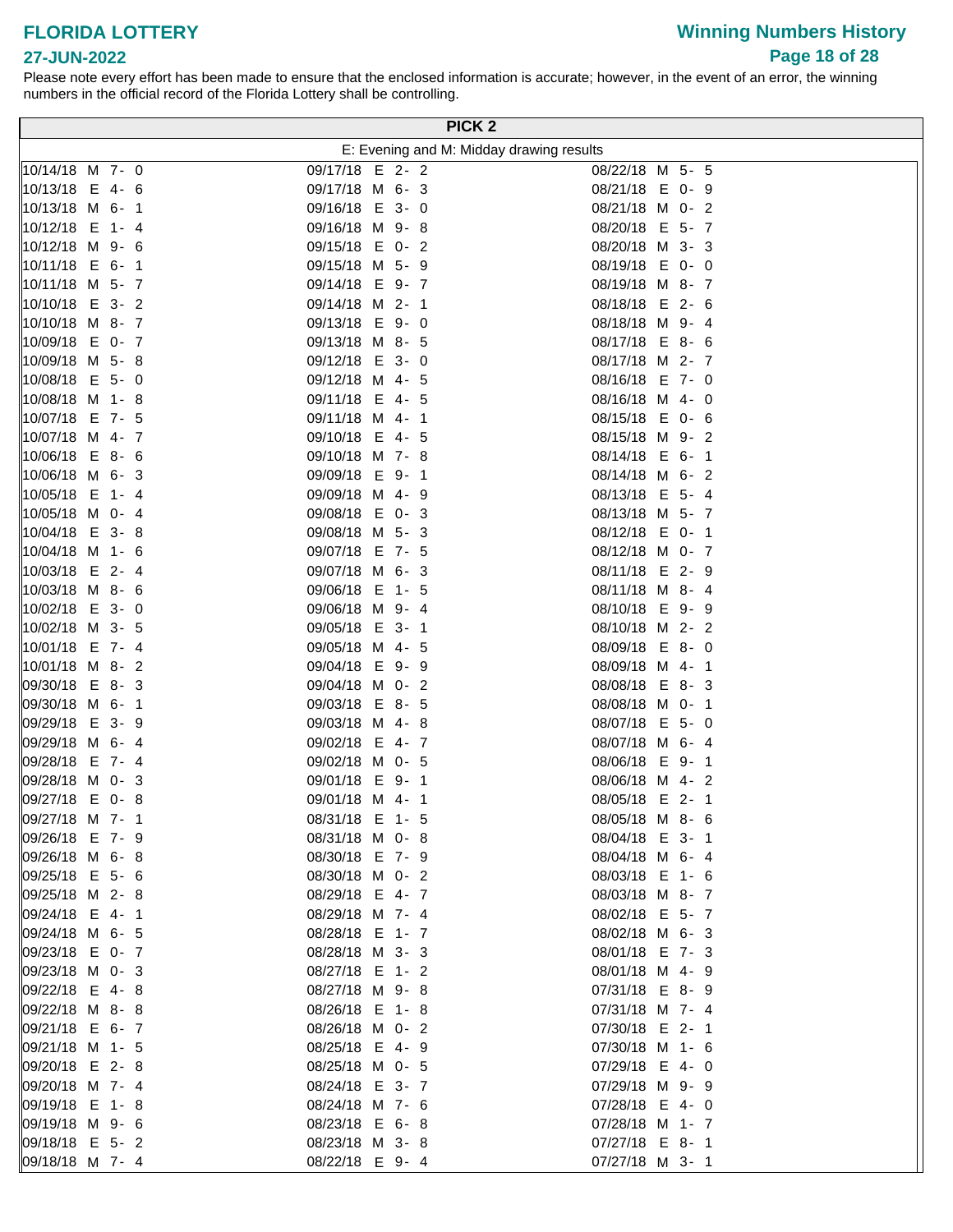# FLORIDA LOTTERY

## Winning Numbers History

27-JUN-2022

Please note every effort has been made to ensure that the enclosed information is accurate; however, in the event of an error, the winning numbers in the official record of the Florida Lottery shall be controlling.

## PICK 2

E: Evening and M: Midday drawing results

| | | |
|---|---|---|
| 10/14/18 M 7- 0 | 09/17/18 E 2- 2 | 08/22/18 M 5- 5 |
| 10/13/18 E 4- 6 | 09/17/18 M 6- 3 | 08/21/18 E 0- 9 |
| 10/13/18 M 6- 1 | 09/16/18 E 3- 0 | 08/21/18 M 0- 2 |
| 10/12/18 E 1- 4 | 09/16/18 M 9- 8 | 08/20/18 E 5- 7 |
| 10/12/18 M 9- 6 | 09/15/18 E 0- 2 | 08/20/18 M 3- 3 |
| 10/11/18 E 6- 1 | 09/15/18 M 5- 9 | 08/19/18 E 0- 0 |
| 10/11/18 M 5- 7 | 09/14/18 E 9- 7 | 08/19/18 M 8- 7 |
| 10/10/18 E 3- 2 | 09/14/18 M 2- 1 | 08/18/18 E 2- 6 |
| 10/10/18 M 8- 7 | 09/13/18 E 9- 0 | 08/18/18 M 9- 4 |
| 10/09/18 E 0- 7 | 09/13/18 M 8- 5 | 08/17/18 E 8- 6 |
| 10/09/18 M 5- 8 | 09/12/18 E 3- 0 | 08/17/18 M 2- 7 |
| 10/08/18 E 5- 0 | 09/12/18 M 4- 5 | 08/16/18 E 7- 0 |
| 10/08/18 M 1- 8 | 09/11/18 E 4- 5 | 08/16/18 M 4- 0 |
| 10/07/18 E 7- 5 | 09/11/18 M 4- 1 | 08/15/18 E 0- 6 |
| 10/07/18 M 4- 7 | 09/10/18 E 4- 5 | 08/15/18 M 9- 2 |
| 10/06/18 E 8- 6 | 09/10/18 M 7- 8 | 08/14/18 E 6- 1 |
| 10/06/18 M 6- 3 | 09/09/18 E 9- 1 | 08/14/18 M 6- 2 |
| 10/05/18 E 1- 4 | 09/09/18 M 4- 9 | 08/13/18 E 5- 4 |
| 10/05/18 M 0- 4 | 09/08/18 E 0- 3 | 08/13/18 M 5- 7 |
| 10/04/18 E 3- 8 | 09/08/18 M 5- 3 | 08/12/18 E 0- 1 |
| 10/04/18 M 1- 6 | 09/07/18 E 7- 5 | 08/12/18 M 0- 7 |
| 10/03/18 E 2- 4 | 09/07/18 M 6- 3 | 08/11/18 E 2- 9 |
| 10/03/18 M 8- 6 | 09/06/18 E 1- 5 | 08/11/18 M 8- 4 |
| 10/02/18 E 3- 0 | 09/06/18 M 9- 4 | 08/10/18 E 9- 9 |
| 10/02/18 M 3- 5 | 09/05/18 E 3- 1 | 08/10/18 M 2- 2 |
| 10/01/18 E 7- 4 | 09/05/18 M 4- 5 | 08/09/18 E 8- 0 |
| 10/01/18 M 8- 2 | 09/04/18 E 9- 9 | 08/09/18 M 4- 1 |
| 09/30/18 E 8- 3 | 09/04/18 M 0- 2 | 08/08/18 E 8- 3 |
| 09/30/18 M 6- 1 | 09/03/18 E 8- 5 | 08/08/18 M 0- 1 |
| 09/29/18 E 3- 9 | 09/03/18 M 4- 8 | 08/07/18 E 5- 0 |
| 09/29/18 M 6- 4 | 09/02/18 E 4- 7 | 08/07/18 M 6- 4 |
| 09/28/18 E 7- 4 | 09/02/18 M 0- 5 | 08/06/18 E 9- 1 |
| 09/28/18 M 0- 3 | 09/01/18 E 9- 1 | 08/06/18 M 4- 2 |
| 09/27/18 E 0- 8 | 09/01/18 M 4- 1 | 08/05/18 E 2- 1 |
| 09/27/18 M 7- 1 | 08/31/18 E 1- 5 | 08/05/18 M 8- 6 |
| 09/26/18 E 7- 9 | 08/31/18 M 0- 8 | 08/04/18 E 3- 1 |
| 09/26/18 M 6- 8 | 08/30/18 E 7- 9 | 08/04/18 M 6- 4 |
| 09/25/18 E 5- 6 | 08/30/18 M 0- 2 | 08/03/18 E 1- 6 |
| 09/25/18 M 2- 8 | 08/29/18 E 4- 7 | 08/03/18 M 8- 7 |
| 09/24/18 E 4- 1 | 08/29/18 M 7- 4 | 08/02/18 E 5- 7 |
| 09/24/18 M 6- 5 | 08/28/18 E 1- 7 | 08/02/18 M 6- 3 |
| 09/23/18 E 0- 7 | 08/28/18 M 3- 3 | 08/01/18 E 7- 3 |
| 09/23/18 M 0- 3 | 08/27/18 E 1- 2 | 08/01/18 M 4- 9 |
| 09/22/18 E 4- 8 | 08/27/18 M 9- 8 | 07/31/18 E 8- 9 |
| 09/22/18 M 8- 8 | 08/26/18 E 1- 8 | 07/31/18 M 7- 4 |
| 09/21/18 E 6- 7 | 08/26/18 M 0- 2 | 07/30/18 E 2- 1 |
| 09/21/18 M 1- 5 | 08/25/18 E 4- 9 | 07/30/18 M 1- 6 |
| 09/20/18 E 2- 8 | 08/25/18 M 0- 5 | 07/29/18 E 4- 0 |
| 09/20/18 M 7- 4 | 08/24/18 E 3- 7 | 07/29/18 M 9- 9 |
| 09/19/18 E 1- 8 | 08/24/18 M 7- 6 | 07/28/18 E 4- 0 |
| 09/19/18 M 9- 6 | 08/23/18 E 6- 8 | 07/28/18 M 1- 7 |
| 09/18/18 E 5- 2 | 08/23/18 M 3- 8 | 07/27/18 E 8- 1 |
| 09/18/18 M 7- 4 | 08/22/18 E 9- 4 | 07/27/18 M 3- 1 |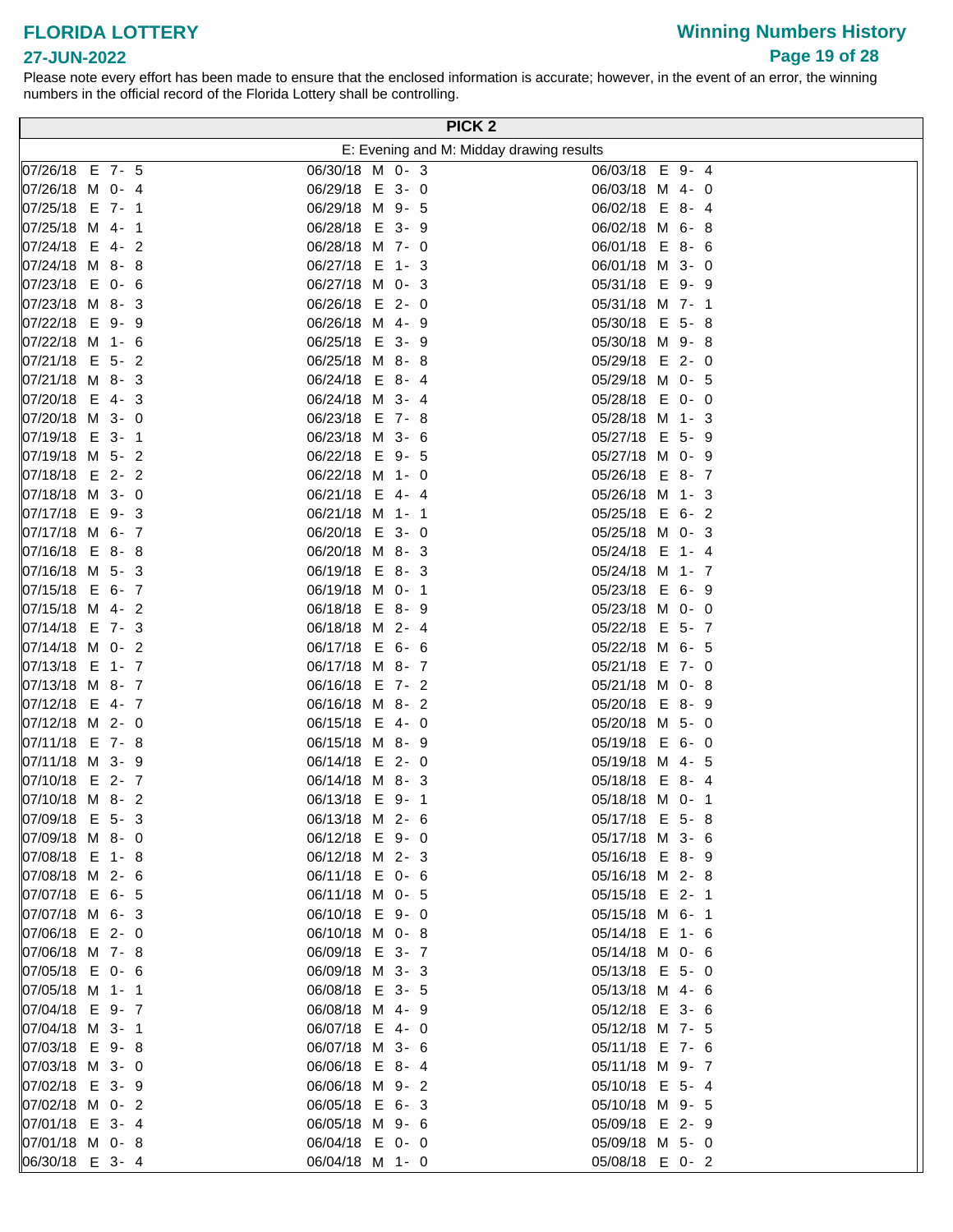**FLORIDA LOTTERY**

**27-JUN-2022**

**Winning Numbers History**

Please note every effort has been made to ensure that the enclosed information is accurate; however, in the event of an error, the winning numbers in the official record of the Florida Lottery shall be controlling.

## PICK 2

E: Evening and M: Midday drawing results

| | | |
|---|---|---|
| 07/26/18 E 7- 5 | 06/30/18 M 0- 3 | 06/03/18 E 9- 4 |
| 07/26/18 M 0- 4 | 06/29/18 E 3- 0 | 06/03/18 M 4- 0 |
| 07/25/18 E 7- 1 | 06/29/18 M 9- 5 | 06/02/18 E 8- 4 |
| 07/25/18 M 4- 1 | 06/28/18 E 3- 9 | 06/02/18 M 6- 8 |
| 07/24/18 E 4- 2 | 06/28/18 M 7- 0 | 06/01/18 E 8- 6 |
| 07/24/18 M 8- 8 | 06/27/18 E 1- 3 | 06/01/18 M 3- 0 |
| 07/23/18 E 0- 6 | 06/27/18 M 0- 3 | 05/31/18 E 9- 9 |
| 07/23/18 M 8- 3 | 06/26/18 E 2- 0 | 05/31/18 M 7- 1 |
| 07/22/18 E 9- 9 | 06/26/18 M 4- 9 | 05/30/18 E 5- 8 |
| 07/22/18 M 1- 6 | 06/25/18 E 3- 9 | 05/30/18 M 9- 8 |
| 07/21/18 E 5- 2 | 06/25/18 M 8- 8 | 05/29/18 E 2- 0 |
| 07/21/18 M 8- 3 | 06/24/18 E 8- 4 | 05/29/18 M 0- 5 |
| 07/20/18 E 4- 3 | 06/24/18 M 3- 4 | 05/28/18 E 0- 0 |
| 07/20/18 M 3- 0 | 06/23/18 E 7- 8 | 05/28/18 M 1- 3 |
| 07/19/18 E 3- 1 | 06/23/18 M 3- 6 | 05/27/18 E 5- 9 |
| 07/19/18 M 5- 2 | 06/22/18 E 9- 5 | 05/27/18 M 0- 9 |
| 07/18/18 E 2- 2 | 06/22/18 M 1- 0 | 05/26/18 E 8- 7 |
| 07/18/18 M 3- 0 | 06/21/18 E 4- 4 | 05/26/18 M 1- 3 |
| 07/17/18 E 9- 3 | 06/21/18 M 1- 1 | 05/25/18 E 6- 2 |
| 07/17/18 M 6- 7 | 06/20/18 E 3- 0 | 05/25/18 M 0- 3 |
| 07/16/18 E 8- 8 | 06/20/18 M 8- 3 | 05/24/18 E 1- 4 |
| 07/16/18 M 5- 3 | 06/19/18 E 8- 3 | 05/24/18 M 1- 7 |
| 07/15/18 E 6- 7 | 06/19/18 M 0- 1 | 05/23/18 E 6- 9 |
| 07/15/18 M 4- 2 | 06/18/18 E 8- 9 | 05/23/18 M 0- 0 |
| 07/14/18 E 7- 3 | 06/18/18 M 2- 4 | 05/22/18 E 5- 7 |
| 07/14/18 M 0- 2 | 06/17/18 E 6- 6 | 05/22/18 M 6- 5 |
| 07/13/18 E 1- 7 | 06/17/18 M 8- 7 | 05/21/18 E 7- 0 |
| 07/13/18 M 8- 7 | 06/16/18 E 7- 2 | 05/21/18 M 0- 8 |
| 07/12/18 E 4- 7 | 06/16/18 M 8- 2 | 05/20/18 E 8- 9 |
| 07/12/18 M 2- 0 | 06/15/18 E 4- 0 | 05/20/18 M 5- 0 |
| 07/11/18 E 7- 8 | 06/15/18 M 8- 9 | 05/19/18 E 6- 0 |
| 07/11/18 M 3- 9 | 06/14/18 E 2- 0 | 05/19/18 M 4- 5 |
| 07/10/18 E 2- 7 | 06/14/18 M 8- 3 | 05/18/18 E 8- 4 |
| 07/10/18 M 8- 2 | 06/13/18 E 9- 1 | 05/18/18 M 0- 1 |
| 07/09/18 E 5- 3 | 06/13/18 M 2- 6 | 05/17/18 E 5- 8 |
| 07/09/18 M 8- 0 | 06/12/18 E 9- 0 | 05/17/18 M 3- 6 |
| 07/08/18 E 1- 8 | 06/12/18 M 2- 3 | 05/16/18 E 8- 9 |
| 07/08/18 M 2- 6 | 06/11/18 E 0- 6 | 05/16/18 M 2- 8 |
| 07/07/18 E 6- 5 | 06/11/18 M 0- 5 | 05/15/18 E 2- 1 |
| 07/07/18 M 6- 3 | 06/10/18 E 9- 0 | 05/15/18 M 6- 1 |
| 07/06/18 E 2- 0 | 06/10/18 M 0- 8 | 05/14/18 E 1- 6 |
| 07/06/18 M 7- 8 | 06/09/18 E 3- 7 | 05/14/18 M 0- 6 |
| 07/05/18 E 0- 6 | 06/09/18 M 3- 3 | 05/13/18 E 5- 0 |
| 07/05/18 M 1- 1 | 06/08/18 E 3- 5 | 05/13/18 M 4- 6 |
| 07/04/18 E 9- 7 | 06/08/18 M 4- 9 | 05/12/18 E 3- 6 |
| 07/04/18 M 3- 1 | 06/07/18 E 4- 0 | 05/12/18 M 7- 5 |
| 07/03/18 E 9- 8 | 06/07/18 M 3- 6 | 05/11/18 E 7- 6 |
| 07/03/18 M 3- 0 | 06/06/18 E 8- 4 | 05/11/18 M 9- 7 |
| 07/02/18 E 3- 9 | 06/06/18 M 9- 2 | 05/10/18 E 5- 4 |
| 07/02/18 M 0- 2 | 06/05/18 E 6- 3 | 05/10/18 M 9- 5 |
| 07/01/18 E 3- 4 | 06/05/18 M 9- 6 | 05/09/18 E 2- 9 |
| 07/01/18 M 0- 8 | 06/04/18 E 0- 0 | 05/09/18 M 5- 0 |
| 06/30/18 E 3- 4 | 06/04/18 M 1- 0 | 05/08/18 E 0- 2 |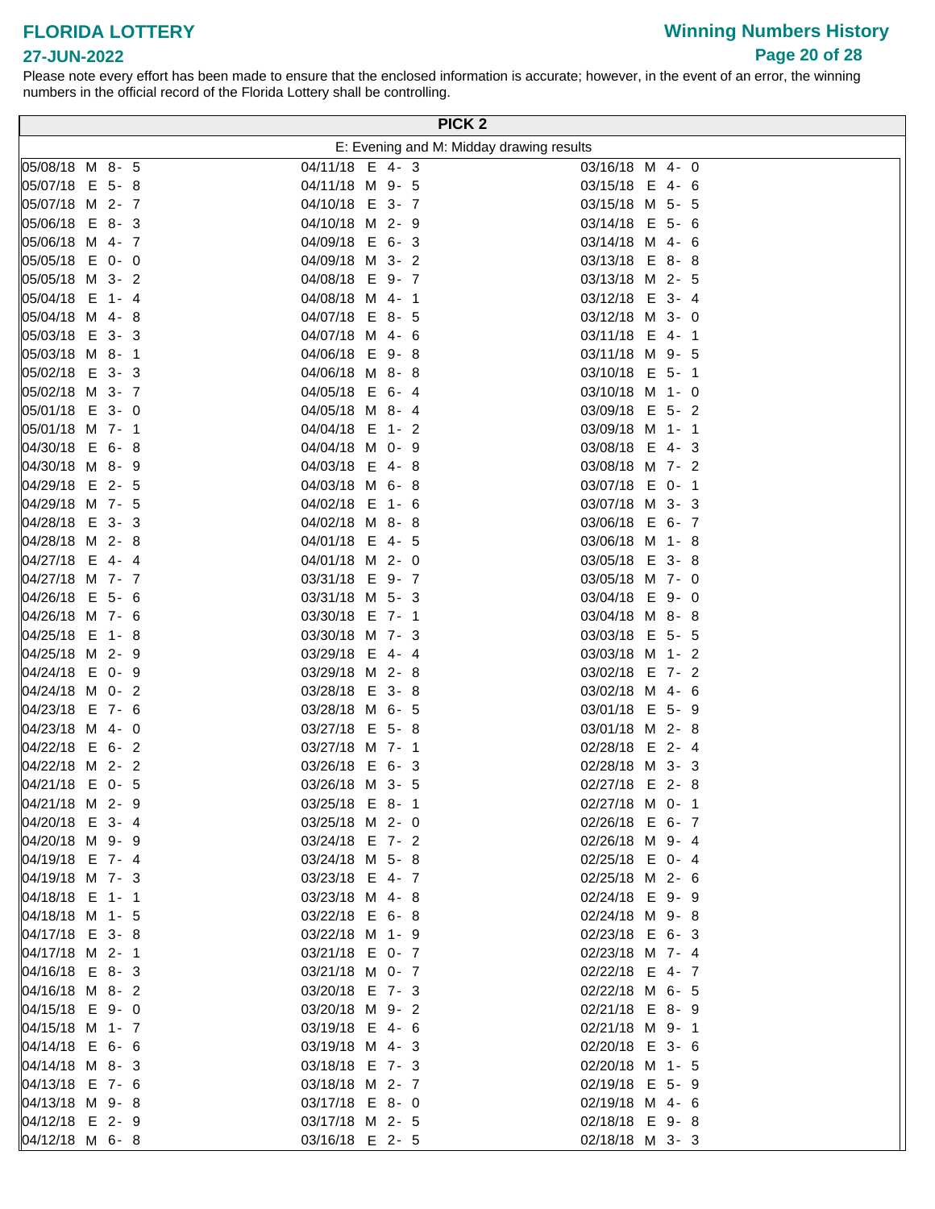# FLORIDA LOTTERY

**27-JUN-2022**

## Winning Numbers History

Please note every effort has been made to ensure that the enclosed information is accurate; however, in the event of an error, the winning numbers in the official record of the Florida Lottery shall be controlling.

### PICK 2

E: Evening and M: Midday drawing results

| | | |
|---|---|---|
| 05/08/18 M 8- 5 | 04/11/18 E 4- 3 | 03/16/18 M 4- 0 |
| 05/07/18 E 5- 8 | 04/11/18 M 9- 5 | 03/15/18 E 4- 6 |
| 05/07/18 M 2- 7 | 04/10/18 E 3- 7 | 03/15/18 M 5- 5 |
| 05/06/18 E 8- 3 | 04/10/18 M 2- 9 | 03/14/18 E 5- 6 |
| 05/06/18 M 4- 7 | 04/09/18 E 6- 3 | 03/14/18 M 4- 6 |
| 05/05/18 E 0- 0 | 04/09/18 M 3- 2 | 03/13/18 E 8- 8 |
| 05/05/18 M 3- 2 | 04/08/18 E 9- 7 | 03/13/18 M 2- 5 |
| 05/04/18 E 1- 4 | 04/08/18 M 4- 1 | 03/12/18 E 3- 4 |
| 05/04/18 M 4- 8 | 04/07/18 E 8- 5 | 03/12/18 M 3- 0 |
| 05/03/18 E 3- 3 | 04/07/18 M 4- 6 | 03/11/18 E 4- 1 |
| 05/03/18 M 8- 1 | 04/06/18 E 9- 8 | 03/11/18 M 9- 5 |
| 05/02/18 E 3- 3 | 04/06/18 M 8- 8 | 03/10/18 E 5- 1 |
| 05/02/18 M 3- 7 | 04/05/18 E 6- 4 | 03/10/18 M 1- 0 |
| 05/01/18 E 3- 0 | 04/05/18 M 8- 4 | 03/09/18 E 5- 2 |
| 05/01/18 M 7- 1 | 04/04/18 E 1- 2 | 03/09/18 M 1- 1 |
| 04/30/18 E 6- 8 | 04/04/18 M 0- 9 | 03/08/18 E 4- 3 |
| 04/30/18 M 8- 9 | 04/03/18 E 4- 8 | 03/08/18 M 7- 2 |
| 04/29/18 E 2- 5 | 04/03/18 M 6- 8 | 03/07/18 E 0- 1 |
| 04/29/18 M 7- 5 | 04/02/18 E 1- 6 | 03/07/18 M 3- 3 |
| 04/28/18 E 3- 3 | 04/02/18 M 8- 8 | 03/06/18 E 6- 7 |
| 04/28/18 M 2- 8 | 04/01/18 E 4- 5 | 03/06/18 M 1- 8 |
| 04/27/18 E 4- 4 | 04/01/18 M 2- 0 | 03/05/18 E 3- 8 |
| 04/27/18 M 7- 7 | 03/31/18 E 9- 7 | 03/05/18 M 7- 0 |
| 04/26/18 E 5- 6 | 03/31/18 M 5- 3 | 03/04/18 E 9- 0 |
| 04/26/18 M 7- 6 | 03/30/18 E 7- 1 | 03/04/18 M 8- 8 |
| 04/25/18 E 1- 8 | 03/30/18 M 7- 3 | 03/03/18 E 5- 5 |
| 04/25/18 M 2- 9 | 03/29/18 E 4- 4 | 03/03/18 M 1- 2 |
| 04/24/18 E 0- 9 | 03/29/18 M 2- 8 | 03/02/18 E 7- 2 |
| 04/24/18 M 0- 2 | 03/28/18 E 3- 8 | 03/02/18 M 4- 6 |
| 04/23/18 E 7- 6 | 03/28/18 M 6- 5 | 03/01/18 E 5- 9 |
| 04/23/18 M 4- 0 | 03/27/18 E 5- 8 | 03/01/18 M 2- 8 |
| 04/22/18 E 6- 2 | 03/27/18 M 7- 1 | 02/28/18 E 2- 4 |
| 04/22/18 M 2- 2 | 03/26/18 E 6- 3 | 02/28/18 M 3- 3 |
| 04/21/18 E 0- 5 | 03/26/18 M 3- 5 | 02/27/18 E 2- 8 |
| 04/21/18 M 2- 9 | 03/25/18 E 8- 1 | 02/27/18 M 0- 1 |
| 04/20/18 E 3- 4 | 03/25/18 M 2- 0 | 02/26/18 E 6- 7 |
| 04/20/18 M 9- 9 | 03/24/18 E 7- 2 | 02/26/18 M 9- 4 |
| 04/19/18 E 7- 4 | 03/24/18 M 5- 8 | 02/25/18 E 0- 4 |
| 04/19/18 M 7- 3 | 03/23/18 E 4- 7 | 02/25/18 M 2- 6 |
| 04/18/18 E 1- 1 | 03/23/18 M 4- 8 | 02/24/18 E 9- 9 |
| 04/18/18 M 1- 5 | 03/22/18 E 6- 8 | 02/24/18 M 9- 8 |
| 04/17/18 E 3- 8 | 03/22/18 M 1- 9 | 02/23/18 E 6- 3 |
| 04/17/18 M 2- 1 | 03/21/18 E 0- 7 | 02/23/18 M 7- 4 |
| 04/16/18 E 8- 3 | 03/21/18 M 0- 7 | 02/22/18 E 4- 7 |
| 04/16/18 M 8- 2 | 03/20/18 E 7- 3 | 02/22/18 M 6- 5 |
| 04/15/18 E 9- 0 | 03/20/18 M 9- 2 | 02/21/18 E 8- 9 |
| 04/15/18 M 1- 7 | 03/19/18 E 4- 6 | 02/21/18 M 9- 1 |
| 04/14/18 E 6- 6 | 03/19/18 M 4- 3 | 02/20/18 E 3- 6 |
| 04/14/18 M 8- 3 | 03/18/18 E 7- 3 | 02/20/18 M 1- 5 |
| 04/13/18 E 7- 6 | 03/18/18 M 2- 7 | 02/19/18 E 5- 9 |
| 04/13/18 M 9- 8 | 03/17/18 E 8- 0 | 02/19/18 M 4- 6 |
| 04/12/18 E 2- 9 | 03/17/18 M 2- 5 | 02/18/18 E 9- 8 |
| 04/12/18 M 6- 8 | 03/16/18 E 2- 5 | 02/18/18 M 3- 3 |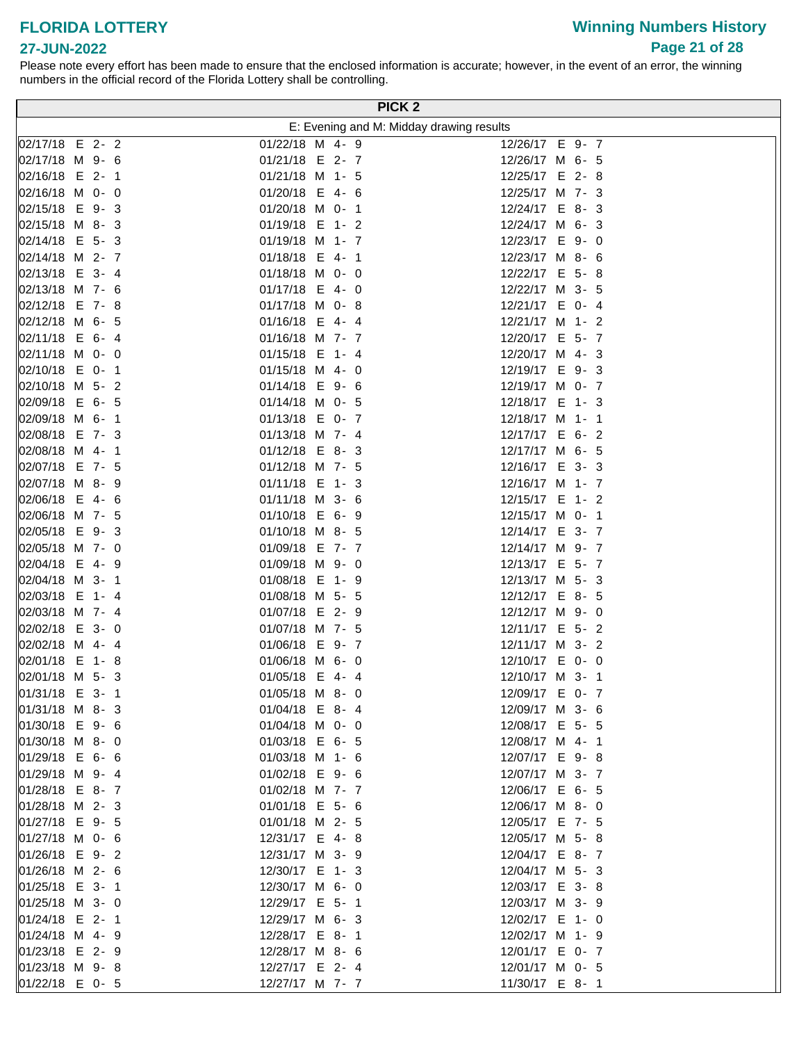# FLORIDA LOTTERY

**27-JUN-2022**

Please note every effort has been made to ensure that the enclosed information is accurate; however, in the event of an error, the winning numbers in the official record of the Florida Lottery shall be controlling.

## PICK 2

E: Evening and M: Midday drawing results

| | | |
|---|---|---|
| 02/17/18 E 2- 2 | 01/22/18 M 4- 9 | 12/26/17 E 9- 7 |
| 02/17/18 M 9- 6 | 01/21/18 E 2- 7 | 12/26/17 M 6- 5 |
| 02/16/18 E 2- 1 | 01/21/18 M 1- 5 | 12/25/17 E 2- 8 |
| 02/16/18 M 0- 0 | 01/20/18 E 4- 6 | 12/25/17 M 7- 3 |
| 02/15/18 E 9- 3 | 01/20/18 M 0- 1 | 12/24/17 E 8- 3 |
| 02/15/18 M 8- 3 | 01/19/18 E 1- 2 | 12/24/17 M 6- 3 |
| 02/14/18 E 5- 3 | 01/19/18 M 1- 7 | 12/23/17 E 9- 0 |
| 02/14/18 M 2- 7 | 01/18/18 E 4- 1 | 12/23/17 M 8- 6 |
| 02/13/18 E 3- 4 | 01/18/18 M 0- 0 | 12/22/17 E 5- 8 |
| 02/13/18 M 7- 6 | 01/17/18 E 4- 0 | 12/22/17 M 3- 5 |
| 02/12/18 E 7- 8 | 01/17/18 M 0- 8 | 12/21/17 E 0- 4 |
| 02/12/18 M 6- 5 | 01/16/18 E 4- 4 | 12/21/17 M 1- 2 |
| 02/11/18 E 6- 4 | 01/16/18 M 7- 7 | 12/20/17 E 5- 7 |
| 02/11/18 M 0- 0 | 01/15/18 E 1- 4 | 12/20/17 M 4- 3 |
| 02/10/18 E 0- 1 | 01/15/18 M 4- 0 | 12/19/17 E 9- 3 |
| 02/10/18 M 5- 2 | 01/14/18 E 9- 6 | 12/19/17 M 0- 7 |
| 02/09/18 E 6- 5 | 01/14/18 M 0- 5 | 12/18/17 E 1- 3 |
| 02/09/18 M 6- 1 | 01/13/18 E 0- 7 | 12/18/17 M 1- 1 |
| 02/08/18 E 7- 3 | 01/13/18 M 7- 4 | 12/17/17 E 6- 2 |
| 02/08/18 M 4- 1 | 01/12/18 E 8- 3 | 12/17/17 M 6- 5 |
| 02/07/18 E 7- 5 | 01/12/18 M 7- 5 | 12/16/17 E 3- 3 |
| 02/07/18 M 8- 9 | 01/11/18 E 1- 3 | 12/16/17 M 1- 7 |
| 02/06/18 E 4- 6 | 01/11/18 M 3- 6 | 12/15/17 E 1- 2 |
| 02/06/18 M 7- 5 | 01/10/18 E 6- 9 | 12/15/17 M 0- 1 |
| 02/05/18 E 9- 3 | 01/10/18 M 8- 5 | 12/14/17 E 3- 7 |
| 02/05/18 M 7- 0 | 01/09/18 E 7- 7 | 12/14/17 M 9- 7 |
| 02/04/18 E 4- 9 | 01/09/18 M 9- 0 | 12/13/17 E 5- 7 |
| 02/04/18 M 3- 1 | 01/08/18 E 1- 9 | 12/13/17 M 5- 3 |
| 02/03/18 E 1- 4 | 01/08/18 M 5- 5 | 12/12/17 E 8- 5 |
| 02/03/18 M 7- 4 | 01/07/18 E 2- 9 | 12/12/17 M 9- 0 |
| 02/02/18 E 3- 0 | 01/07/18 M 7- 5 | 12/11/17 E 5- 2 |
| 02/02/18 M 4- 4 | 01/06/18 E 9- 7 | 12/11/17 M 3- 2 |
| 02/01/18 E 1- 8 | 01/06/18 M 6- 0 | 12/10/17 E 0- 0 |
| 02/01/18 M 5- 3 | 01/05/18 E 4- 4 | 12/10/17 M 3- 1 |
| 01/31/18 E 3- 1 | 01/05/18 M 8- 0 | 12/09/17 E 0- 7 |
| 01/31/18 M 8- 3 | 01/04/18 E 8- 4 | 12/09/17 M 3- 6 |
| 01/30/18 E 9- 6 | 01/04/18 M 0- 0 | 12/08/17 E 5- 5 |
| 01/30/18 M 8- 0 | 01/03/18 E 6- 5 | 12/08/17 M 4- 1 |
| 01/29/18 E 6- 6 | 01/03/18 M 1- 6 | 12/07/17 E 9- 8 |
| 01/29/18 M 9- 4 | 01/02/18 E 9- 6 | 12/07/17 M 3- 7 |
| 01/28/18 E 8- 7 | 01/02/18 M 7- 7 | 12/06/17 E 6- 5 |
| 01/28/18 M 2- 3 | 01/01/18 E 5- 6 | 12/06/17 M 8- 0 |
| 01/27/18 E 9- 5 | 01/01/18 M 2- 5 | 12/05/17 E 7- 5 |
| 01/27/18 M 0- 6 | 12/31/17 E 4- 8 | 12/05/17 M 5- 8 |
| 01/26/18 E 9- 2 | 12/31/17 M 3- 9 | 12/04/17 E 8- 7 |
| 01/26/18 M 2- 6 | 12/30/17 E 1- 3 | 12/04/17 M 5- 3 |
| 01/25/18 E 3- 1 | 12/30/17 M 6- 0 | 12/03/17 E 3- 8 |
| 01/25/18 M 3- 0 | 12/29/17 E 5- 1 | 12/03/17 M 3- 9 |
| 01/24/18 E 2- 1 | 12/29/17 M 6- 3 | 12/02/17 E 1- 0 |
| 01/24/18 M 4- 9 | 12/28/17 E 8- 1 | 12/02/17 M 1- 9 |
| 01/23/18 E 2- 9 | 12/28/17 M 8- 6 | 12/01/17 E 0- 7 |
| 01/23/18 M 9- 8 | 12/27/17 E 2- 4 | 12/01/17 M 0- 5 |
| 01/22/18 E 0- 5 | 12/27/17 M 7- 7 | 11/30/17 E 8- 1 |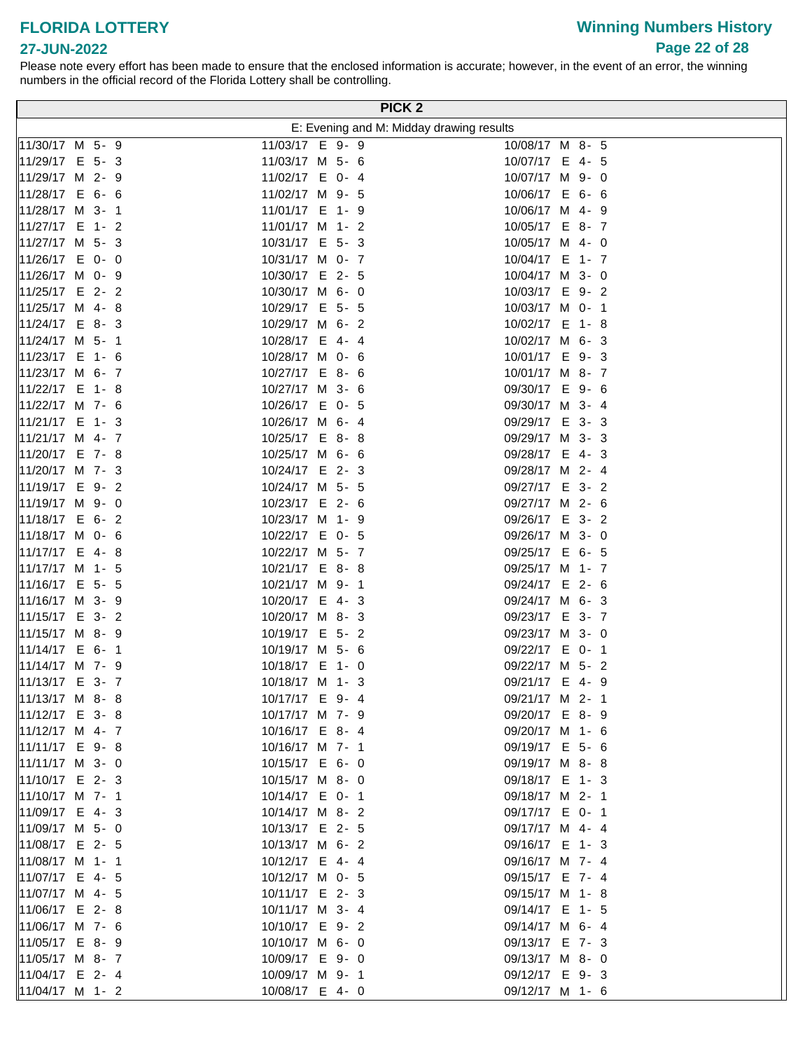# FLORIDA LOTTERY

## Winning Numbers History

**27-JUN-2022**

Please note every effort has been made to ensure that the enclosed information is accurate; however, in the event of an error, the winning numbers in the official record of the Florida Lottery shall be controlling.

## PICK 2

E: Evening and M: Midday drawing results

| | | |
|---|---|---|
| 11/30/17 M 5- 9 | 11/03/17 E 9- 9 | 10/08/17 M 8- 5 |
| 11/29/17 E 5- 3 | 11/03/17 M 5- 6 | 10/07/17 E 4- 5 |
| 11/29/17 M 2- 9 | 11/02/17 E 0- 4 | 10/07/17 M 9- 0 |
| 11/28/17 E 6- 6 | 11/02/17 M 9- 5 | 10/06/17 E 6- 6 |
| 11/28/17 M 3- 1 | 11/01/17 E 1- 9 | 10/06/17 M 4- 9 |
| 11/27/17 E 1- 2 | 11/01/17 M 1- 2 | 10/05/17 E 8- 7 |
| 11/27/17 M 5- 3 | 10/31/17 E 5- 3 | 10/05/17 M 4- 0 |
| 11/26/17 E 0- 0 | 10/31/17 M 0- 7 | 10/04/17 E 1- 7 |
| 11/26/17 M 0- 9 | 10/30/17 E 2- 5 | 10/04/17 M 3- 0 |
| 11/25/17 E 2- 2 | 10/30/17 M 6- 0 | 10/03/17 E 9- 2 |
| 11/25/17 M 4- 8 | 10/29/17 E 5- 5 | 10/03/17 M 0- 1 |
| 11/24/17 E 8- 3 | 10/29/17 M 6- 2 | 10/02/17 E 1- 8 |
| 11/24/17 M 5- 1 | 10/28/17 E 4- 4 | 10/02/17 M 6- 3 |
| 11/23/17 E 1- 6 | 10/28/17 M 0- 6 | 10/01/17 E 9- 3 |
| 11/23/17 M 6- 7 | 10/27/17 E 8- 6 | 10/01/17 M 8- 7 |
| 11/22/17 E 1- 8 | 10/27/17 M 3- 6 | 09/30/17 E 9- 6 |
| 11/22/17 M 7- 6 | 10/26/17 E 0- 5 | 09/30/17 M 3- 4 |
| 11/21/17 E 1- 3 | 10/26/17 M 6- 4 | 09/29/17 E 3- 3 |
| 11/21/17 M 4- 7 | 10/25/17 E 8- 8 | 09/29/17 M 3- 3 |
| 11/20/17 E 7- 8 | 10/25/17 M 6- 6 | 09/28/17 E 4- 3 |
| 11/20/17 M 7- 3 | 10/24/17 E 2- 3 | 09/28/17 M 2- 4 |
| 11/19/17 E 9- 2 | 10/24/17 M 5- 5 | 09/27/17 E 3- 2 |
| 11/19/17 M 9- 0 | 10/23/17 E 2- 6 | 09/27/17 M 2- 6 |
| 11/18/17 E 6- 2 | 10/23/17 M 1- 9 | 09/26/17 E 3- 2 |
| 11/18/17 M 0- 6 | 10/22/17 E 0- 5 | 09/26/17 M 3- 0 |
| 11/17/17 E 4- 8 | 10/22/17 M 5- 7 | 09/25/17 E 6- 5 |
| 11/17/17 M 1- 5 | 10/21/17 E 8- 8 | 09/25/17 M 1- 7 |
| 11/16/17 E 5- 5 | 10/21/17 M 9- 1 | 09/24/17 E 2- 6 |
| 11/16/17 M 3- 9 | 10/20/17 E 4- 3 | 09/24/17 M 6- 3 |
| 11/15/17 E 3- 2 | 10/20/17 M 8- 3 | 09/23/17 E 3- 7 |
| 11/15/17 M 8- 9 | 10/19/17 E 5- 2 | 09/23/17 M 3- 0 |
| 11/14/17 E 6- 1 | 10/19/17 M 5- 6 | 09/22/17 E 0- 1 |
| 11/14/17 M 7- 9 | 10/18/17 E 1- 0 | 09/22/17 M 5- 2 |
| 11/13/17 E 3- 7 | 10/18/17 M 1- 3 | 09/21/17 E 4- 9 |
| 11/13/17 M 8- 8 | 10/17/17 E 9- 4 | 09/21/17 M 2- 1 |
| 11/12/17 E 3- 8 | 10/17/17 M 7- 9 | 09/20/17 E 8- 9 |
| 11/12/17 M 4- 7 | 10/16/17 E 8- 4 | 09/20/17 M 1- 6 |
| 11/11/17 E 9- 8 | 10/16/17 M 7- 1 | 09/19/17 E 5- 6 |
| 11/11/17 M 3- 0 | 10/15/17 E 6- 0 | 09/19/17 M 8- 8 |
| 11/10/17 E 2- 3 | 10/15/17 M 8- 0 | 09/18/17 E 1- 3 |
| 11/10/17 M 7- 1 | 10/14/17 E 0- 1 | 09/18/17 M 2- 1 |
| 11/09/17 E 4- 3 | 10/14/17 M 8- 2 | 09/17/17 E 0- 1 |
| 11/09/17 M 5- 0 | 10/13/17 E 2- 5 | 09/17/17 M 4- 4 |
| 11/08/17 E 2- 5 | 10/13/17 M 6- 2 | 09/16/17 E 1- 3 |
| 11/08/17 M 1- 1 | 10/12/17 E 4- 4 | 09/16/17 M 7- 4 |
| 11/07/17 E 4- 5 | 10/12/17 M 0- 5 | 09/15/17 E 7- 4 |
| 11/07/17 M 4- 5 | 10/11/17 E 2- 3 | 09/15/17 M 1- 8 |
| 11/06/17 E 2- 8 | 10/11/17 M 3- 4 | 09/14/17 E 1- 5 |
| 11/06/17 M 7- 6 | 10/10/17 E 9- 2 | 09/14/17 M 6- 4 |
| 11/05/17 E 8- 9 | 10/10/17 M 6- 0 | 09/13/17 E 7- 3 |
| 11/05/17 M 8- 7 | 10/09/17 E 9- 0 | 09/13/17 M 8- 0 |
| 11/04/17 E 2- 4 | 10/09/17 M 9- 1 | 09/12/17 E 9- 3 |
| 11/04/17 M 1- 2 | 10/08/17 E 4- 0 | 09/12/17 M 1- 6 |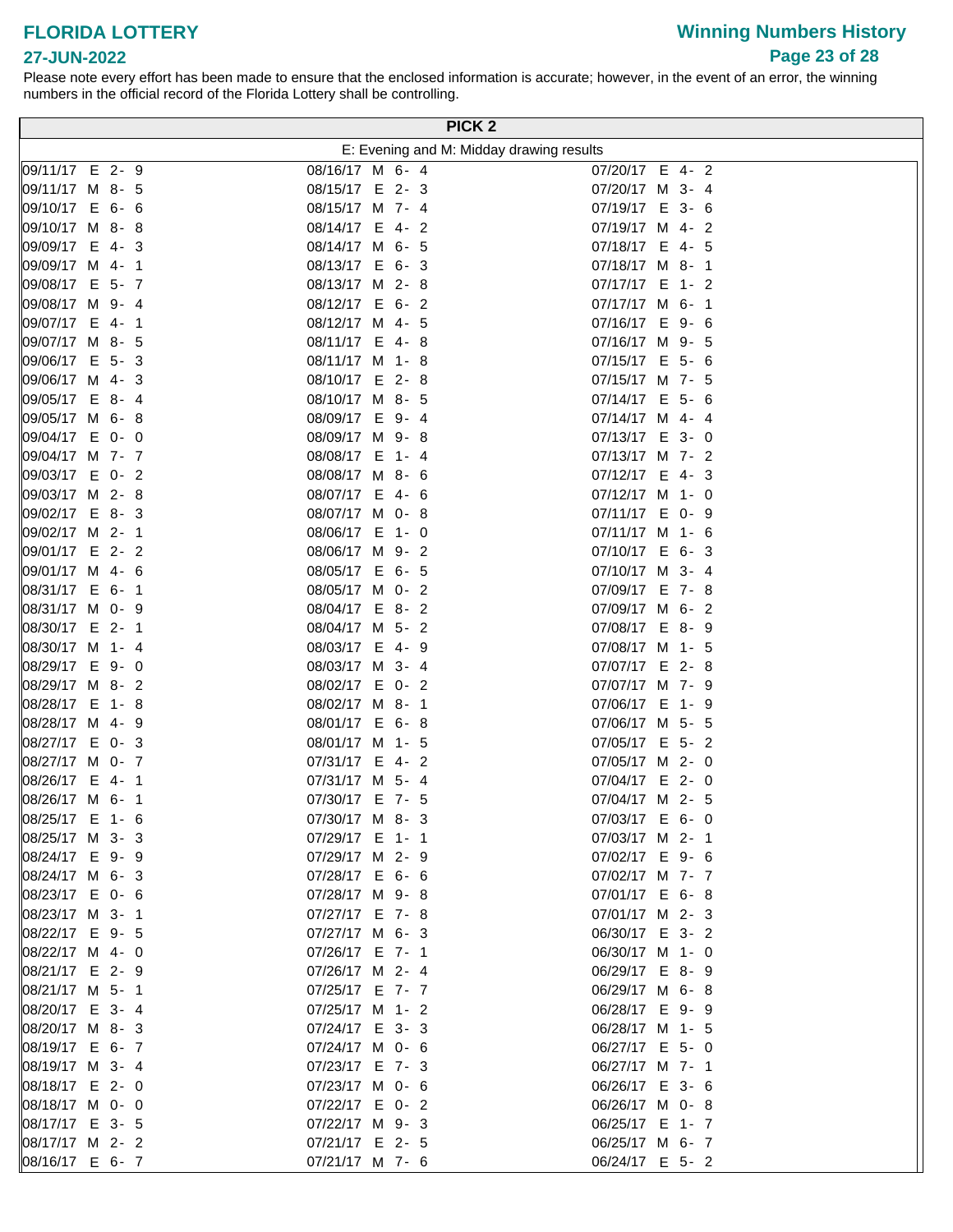# FLORIDA LOTTERY

**27-JUN-2022**

## Winning Numbers History

Please note every effort has been made to ensure that the enclosed information is accurate; however, in the event of an error, the winning numbers in the official record of the Florida Lottery shall be controlling.

### PICK 2

E: Evening and M: Midday drawing results

| Date | Draw | Numbers | Date | Draw | Numbers | Date | Draw | Numbers |
|---|---|---|---|---|---|---|---|---|
| 09/11/17 | E | 2- 9 | 08/16/17 | M | 6- 4 | 07/20/17 | E | 4- 2 |
| 09/11/17 | M | 8- 5 | 08/15/17 | E | 2- 3 | 07/20/17 | M | 3- 4 |
| 09/10/17 | E | 6- 6 | 08/15/17 | M | 7- 4 | 07/19/17 | E | 3- 6 |
| 09/10/17 | M | 8- 8 | 08/14/17 | E | 4- 2 | 07/19/17 | M | 4- 2 |
| 09/09/17 | E | 4- 3 | 08/14/17 | M | 6- 5 | 07/18/17 | E | 4- 5 |
| 09/09/17 | M | 4- 1 | 08/13/17 | E | 6- 3 | 07/18/17 | M | 8- 1 |
| 09/08/17 | E | 5- 7 | 08/13/17 | M | 2- 8 | 07/17/17 | E | 1- 2 |
| 09/08/17 | M | 9- 4 | 08/12/17 | E | 6- 2 | 07/17/17 | M | 6- 1 |
| 09/07/17 | E | 4- 1 | 08/12/17 | M | 4- 5 | 07/16/17 | E | 9- 6 |
| 09/07/17 | M | 8- 5 | 08/11/17 | E | 4- 8 | 07/16/17 | M | 9- 5 |
| 09/06/17 | E | 5- 3 | 08/11/17 | M | 1- 8 | 07/15/17 | E | 5- 6 |
| 09/06/17 | M | 4- 3 | 08/10/17 | E | 2- 8 | 07/15/17 | M | 7- 5 |
| 09/05/17 | E | 8- 4 | 08/10/17 | M | 8- 5 | 07/14/17 | E | 5- 6 |
| 09/05/17 | M | 6- 8 | 08/09/17 | E | 9- 4 | 07/14/17 | M | 4- 4 |
| 09/04/17 | E | 0- 0 | 08/09/17 | M | 9- 8 | 07/13/17 | E | 3- 0 |
| 09/04/17 | M | 7- 7 | 08/08/17 | E | 1- 4 | 07/13/17 | M | 7- 2 |
| 09/03/17 | E | 0- 2 | 08/08/17 | M | 8- 6 | 07/12/17 | E | 4- 3 |
| 09/03/17 | M | 2- 8 | 08/07/17 | E | 4- 6 | 07/12/17 | M | 1- 0 |
| 09/02/17 | E | 8- 3 | 08/07/17 | M | 0- 8 | 07/11/17 | E | 0- 9 |
| 09/02/17 | M | 2- 1 | 08/06/17 | E | 1- 0 | 07/11/17 | M | 1- 6 |
| 09/01/17 | E | 2- 2 | 08/06/17 | M | 9- 2 | 07/10/17 | E | 6- 3 |
| 09/01/17 | M | 4- 6 | 08/05/17 | E | 6- 5 | 07/10/17 | M | 3- 4 |
| 08/31/17 | E | 6- 1 | 08/05/17 | M | 0- 2 | 07/09/17 | E | 7- 8 |
| 08/31/17 | M | 0- 9 | 08/04/17 | E | 8- 2 | 07/09/17 | M | 6- 2 |
| 08/30/17 | E | 2- 1 | 08/04/17 | M | 5- 2 | 07/08/17 | E | 8- 9 |
| 08/30/17 | M | 1- 4 | 08/03/17 | E | 4- 9 | 07/08/17 | M | 1- 5 |
| 08/29/17 | E | 9- 0 | 08/03/17 | M | 3- 4 | 07/07/17 | E | 2- 8 |
| 08/29/17 | M | 8- 2 | 08/02/17 | E | 0- 2 | 07/07/17 | M | 7- 9 |
| 08/28/17 | E | 1- 8 | 08/02/17 | M | 8- 1 | 07/06/17 | E | 1- 9 |
| 08/28/17 | M | 4- 9 | 08/01/17 | E | 6- 8 | 07/06/17 | M | 5- 5 |
| 08/27/17 | E | 0- 3 | 08/01/17 | M | 1- 5 | 07/05/17 | E | 5- 2 |
| 08/27/17 | M | 0- 7 | 07/31/17 | E | 4- 2 | 07/05/17 | M | 2- 0 |
| 08/26/17 | E | 4- 1 | 07/31/17 | M | 5- 4 | 07/04/17 | E | 2- 0 |
| 08/26/17 | M | 6- 1 | 07/30/17 | E | 7- 5 | 07/04/17 | M | 2- 5 |
| 08/25/17 | E | 1- 6 | 07/30/17 | M | 8- 3 | 07/03/17 | E | 6- 0 |
| 08/25/17 | M | 3- 3 | 07/29/17 | E | 1- 1 | 07/03/17 | M | 2- 1 |
| 08/24/17 | E | 9- 9 | 07/29/17 | M | 2- 9 | 07/02/17 | E | 9- 6 |
| 08/24/17 | M | 6- 3 | 07/28/17 | E | 6- 6 | 07/02/17 | M | 7- 7 |
| 08/23/17 | E | 0- 6 | 07/28/17 | M | 9- 8 | 07/01/17 | E | 6- 8 |
| 08/23/17 | M | 3- 1 | 07/27/17 | E | 7- 8 | 07/01/17 | M | 2- 3 |
| 08/22/17 | E | 9- 5 | 07/27/17 | M | 6- 3 | 06/30/17 | E | 3- 2 |
| 08/22/17 | M | 4- 0 | 07/26/17 | E | 7- 1 | 06/30/17 | M | 1- 0 |
| 08/21/17 | E | 2- 9 | 07/26/17 | M | 2- 4 | 06/29/17 | E | 8- 9 |
| 08/21/17 | M | 5- 1 | 07/25/17 | E | 7- 7 | 06/29/17 | M | 6- 8 |
| 08/20/17 | E | 3- 4 | 07/25/17 | M | 1- 2 | 06/28/17 | E | 9- 9 |
| 08/20/17 | M | 8- 3 | 07/24/17 | E | 3- 3 | 06/28/17 | M | 1- 5 |
| 08/19/17 | E | 6- 7 | 07/24/17 | M | 0- 6 | 06/27/17 | E | 5- 0 |
| 08/19/17 | M | 3- 4 | 07/23/17 | E | 7- 3 | 06/27/17 | M | 7- 1 |
| 08/18/17 | E | 2- 0 | 07/23/17 | M | 0- 6 | 06/26/17 | E | 3- 6 |
| 08/18/17 | M | 0- 0 | 07/22/17 | E | 0- 2 | 06/26/17 | M | 0- 8 |
| 08/17/17 | E | 3- 5 | 07/22/17 | M | 9- 3 | 06/25/17 | E | 1- 7 |
| 08/17/17 | M | 2- 2 | 07/21/17 | E | 2- 5 | 06/25/17 | M | 6- 7 |
| 08/16/17 | E | 6- 7 | 07/21/17 | M | 7- 6 | 06/24/17 | E | 5- 2 |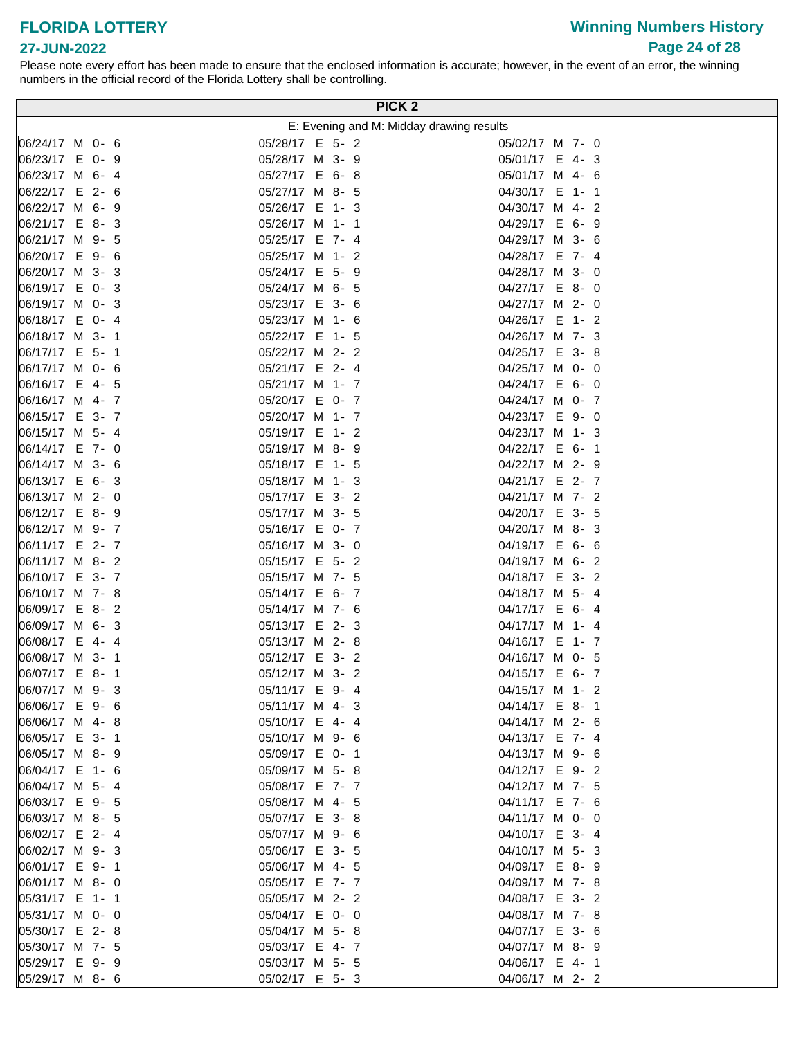# FLORIDA LOTTERY

**27-JUN-2022**

## Winning Numbers History

Please note every effort has been made to ensure that the enclosed information is accurate; however, in the event of an error, the winning numbers in the official record of the Florida Lottery shall be controlling.

| PICK 2 | | |
|---|---|---|
| E: Evening and M: Midday drawing results | | |
| 06/24/17 M 0- 6 | 05/28/17 E 5- 2 | 05/02/17 M 7- 0 |
| 06/23/17 E 0- 9 | 05/28/17 M 3- 9 | 05/01/17 E 4- 3 |
| 06/23/17 M 6- 4 | 05/27/17 E 6- 8 | 05/01/17 M 4- 6 |
| 06/22/17 E 2- 6 | 05/27/17 M 8- 5 | 04/30/17 E 1- 1 |
| 06/22/17 M 6- 9 | 05/26/17 E 1- 3 | 04/30/17 M 4- 2 |
| 06/21/17 E 8- 3 | 05/26/17 M 1- 1 | 04/29/17 E 6- 9 |
| 06/21/17 M 9- 5 | 05/25/17 E 7- 4 | 04/29/17 M 3- 6 |
| 06/20/17 E 9- 6 | 05/25/17 M 1- 2 | 04/28/17 E 7- 4 |
| 06/20/17 M 3- 3 | 05/24/17 E 5- 9 | 04/28/17 M 3- 0 |
| 06/19/17 E 0- 3 | 05/24/17 M 6- 5 | 04/27/17 E 8- 0 |
| 06/19/17 M 0- 3 | 05/23/17 E 3- 6 | 04/27/17 M 2- 0 |
| 06/18/17 E 0- 4 | 05/23/17 M 1- 6 | 04/26/17 E 1- 2 |
| 06/18/17 M 3- 1 | 05/22/17 E 1- 5 | 04/26/17 M 7- 3 |
| 06/17/17 E 5- 1 | 05/22/17 M 2- 2 | 04/25/17 E 3- 8 |
| 06/17/17 M 0- 6 | 05/21/17 E 2- 4 | 04/25/17 M 0- 0 |
| 06/16/17 E 4- 5 | 05/21/17 M 1- 7 | 04/24/17 E 6- 0 |
| 06/16/17 M 4- 7 | 05/20/17 E 0- 7 | 04/24/17 M 0- 7 |
| 06/15/17 E 3- 7 | 05/20/17 M 1- 7 | 04/23/17 E 9- 0 |
| 06/15/17 M 5- 4 | 05/19/17 E 1- 2 | 04/23/17 M 1- 3 |
| 06/14/17 E 7- 0 | 05/19/17 M 8- 9 | 04/22/17 E 6- 1 |
| 06/14/17 M 3- 6 | 05/18/17 E 1- 5 | 04/22/17 M 2- 9 |
| 06/13/17 E 6- 3 | 05/18/17 M 1- 3 | 04/21/17 E 2- 7 |
| 06/13/17 M 2- 0 | 05/17/17 E 3- 2 | 04/21/17 M 7- 2 |
| 06/12/17 E 8- 9 | 05/17/17 M 3- 5 | 04/20/17 E 3- 5 |
| 06/12/17 M 9- 7 | 05/16/17 E 0- 7 | 04/20/17 M 8- 3 |
| 06/11/17 E 2- 7 | 05/16/17 M 3- 0 | 04/19/17 E 6- 6 |
| 06/11/17 M 8- 2 | 05/15/17 E 5- 2 | 04/19/17 M 6- 2 |
| 06/10/17 E 3- 7 | 05/15/17 M 7- 5 | 04/18/17 E 3- 2 |
| 06/10/17 M 7- 8 | 05/14/17 E 6- 7 | 04/18/17 M 5- 4 |
| 06/09/17 E 8- 2 | 05/14/17 M 7- 6 | 04/17/17 E 6- 4 |
| 06/09/17 M 6- 3 | 05/13/17 E 2- 3 | 04/17/17 M 1- 4 |
| 06/08/17 E 4- 4 | 05/13/17 M 2- 8 | 04/16/17 E 1- 7 |
| 06/08/17 M 3- 1 | 05/12/17 E 3- 2 | 04/16/17 M 0- 5 |
| 06/07/17 E 8- 1 | 05/12/17 M 3- 2 | 04/15/17 E 6- 7 |
| 06/07/17 M 9- 3 | 05/11/17 E 9- 4 | 04/15/17 M 1- 2 |
| 06/06/17 E 9- 6 | 05/11/17 M 4- 3 | 04/14/17 E 8- 1 |
| 06/06/17 M 4- 8 | 05/10/17 E 4- 4 | 04/14/17 M 2- 6 |
| 06/05/17 E 3- 1 | 05/10/17 M 9- 6 | 04/13/17 E 7- 4 |
| 06/05/17 M 8- 9 | 05/09/17 E 0- 1 | 04/13/17 M 9- 6 |
| 06/04/17 E 1- 6 | 05/09/17 M 5- 8 | 04/12/17 E 9- 2 |
| 06/04/17 M 5- 4 | 05/08/17 E 7- 7 | 04/12/17 M 7- 5 |
| 06/03/17 E 9- 5 | 05/08/17 M 4- 5 | 04/11/17 E 7- 6 |
| 06/03/17 M 8- 5 | 05/07/17 E 3- 8 | 04/11/17 M 0- 0 |
| 06/02/17 E 2- 4 | 05/07/17 M 9- 6 | 04/10/17 E 3- 4 |
| 06/02/17 M 9- 3 | 05/06/17 E 3- 5 | 04/10/17 M 5- 3 |
| 06/01/17 E 9- 1 | 05/06/17 M 4- 5 | 04/09/17 E 8- 9 |
| 06/01/17 M 8- 0 | 05/05/17 E 7- 7 | 04/09/17 M 7- 8 |
| 05/31/17 E 1- 1 | 05/05/17 M 2- 2 | 04/08/17 E 3- 2 |
| 05/31/17 M 0- 0 | 05/04/17 E 0- 0 | 04/08/17 M 7- 8 |
| 05/30/17 E 2- 8 | 05/04/17 M 5- 8 | 04/07/17 E 3- 6 |
| 05/30/17 M 7- 5 | 05/03/17 E 4- 7 | 04/07/17 M 8- 9 |
| 05/29/17 E 9- 9 | 05/03/17 M 5- 5 | 04/06/17 E 4- 1 |
| 05/29/17 M 8- 6 | 05/02/17 E 5- 3 | 04/06/17 M 2- 2 |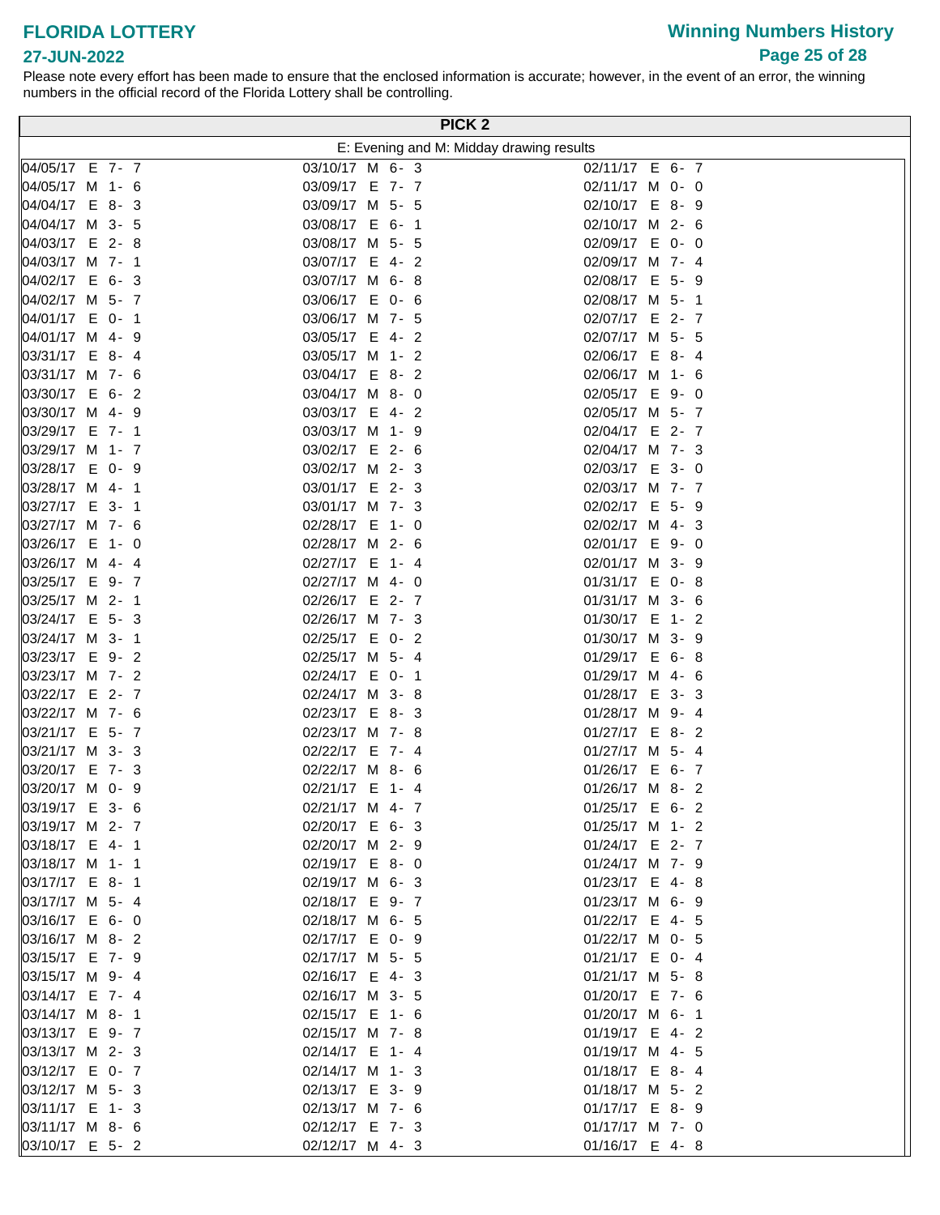# FLORIDA LOTTERY

**27-JUN-2022**

## Winning Numbers History

Please note every effort has been made to ensure that the enclosed information is accurate; however, in the event of an error, the winning numbers in the official record of the Florida Lottery shall be controlling.

## PICK 2

E: Evening and M: Midday drawing results

| | | |
|---|---|---|
| 04/05/17 E 7- 7 | 03/10/17 M 6- 3 | 02/11/17 E 6- 7 |
| 04/05/17 M 1- 6 | 03/09/17 E 7- 7 | 02/11/17 M 0- 0 |
| 04/04/17 E 8- 3 | 03/09/17 M 5- 5 | 02/10/17 E 8- 9 |
| 04/04/17 M 3- 5 | 03/08/17 E 6- 1 | 02/10/17 M 2- 6 |
| 04/03/17 E 2- 8 | 03/08/17 M 5- 5 | 02/09/17 E 0- 0 |
| 04/03/17 M 7- 1 | 03/07/17 E 4- 2 | 02/09/17 M 7- 4 |
| 04/02/17 E 6- 3 | 03/07/17 M 6- 8 | 02/08/17 E 5- 9 |
| 04/02/17 M 5- 7 | 03/06/17 E 0- 6 | 02/08/17 M 5- 1 |
| 04/01/17 E 0- 1 | 03/06/17 M 7- 5 | 02/07/17 E 2- 7 |
| 04/01/17 M 4- 9 | 03/05/17 E 4- 2 | 02/07/17 M 5- 5 |
| 03/31/17 E 8- 4 | 03/05/17 M 1- 2 | 02/06/17 E 8- 4 |
| 03/31/17 M 7- 6 | 03/04/17 E 8- 2 | 02/06/17 M 1- 6 |
| 03/30/17 E 6- 2 | 03/04/17 M 8- 0 | 02/05/17 E 9- 0 |
| 03/30/17 M 4- 9 | 03/03/17 E 4- 2 | 02/05/17 M 5- 7 |
| 03/29/17 E 7- 1 | 03/03/17 M 1- 9 | 02/04/17 E 2- 7 |
| 03/29/17 M 1- 7 | 03/02/17 E 2- 6 | 02/04/17 M 7- 3 |
| 03/28/17 E 0- 9 | 03/02/17 M 2- 3 | 02/03/17 E 3- 0 |
| 03/28/17 M 4- 1 | 03/01/17 E 2- 3 | 02/03/17 M 7- 7 |
| 03/27/17 E 3- 1 | 03/01/17 M 7- 3 | 02/02/17 E 5- 9 |
| 03/27/17 M 7- 6 | 02/28/17 E 1- 0 | 02/02/17 M 4- 3 |
| 03/26/17 E 1- 0 | 02/28/17 M 2- 6 | 02/01/17 E 9- 0 |
| 03/26/17 M 4- 4 | 02/27/17 E 1- 4 | 02/01/17 M 3- 9 |
| 03/25/17 E 9- 7 | 02/27/17 M 4- 0 | 01/31/17 E 0- 8 |
| 03/25/17 M 2- 1 | 02/26/17 E 2- 7 | 01/31/17 M 3- 6 |
| 03/24/17 E 5- 3 | 02/26/17 M 7- 3 | 01/30/17 E 1- 2 |
| 03/24/17 M 3- 1 | 02/25/17 E 0- 2 | 01/30/17 M 3- 9 |
| 03/23/17 E 9- 2 | 02/25/17 M 5- 4 | 01/29/17 E 6- 8 |
| 03/23/17 M 7- 2 | 02/24/17 E 0- 1 | 01/29/17 M 4- 6 |
| 03/22/17 E 2- 7 | 02/24/17 M 3- 8 | 01/28/17 E 3- 3 |
| 03/22/17 M 7- 6 | 02/23/17 E 8- 3 | 01/28/17 M 9- 4 |
| 03/21/17 E 5- 7 | 02/23/17 M 7- 8 | 01/27/17 E 8- 2 |
| 03/21/17 M 3- 3 | 02/22/17 E 7- 4 | 01/27/17 M 5- 4 |
| 03/20/17 E 7- 3 | 02/22/17 M 8- 6 | 01/26/17 E 6- 7 |
| 03/20/17 M 0- 9 | 02/21/17 E 1- 4 | 01/26/17 M 8- 2 |
| 03/19/17 E 3- 6 | 02/21/17 M 4- 7 | 01/25/17 E 6- 2 |
| 03/19/17 M 2- 7 | 02/20/17 E 6- 3 | 01/25/17 M 1- 2 |
| 03/18/17 E 4- 1 | 02/20/17 M 2- 9 | 01/24/17 E 2- 7 |
| 03/18/17 M 1- 1 | 02/19/17 E 8- 0 | 01/24/17 M 7- 9 |
| 03/17/17 E 8- 1 | 02/19/17 M 6- 3 | 01/23/17 E 4- 8 |
| 03/17/17 M 5- 4 | 02/18/17 E 9- 7 | 01/23/17 M 6- 9 |
| 03/16/17 E 6- 0 | 02/18/17 M 6- 5 | 01/22/17 E 4- 5 |
| 03/16/17 M 8- 2 | 02/17/17 E 0- 9 | 01/22/17 M 0- 5 |
| 03/15/17 E 7- 9 | 02/17/17 M 5- 5 | 01/21/17 E 0- 4 |
| 03/15/17 M 9- 4 | 02/16/17 E 4- 3 | 01/21/17 M 5- 8 |
| 03/14/17 E 7- 4 | 02/16/17 M 3- 5 | 01/20/17 E 7- 6 |
| 03/14/17 M 8- 1 | 02/15/17 E 1- 6 | 01/20/17 M 6- 1 |
| 03/13/17 E 9- 7 | 02/15/17 M 7- 8 | 01/19/17 E 4- 2 |
| 03/13/17 M 2- 3 | 02/14/17 E 1- 4 | 01/19/17 M 4- 5 |
| 03/12/17 E 0- 7 | 02/14/17 M 1- 3 | 01/18/17 E 8- 4 |
| 03/12/17 M 5- 3 | 02/13/17 E 3- 9 | 01/18/17 M 5- 2 |
| 03/11/17 E 1- 3 | 02/13/17 M 7- 6 | 01/17/17 E 8- 9 |
| 03/11/17 M 8- 6 | 02/12/17 E 7- 3 | 01/17/17 M 7- 0 |
| 03/10/17 E 5- 2 | 02/12/17 M 4- 3 | 01/16/17 E 4- 8 |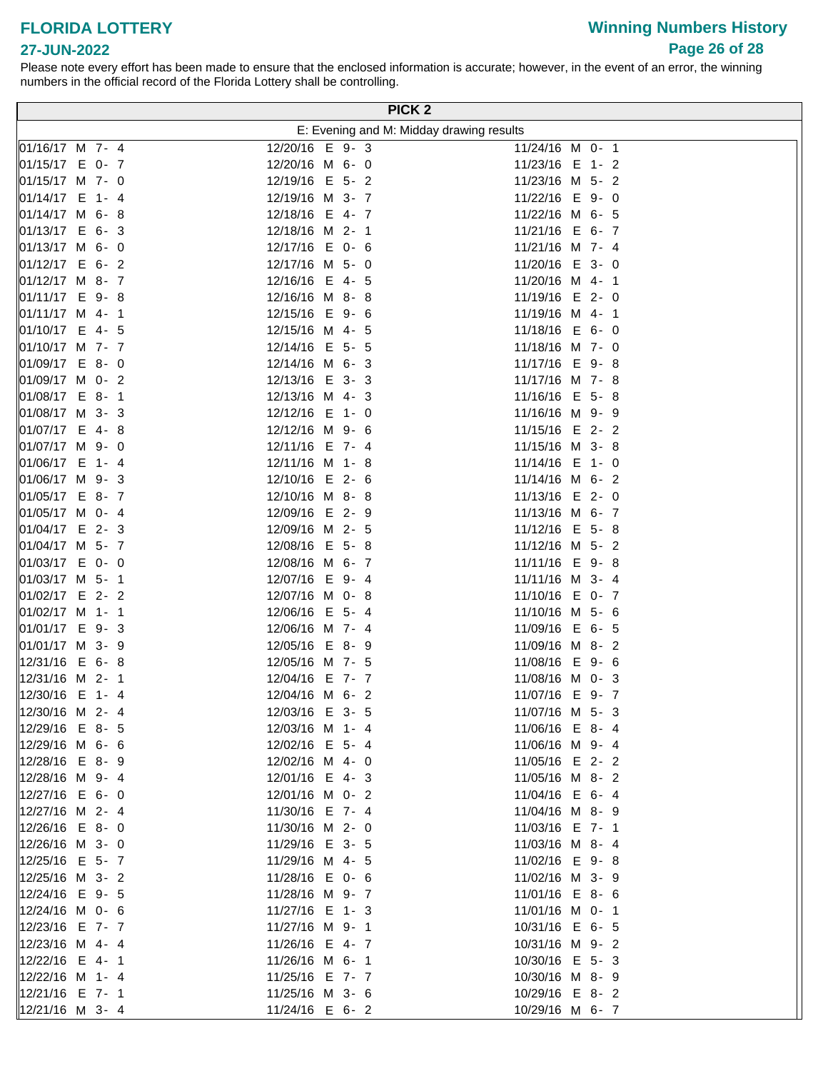# FLORIDA LOTTERY

**27-JUN-2022**

## Winning Numbers History

Please note every effort has been made to ensure that the enclosed information is accurate; however, in the event of an error, the winning numbers in the official record of the Florida Lottery shall be controlling.

### PICK 2

E: Evening and M: Midday drawing results

| | | |
|---|---|---|
| 01/16/17 M 7- 4 | 12/20/16 E 9- 3 | 11/24/16 M 0- 1 |
| 01/15/17 E 0- 7 | 12/20/16 M 6- 0 | 11/23/16 E 1- 2 |
| 01/15/17 M 7- 0 | 12/19/16 E 5- 2 | 11/23/16 M 5- 2 |
| 01/14/17 E 1- 4 | 12/19/16 M 3- 7 | 11/22/16 E 9- 0 |
| 01/14/17 M 6- 8 | 12/18/16 E 4- 7 | 11/22/16 M 6- 5 |
| 01/13/17 E 6- 3 | 12/18/16 M 2- 1 | 11/21/16 E 6- 7 |
| 01/13/17 M 6- 0 | 12/17/16 E 0- 6 | 11/21/16 M 7- 4 |
| 01/12/17 E 6- 2 | 12/17/16 M 5- 0 | 11/20/16 E 3- 0 |
| 01/12/17 M 8- 7 | 12/16/16 E 4- 5 | 11/20/16 M 4- 1 |
| 01/11/17 E 9- 8 | 12/16/16 M 8- 8 | 11/19/16 E 2- 0 |
| 01/11/17 M 4- 1 | 12/15/16 E 9- 6 | 11/19/16 M 4- 1 |
| 01/10/17 E 4- 5 | 12/15/16 M 4- 5 | 11/18/16 E 6- 0 |
| 01/10/17 M 7- 7 | 12/14/16 E 5- 5 | 11/18/16 M 7- 0 |
| 01/09/17 E 8- 0 | 12/14/16 M 6- 3 | 11/17/16 E 9- 8 |
| 01/09/17 M 0- 2 | 12/13/16 E 3- 3 | 11/17/16 M 7- 8 |
| 01/08/17 E 8- 1 | 12/13/16 M 4- 3 | 11/16/16 E 5- 8 |
| 01/08/17 M 3- 3 | 12/12/16 E 1- 0 | 11/16/16 M 9- 9 |
| 01/07/17 E 4- 8 | 12/12/16 M 9- 6 | 11/15/16 E 2- 2 |
| 01/07/17 M 9- 0 | 12/11/16 E 7- 4 | 11/15/16 M 3- 8 |
| 01/06/17 E 1- 4 | 12/11/16 M 1- 8 | 11/14/16 E 1- 0 |
| 01/06/17 M 9- 3 | 12/10/16 E 2- 6 | 11/14/16 M 6- 2 |
| 01/05/17 E 8- 7 | 12/10/16 M 8- 8 | 11/13/16 E 2- 0 |
| 01/05/17 M 0- 4 | 12/09/16 E 2- 9 | 11/13/16 M 6- 7 |
| 01/04/17 E 2- 3 | 12/09/16 M 2- 5 | 11/12/16 E 5- 8 |
| 01/04/17 M 5- 7 | 12/08/16 E 5- 8 | 11/12/16 M 5- 2 |
| 01/03/17 E 0- 0 | 12/08/16 M 6- 7 | 11/11/16 E 9- 8 |
| 01/03/17 M 5- 1 | 12/07/16 E 9- 4 | 11/11/16 M 3- 4 |
| 01/02/17 E 2- 2 | 12/07/16 M 0- 8 | 11/10/16 E 0- 7 |
| 01/02/17 M 1- 1 | 12/06/16 E 5- 4 | 11/10/16 M 5- 6 |
| 01/01/17 E 9- 3 | 12/06/16 M 7- 4 | 11/09/16 E 6- 5 |
| 01/01/17 M 3- 9 | 12/05/16 E 8- 9 | 11/09/16 M 8- 2 |
| 12/31/16 E 6- 8 | 12/05/16 M 7- 5 | 11/08/16 E 9- 6 |
| 12/31/16 M 2- 1 | 12/04/16 E 7- 7 | 11/08/16 M 0- 3 |
| 12/30/16 E 1- 4 | 12/04/16 M 6- 2 | 11/07/16 E 9- 7 |
| 12/30/16 M 2- 4 | 12/03/16 E 3- 5 | 11/07/16 M 5- 3 |
| 12/29/16 E 8- 5 | 12/03/16 M 1- 4 | 11/06/16 E 8- 4 |
| 12/29/16 M 6- 6 | 12/02/16 E 5- 4 | 11/06/16 M 9- 4 |
| 12/28/16 E 8- 9 | 12/02/16 M 4- 0 | 11/05/16 E 2- 2 |
| 12/28/16 M 9- 4 | 12/01/16 E 4- 3 | 11/05/16 M 8- 2 |
| 12/27/16 E 6- 0 | 12/01/16 M 0- 2 | 11/04/16 E 6- 4 |
| 12/27/16 M 2- 4 | 11/30/16 E 7- 4 | 11/04/16 M 8- 9 |
| 12/26/16 E 8- 0 | 11/30/16 M 2- 0 | 11/03/16 E 7- 1 |
| 12/26/16 M 3- 0 | 11/29/16 E 3- 5 | 11/03/16 M 8- 4 |
| 12/25/16 E 5- 7 | 11/29/16 M 4- 5 | 11/02/16 E 9- 8 |
| 12/25/16 M 3- 2 | 11/28/16 E 0- 6 | 11/02/16 M 3- 9 |
| 12/24/16 E 9- 5 | 11/28/16 M 9- 7 | 11/01/16 E 8- 6 |
| 12/24/16 M 0- 6 | 11/27/16 E 1- 3 | 11/01/16 M 0- 1 |
| 12/23/16 E 7- 7 | 11/27/16 M 9- 1 | 10/31/16 E 6- 5 |
| 12/23/16 M 4- 4 | 11/26/16 E 4- 7 | 10/31/16 M 9- 2 |
| 12/22/16 E 4- 1 | 11/26/16 M 6- 1 | 10/30/16 E 5- 3 |
| 12/22/16 M 1- 4 | 11/25/16 E 7- 7 | 10/30/16 M 8- 9 |
| 12/21/16 E 7- 1 | 11/25/16 M 3- 6 | 10/29/16 E 8- 2 |
| 12/21/16 M 3- 4 | 11/24/16 E 6- 2 | 10/29/16 M 6- 7 |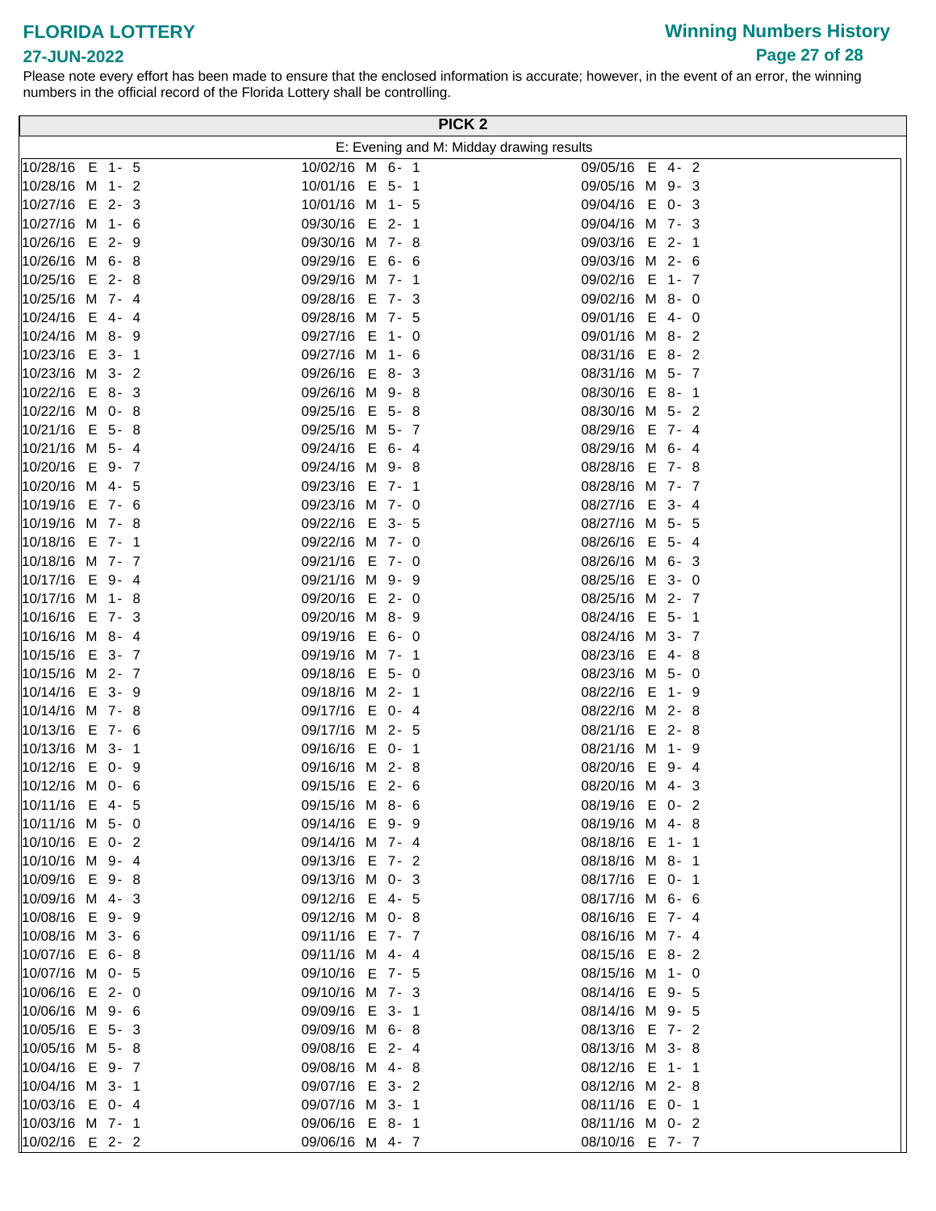# FLORIDA LOTTERY

## Winning Numbers History

**27-JUN-2022**

Please note every effort has been made to ensure that the enclosed information is accurate; however, in the event of an error, the winning numbers in the official record of the Florida Lottery shall be controlling.

### PICK 2

E: Evening and M: Midday drawing results

| | | |
|---|---|---|
| 10/28/16 E 1- 5 | 10/02/16 M 6- 1 | 09/05/16 E 4- 2 |
| 10/28/16 M 1- 2 | 10/01/16 E 5- 1 | 09/05/16 M 9- 3 |
| 10/27/16 E 2- 3 | 10/01/16 M 1- 5 | 09/04/16 E 0- 3 |
| 10/27/16 M 1- 6 | 09/30/16 E 2- 1 | 09/04/16 M 7- 3 |
| 10/26/16 E 2- 9 | 09/30/16 M 7- 8 | 09/03/16 E 2- 1 |
| 10/26/16 M 6- 8 | 09/29/16 E 6- 6 | 09/03/16 M 2- 6 |
| 10/25/16 E 2- 8 | 09/29/16 M 7- 1 | 09/02/16 E 1- 7 |
| 10/25/16 M 7- 4 | 09/28/16 E 7- 3 | 09/02/16 M 8- 0 |
| 10/24/16 E 4- 4 | 09/28/16 M 7- 5 | 09/01/16 E 4- 0 |
| 10/24/16 M 8- 9 | 09/27/16 E 1- 0 | 09/01/16 M 8- 2 |
| 10/23/16 E 3- 1 | 09/27/16 M 1- 6 | 08/31/16 E 8- 2 |
| 10/23/16 M 3- 2 | 09/26/16 E 8- 3 | 08/31/16 M 5- 7 |
| 10/22/16 E 8- 3 | 09/26/16 M 9- 8 | 08/30/16 E 8- 1 |
| 10/22/16 M 0- 8 | 09/25/16 E 5- 8 | 08/30/16 M 5- 2 |
| 10/21/16 E 5- 8 | 09/25/16 M 5- 7 | 08/29/16 E 7- 4 |
| 10/21/16 M 5- 4 | 09/24/16 E 6- 4 | 08/29/16 M 6- 4 |
| 10/20/16 E 9- 7 | 09/24/16 M 9- 8 | 08/28/16 E 7- 8 |
| 10/20/16 M 4- 5 | 09/23/16 E 7- 1 | 08/28/16 M 7- 7 |
| 10/19/16 E 7- 6 | 09/23/16 M 7- 0 | 08/27/16 E 3- 4 |
| 10/19/16 M 7- 8 | 09/22/16 E 3- 5 | 08/27/16 M 5- 5 |
| 10/18/16 E 7- 1 | 09/22/16 M 7- 0 | 08/26/16 E 5- 4 |
| 10/18/16 M 7- 7 | 09/21/16 E 7- 0 | 08/26/16 M 6- 3 |
| 10/17/16 E 9- 4 | 09/21/16 M 9- 9 | 08/25/16 E 3- 0 |
| 10/17/16 M 1- 8 | 09/20/16 E 2- 0 | 08/25/16 M 2- 7 |
| 10/16/16 E 7- 3 | 09/20/16 M 8- 9 | 08/24/16 E 5- 1 |
| 10/16/16 M 8- 4 | 09/19/16 E 6- 0 | 08/24/16 M 3- 7 |
| 10/15/16 E 3- 7 | 09/19/16 M 7- 1 | 08/23/16 E 4- 8 |
| 10/15/16 M 2- 7 | 09/18/16 E 5- 0 | 08/23/16 M 5- 0 |
| 10/14/16 E 3- 9 | 09/18/16 M 2- 1 | 08/22/16 E 1- 9 |
| 10/14/16 M 7- 8 | 09/17/16 E 0- 4 | 08/22/16 M 2- 8 |
| 10/13/16 E 7- 6 | 09/17/16 M 2- 5 | 08/21/16 E 2- 8 |
| 10/13/16 M 3- 1 | 09/16/16 E 0- 1 | 08/21/16 M 1- 9 |
| 10/12/16 E 0- 9 | 09/16/16 M 2- 8 | 08/20/16 E 9- 4 |
| 10/12/16 M 0- 6 | 09/15/16 E 2- 6 | 08/20/16 M 4- 3 |
| 10/11/16 E 4- 5 | 09/15/16 M 8- 6 | 08/19/16 E 0- 2 |
| 10/11/16 M 5- 0 | 09/14/16 E 9- 9 | 08/19/16 M 4- 8 |
| 10/10/16 E 0- 2 | 09/14/16 M 7- 4 | 08/18/16 E 1- 1 |
| 10/10/16 M 9- 4 | 09/13/16 E 7- 2 | 08/18/16 M 8- 1 |
| 10/09/16 E 9- 8 | 09/13/16 M 0- 3 | 08/17/16 E 0- 1 |
| 10/09/16 M 4- 3 | 09/12/16 E 4- 5 | 08/17/16 M 6- 6 |
| 10/08/16 E 9- 9 | 09/12/16 M 0- 8 | 08/16/16 E 7- 4 |
| 10/08/16 M 3- 6 | 09/11/16 E 7- 7 | 08/16/16 M 7- 4 |
| 10/07/16 E 6- 8 | 09/11/16 M 4- 4 | 08/15/16 E 8- 2 |
| 10/07/16 M 0- 5 | 09/10/16 E 7- 5 | 08/15/16 M 1- 0 |
| 10/06/16 E 2- 0 | 09/10/16 M 7- 3 | 08/14/16 E 9- 5 |
| 10/06/16 M 9- 6 | 09/09/16 E 3- 1 | 08/14/16 M 9- 5 |
| 10/05/16 E 5- 3 | 09/09/16 M 6- 8 | 08/13/16 E 7- 2 |
| 10/05/16 M 5- 8 | 09/08/16 E 2- 4 | 08/13/16 M 3- 8 |
| 10/04/16 E 9- 7 | 09/08/16 M 4- 8 | 08/12/16 E 1- 1 |
| 10/04/16 M 3- 1 | 09/07/16 E 3- 2 | 08/12/16 M 2- 8 |
| 10/03/16 E 0- 4 | 09/07/16 M 3- 1 | 08/11/16 E 0- 1 |
| 10/03/16 M 7- 1 | 09/06/16 E 8- 1 | 08/11/16 M 0- 2 |
| 10/02/16 E 2- 2 | 09/06/16 M 4- 7 | 08/10/16 E 7- 7 |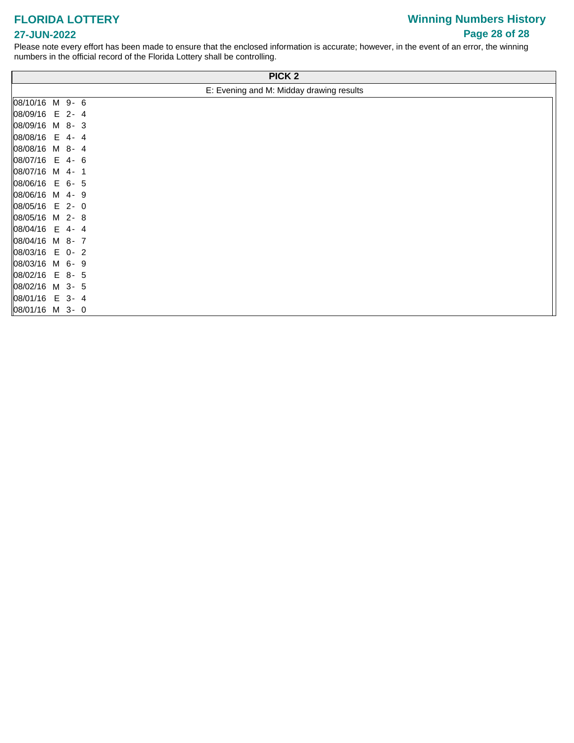Please note every effort has been made to ensure that the enclosed information is accurate; however, in the event of an error, the winning numbers in the official record of the Florida Lottery shall be controlling.

## PICK 2

E: Evening and M: Midday drawing results

| | | |
|---|---|---|
| 08/10/16 | M | 9- 6 |
| 08/09/16 | E | 2- 4 |
| 08/09/16 | M | 8- 3 |
| 08/08/16 | E | 4- 4 |
| 08/08/16 | M | 8- 4 |
| 08/07/16 | E | 4- 6 |
| 08/07/16 | M | 4- 1 |
| 08/06/16 | E | 6- 5 |
| 08/06/16 | M | 4- 9 |
| 08/05/16 | E | 2- 0 |
| 08/05/16 | M | 2- 8 |
| 08/04/16 | E | 4- 4 |
| 08/04/16 | M | 8- 7 |
| 08/03/16 | E | 0- 2 |
| 08/03/16 | M | 6- 9 |
| 08/02/16 | E | 8- 5 |
| 08/02/16 | M | 3- 5 |
| 08/01/16 | E | 3- 4 |
| 08/01/16 | M | 3- 0 |